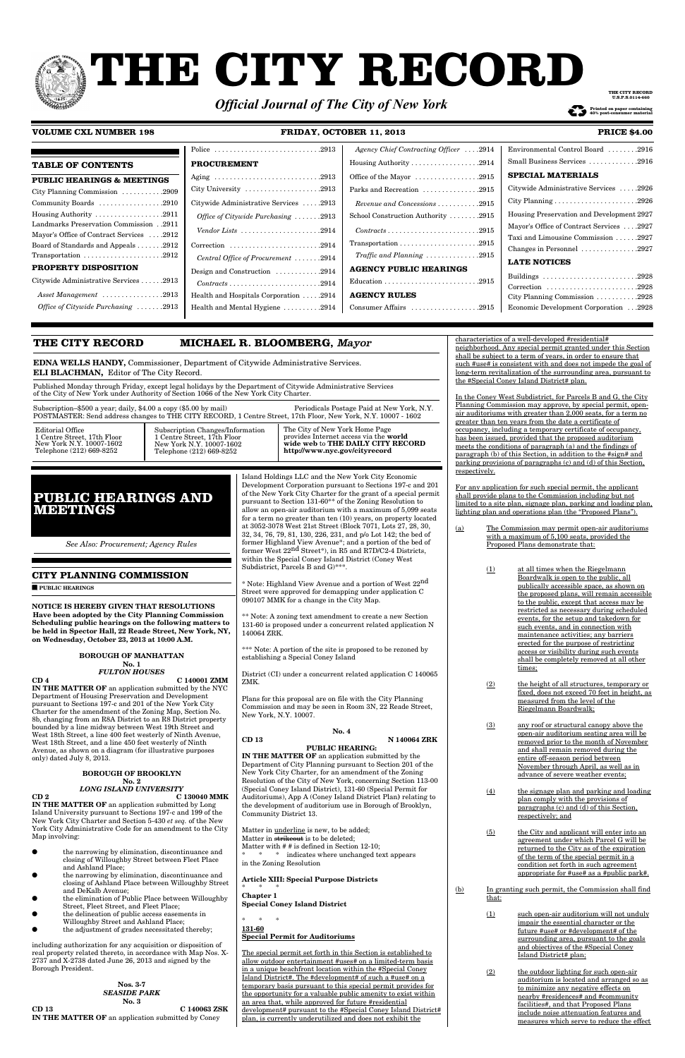# THE CITY RECORD

*Official Journal of The City of New York*

THE CITY RECORD U.S.P.S.0114-660

Printed on paper containing 40% post-consumer material

**VOLUME CXL NUMBER 198** **FRIDAY, OCTOBER 11, 2013** **PRICE $4.00**

## TABLE OF CONTENTS

**PUBLIC HEARINGS & MEETINGS**

City Planning Commission ....2909
Community Boards ....2910
Housing Authority ....2911
Landmarks Preservation Commission ..2911
Mayor's Office of Contract Services ....2912
Board of Standards and Appeals ....2912
Transportation ....2912

**PROPERTY DISPOSITION**

Citywide Administrative Services ....2913
*Asset Management* ....2913
*Office of Citywide Purchasing* ....2913
Police ....2913

**PROCUREMENT**

Aging ....2913
City University ....2913
Citywide Administrative Services ....2913
*Office of Citywide Purchasing* ....2913
*Vendor Lists* ....2914
Correction ....2914
*Central Office of Procurement* ....2914
Design and Construction ....2914
*Contracts* ....2914
Health and Hospitals Corporation ....2914
Health and Mental Hygiene ....2914
*Agency Chief Contracting Officer* ....2914
Housing Authority ....2914
Office of the Mayor ....2915
Parks and Recreation ....2915
*Revenue and Concessions* ....2915
School Construction Authority ....2915
*Contracts* ....2915
Transportation ....2915
*Traffic and Planning* ....2915

**AGENCY PUBLIC HEARINGS**

Education ....2915

**AGENCY RULES**

Consumer Affairs ....2915
Environmental Control Board ....2916
Small Business Services ....2916

**SPECIAL MATERIALS**

Citywide Administrative Services ....2926
City Planning ....2926
Housing Preservation and Development 2927
Mayor's Office of Contract Services ....2927
Taxi and Limousine Commission ....2927
Changes in Personnel ....2927

**LATE NOTICES**

Buildings ....2928
Correction ....2928
City Planning Commission ....2928
Economic Development Corporation ..2928

**THE CITY RECORD** **MICHAEL R. BLOOMBERG,** *Mayor*

**EDNA WELLS HANDY,** Commissioner, Department of Citywide Administrative Services.
**ELI BLACHMAN,** Editor of The City Record.

Published Monday through Friday, except legal holidays by the Department of Citywide Administrative Services of the City of New York under Authority of Section 1066 of the New York City Charter.

Subscription–$500 a year; daily, $4.00 a copy ($5.00 by mail) Periodicals Postage Paid at New York, N.Y.
POSTMASTER: Send address changes to THE CITY RECORD, 1 Centre Street, 17th Floor, New York, N.Y. 10007 - 1602

Editorial Office
1 Centre Street, 17th Floor
New York N.Y. 10007-1602
Telephone (212) 669-8252

Subscription Changes/Information
1 Centre Street, 17th Floor
New York N.Y. 10007-1602
Telephone (212) 669-8252

The City of New York Home Page provides Internet access via the **world wide web** to **THE DAILY CITY RECORD http://www.nyc.gov/cityrecord**

# PUBLIC HEARINGS AND MEETINGS

*See Also: Procurement; Agency Rules*

## CITY PLANNING COMMISSION

■ **PUBLIC HEARINGS**

**NOTICE IS HEREBY GIVEN THAT RESOLUTIONS Have been adopted by the City Planning Commission Scheduling public hearings on the following matters to be held in Spector Hall, 22 Reade Street, New York, NY, on Wednesday, October 23, 2013 at 10:00 A.M.**

**BOROUGH OF MANHATTAN**
**No. 1**
***FULTON HOUSES***

**CD 4** **C 140001 ZMM**

**IN THE MATTER OF** an application submitted by the NYC Department of Housing Preservation and Development pursuant to Sections 197-c and 201 of the New York City Charter for the amendment of the Zoning Map, Section No. 8b, changing from an R8A District to an R8 District property bounded by a line midway between West 19th Street and West 18th Street, a line 400 feet westerly of Ninth Avenue, West 18th Street, and a line 450 feet westerly of Ninth Avenue, as shown on a diagram (for illustrative purposes only) dated July 8, 2013.

**BOROUGH OF BROOKLYN**
**No. 2**
***LONG ISLAND UNIVERSITY***

**CD 2** **C 130040 MMK**

**IN THE MATTER OF** an application submitted by Long Island University pursuant to Sections 197-c and 199 of the New York City Charter and Section 5-430 *et seq.* of the New York City Administrative Code for an amendment to the City Map involving:

- the narrowing by elimination, discontinuance and closing of Willoughby Street between Fleet Place and Ashland Place;
- the narrowing by elimination, discontinuance and closing of Ashland Place between Willoughby Street and DeKalb Avenue;
- the elimination of Public Place between Willoughby Street, Fleet Street, and Fleet Place;
- the delineation of public access easements in Willoughby Street and Ashland Place;
- the adjustment of grades necessitated thereby;

including authorization for any acquisition or disposition of real property related thereto, in accordance with Map Nos. X-2737 and X-2738 dated June 26, 2013 and signed by the Borough President.

**Nos. 3-7**
***SEASIDE PARK***
**No. 3**

**CD 13** **C 140063 ZSK**

**IN THE MATTER OF** an application submitted by Coney Island Holdings LLC and the New York City Economic Development Corporation pursuant to Sections 197-c and 201 of the New York City Charter for the grant of a special permit pursuant to Section 131-60** of the Zoning Resolution to allow an open-air auditorium with a maximum of 5,099 seats for a term no greater than ten (10) years, on property located at 3052-3078 West 21st Street (Block 7071, Lots 27, 28, 30, 32, 34, 76, 79, 81, 130, 226, 231, and p/o Lot 142; the bed of former Highland View Avenue*; and a portion of the bed of former West 22nd Street*), in R5 and R7D/C2-4 Districts, within the Special Coney Island District (Coney West Subdistrict, Parcels B and G)***.

\* Note: Highland View Avenue and a portion of West 22nd Street were approved for demapping under application C 090107 MMK for a change in the City Map.

\*\* Note: A zoning text amendment to create a new Section 131-60 is proposed under a concurrent related application N 140064 ZRK.

\*\*\* Note: A portion of the site is proposed to be rezoned by establishing a Special Coney Island

District (CI) under a concurrent related application C 140065 ZMK.

Plans for this proposal are on file with the City Planning Commission and may be seen in Room 3N, 22 Reade Street, New York, N.Y. 10007.

**No. 4**

**CD 13** **N 140064 ZRK**

**PUBLIC HEARING:**

**IN THE MATTER OF** an application submitted by the Department of City Planning pursuant to Section 201 of the New York City Charter, for an amendment of the Zoning Resolution of the City of New York, concerning Section 113-00 (Special Coney Island District), 131-60 (Special Permit for Auditoriums), App A (Coney Island District Plan) relating to the development of auditorium use in Borough of Brooklyn, Community District 13.

Matter in underline is new, to be added;
Matter in ~~strikeout~~ is to be deleted;
Matter with # # is defined in Section 12-10;
\*   \*   \* indicates where unchanged text appears in the Zoning Resolution

**Article XIII: Special Purpose Districts**
\*   \*   \*
**Chapter 1**
**Special Coney Island District**

\*   \*   \*
**131-60**
**Special Permit for Auditoriums**

The special permit set forth in this Section is established to allow outdoor entertainment #uses# on a limited-term basis in a unique beachfront location within the #Special Coney Island District#. The #development# of such a #use# on a temporary basis pursuant to this special permit provides for the opportunity for a valuable public amenity to exist within an area that, while approved for future #residential development# pursuant to the #Special Coney Island District# plan, is currently underutilized and does not exhibit the characteristics of a well-developed #residential# neighborhood. Any special permit granted under this Section shall be subject to a term of years, in order to ensure that such #use# is consistent with and does not impede the goal of long-term revitalization of the surrounding area, pursuant to the #Special Coney Island District# plan.

In the Coney West Subdistrict, for Parcels B and G, the City Planning Commission may approve, by special permit, open-air auditoriums with greater than 2,000 seats, for a term no greater than ten years from the date a certificate of occupancy, including a temporary certificate of occupancy, has been issued, provided that the proposed auditorium meets the conditions of paragraph (a) and the findings of paragraph (b) of this Section, in addition to the #sign# and parking provisions of paragraphs (c) and (d) of this Section, respectively.

For any application for such special permit, the applicant shall provide plans to the Commission including but not limited to a site plan, signage plan, parking and loading plan, lighting plan and operations plan (the "Proposed Plans").

(a) The Commission may permit open-air auditoriums with a maximum of 5,100 seats, provided the Proposed Plans demonstrate that:

(1) at all times when the Riegelmann Boardwalk is open to the public, all publically accessible space, as shown on the proposed plans, will remain accessible to the public, except that access may be restricted as necessary during scheduled events, for the setup and takedown for such events, and in connection with maintenance activities; any barriers erected for the purpose of restricting access or visibility during such events shall be completely removed at all other times;

(2) the height of all structures, temporary or fixed, does not exceed 70 feet in height, as measured from the level of the Riegelmann Boardwalk;

(3) any roof or structural canopy above the open-air auditorium seating area will be removed prior to the month of November and shall remain removed during the entire off-season period between November through April, as well as in advance of severe weather events;

(4) the signage plan and parking and loading plan comply with the provisions of paragraphs (c) and (d) of this Section, respectively; and

(5) the City and applicant will enter into an agreement under which Parcel G will be returned to the City as of the expiration of the term of the special permit in a condition set forth in such agreement appropriate for #use# as a #public park#.

(b) In granting such permit, the Commission shall find that:

(1) such open-air auditorium will not unduly impair the essential character or the future #use# or #development# of the surrounding area, pursuant to the goals and objectives of the #Special Coney Island District# plan;

(2) the outdoor lighting for such open-air auditorium is located and arranged so as to minimize any negative effects on nearby #residences# and #community facilities#, and that Proposed Plans include noise attenuation features and measures which serve to reduce the effect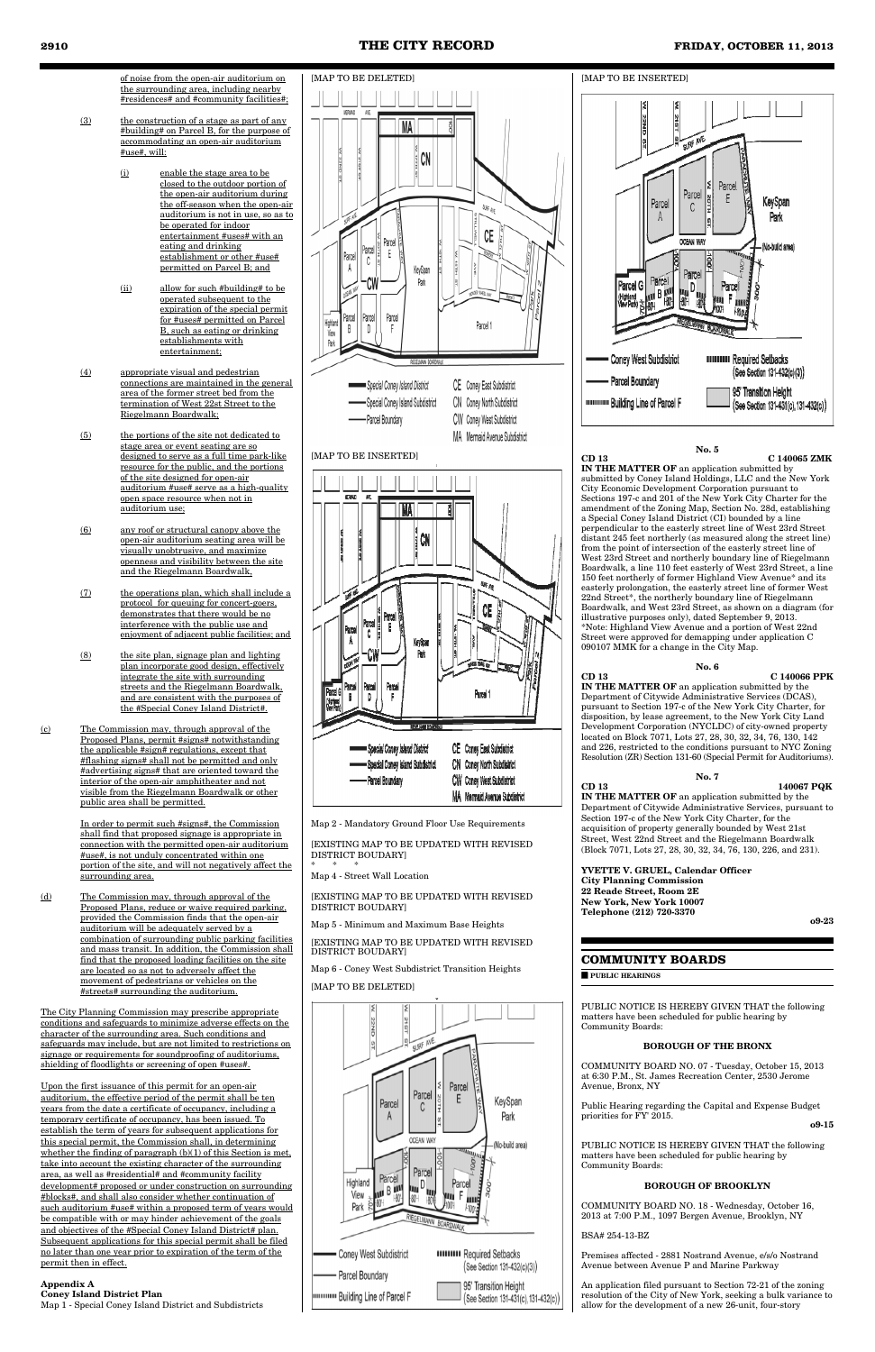of noise from the open-air auditorium on the surrounding area, including nearby #residences# and #community facilities#;

(3) the construction of a stage as part of any #building# on Parcel B, for the purpose of accommodating an open-air auditorium #use#, will:

(i) enable the stage area to be closed to the outdoor portion of the open-air auditorium during the off-season when the open-air auditorium is not in use, so as to be operated for indoor entertainment #uses# with an eating and drinking establishment or other #use# permitted on Parcel B; and

(ii) allow for such #building# to be operated subsequent to the expiration of the special permit for #uses# permitted on Parcel B, such as eating or drinking establishments with entertainment;

(4) appropriate visual and pedestrian connections are maintained in the general area of the former street bed from the termination of West 22st Street to the Riegelmann Boardwalk;

(5) the portions of the site not dedicated to stage area or event seating are so designed to serve as a full time park-like resource for the public, and the portions of the site designed for open-air auditorium #use# serve as a high-quality open space resource when not in auditorium use;

(6) any roof or structural canopy above the open-air auditorium seating area will be visually unobtrusive, and maximize openness and visibility between the site and the Riegelmann Boardwalk,

(7) the operations plan, which shall include a protocol for queuing for concert-goers, demonstrates that there would be no interference with the public use and enjoyment of adjacent public facilities; and

(8) the site plan, signage plan and lighting plan incorporate good design, effectively integrate the site with surrounding streets and the Riegelmann Boardwalk, and are consistent with the purposes of the #Special Coney Island District#.

(c) The Commission may, through approval of the Proposed Plans, permit #signs# notwithstanding the applicable #sign# regulations, except that #flashing signs# shall not be permitted and only #advertising signs# that are oriented toward the interior of the open-air amphitheater and not visible from the Riegelmann Boardwalk or other public area shall be permitted.

In order to permit such #signs#, the Commission shall find that proposed signage is appropriate in connection with the permitted open-air auditorium #use#, is not unduly concentrated within one portion of the site, and will not negatively affect the surrounding area.

(d) The Commission may, through approval of the Proposed Plans, reduce or waive required parking, provided the Commission finds that the open-air auditorium will be adequately served by a combination of surrounding public parking facilities and mass transit. In addition, the Commission shall find that the proposed loading facilities on the site are located so as not to adversely affect the movement of pedestrians or vehicles on the #streets# surrounding the auditorium.

The City Planning Commission may prescribe appropriate conditions and safeguards to minimize adverse effects on the character of the surrounding area. Such conditions and safeguards may include, but are not limited to restrictions on signage or requirements for soundproofing of auditoriums, shielding of floodlights or screening of open #uses#.

Upon the first issuance of this permit for an open-air auditorium, the effective period of the permit shall be ten years from the date a certificate of occupancy, including a temporary certificate of occupancy, has been issued. To establish the term of years for subsequent applications for this special permit, the Commission shall, in determining whether the finding of paragraph (b)(1) of this Section is met, take into account the existing character of the surrounding area, as well as #residential# and #community facility development# proposed or under construction on surrounding #blocks#, and shall also consider whether continuation of such auditorium #use# within a proposed term of years would be compatible with or may hinder achievement of the goals and objectives of the #Special Coney Island District# plan. Subsequent applications for this special permit shall be filed no later than one year prior to expiration of the term of the permit then in effect.

**Appendix A**
**Coney Island District Plan**
Map 1 - Special Coney Island District and Subdistricts

[MAP TO BE DELETED]

[MAP TO BE INSERTED]

Map 2 - Mandatory Ground Floor Use Requirements

[EXISTING MAP TO BE UPDATED WITH REVISED DISTRICT BOUDARY]

\* \* \*

Map 4 - Street Wall Location

[EXISTING MAP TO BE UPDATED WITH REVISED DISTRICT BOUDARY]

Map 5 - Minimum and Maximum Base Heights

[EXISTING MAP TO BE UPDATED WITH REVISED DISTRICT BOUDARY]

Map 6 - Coney West Subdistrict Transition Heights

[MAP TO BE DELETED]

[MAP TO BE INSERTED]

**No. 5**

**CD 13 C 140065 ZMK**

**IN THE MATTER OF** an application submitted by submitted by Coney Island Holdings, LLC and the New York City Economic Development Corporation pursuant to Sections 197-c and 201 of the New York City Charter for the amendment of the Zoning Map, Section No. 28d, establishing a Special Coney Island District (CI) bounded by a line perpendicular to the easterly street line of West 23rd Street distant 245 feet northerly (as measured along the street line) from the point of intersection of the easterly street line of West 23rd Street and northerly boundary line of Riegelmann Boardwalk, a line 110 feet easterly of West 23rd Street, a line 150 feet northerly of former Highland View Avenue\* and its easterly prolongation, the easterly street line of former West 22nd Street\*, the northerly boundary line of Riegelmann Boardwalk, and West 23rd Street, as shown on a diagram (for illustrative purposes only), dated September 9, 2013.
\*Note: Highland View Avenue and a portion of West 22nd Street were approved for demapping under application C 090107 MMK for a change in the City Map.

**No. 6**

**CD 13 C 140066 PPK**

**IN THE MATTER OF** an application submitted by the Department of Citywide Administrative Services (DCAS), pursuant to Section 197-c of the New York City Charter, for disposition, by lease agreement, to the New York City Land Development Corporation (NYCLDC) of city-owned property located on Block 7071, Lots 27, 28, 30, 32, 34, 76, 130, 142 and 226, restricted to the conditions pursuant to NYC Zoning Resolution (ZR) Section 131-60 (Special Permit for Auditoriums).

**No. 7**

**CD 13 140067 PQK**

**IN THE MATTER OF** an application submitted by the Department of Citywide Administrative Services, pursuant to Section 197-c of the New York City Charter, for the acquisition of property generally bounded by West 21st Street, West 22nd Street and the Riegelmann Boardwalk (Block 7071, Lots 27, 28, 30, 32, 34, 76, 130, 226, and 231).

**YVETTE V. GRUEL, Calendar Officer**
**City Planning Commission**
**22 Reade Street, Room 2E**
**New York, New York 10007**
**Telephone (212) 720-3370**

o9-23

## COMMUNITY BOARDS

**PUBLIC HEARINGS**

PUBLIC NOTICE IS HEREBY GIVEN THAT the following matters have been scheduled for public hearing by Community Boards:

**BOROUGH OF THE BRONX**

COMMUNITY BOARD NO. 07 - Tuesday, October 15, 2013 at 6:30 P.M., St. James Recreation Center, 2530 Jerome Avenue, Bronx, NY

Public Hearing regarding the Capital and Expense Budget priorities for FY' 2015.

o9-15

PUBLIC NOTICE IS HEREBY GIVEN THAT the following matters have been scheduled for public hearing by Community Boards:

**BOROUGH OF BROOKLYN**

COMMUNITY BOARD NO. 18 - Wednesday, October 16, 2013 at 7:00 P.M., 1097 Bergen Avenue, Brooklyn, NY

BSA# 254-13-BZ

Premises affected - 2881 Nostrand Avenue, e/s/o Nostrand Avenue between Avenue P and Marine Parkway

An application filed pursuant to Section 72-21 of the zoning resolution of the City of New York, seeking a bulk variance to allow for the development of a new 26-unit, four-story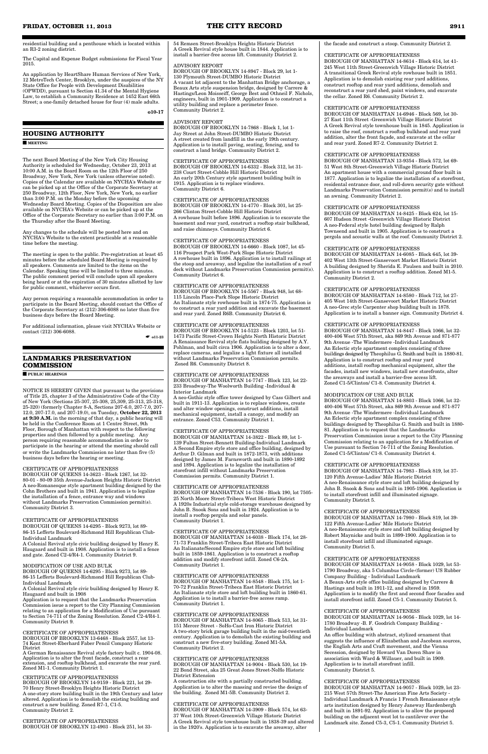residential building and a penthouse which is located within an R3-2 zoning district.

The Capital and Expense Budget submissions for Fiscal Year 2015.

An application by HeartShare Human Services of New York, 12 MetroTech Center, Brooklyn, under the auspices of the NY State Office for People with Development Disabilities (OPWDD), pursuant to Section 41.34 of the Mental Hygiene Law, to establish a Community Residence at 1452 East 66th Street; a one-family detached house for four (4) male adults.

**o10-17**

## HOUSING AUTHORITY

**MEETING**

The next Board Meeting of the New York City Housing Authority is scheduled for Wednesday, October 23, 2013 at 10:00 A.M. in the Board Room on the 12th Floor of 250 Broadway, New York, New York (unless otherwise noted). Copies of the Calendar are available on NYCHA's Website or can be picked up at the Office of the Corporate Secretary at 250 Broadway, 12th Floor, New York, New York, no earlier than 3:00 P.M. on the Monday before the upcoming Wednesday Board Meeting. Copies of the Disposition are also available on NYCHA's Website or can be picked up at the Office of the Corporate Secretary no earlier than 3:00 P.M. on the Thursday after the Board Meeting.

Any changes to the schedule will be posted here and on NYCHA's Website to the extent practicable at a reasonable time before the meeting.

The meeting is open to the public. Pre-registration at least 45 minutes before the scheduled Board Meeting is required by all speakers. Comments are limited to the items on the Calendar. Speaking time will be limited to three minutes. The public comment period will conclude upon all speakers being heard or at the expiration of 30 minutes allotted by law for public comment, whichever occurs first.

Any person requiring a reasonable accommodation in order to participate in the Board Meeting, should contact the Office of the Corporate Secretary at (212) 306-6088 no later than five business days before the Board Meeting.

For additional information, please visit NYCHA's Website or contact (212) 306-6088.

☛ **o11-23**

## LANDMARKS PRESERVATION COMMISSION

**PUBLIC HEARINGS**

NOTICE IS HEREBY GIVEN that pursuant to the provisions of Title 25, chapter 3 of the Administrative Code of the City of New York (Sections 25-307, 25-308, 25,309, 25-313, 25-318, 25-320) (formerly Chapter 8-A, Sections 207-6.0, 207-7.0, 207-12.0, 207-17.0, and 207-19.0), on Tuesday, **October 22, 2013 at 9:30 A.M.** in the morning of that day, a public hearing will be held in the Conference Room at 1 Centre Street, 9th Floor, Borough of Manhattan with respect to the following properties and then followed by a public meeting. Any person requiring reasonable accommodation in order to participate in the hearing or attend the meeting should call or write the Landmarks Commission no later than five (5) business days before the hearing or meeting.

CERTIFICATE OF APPROPRIATENESS
BOROUGH OF QUEENS 14-3623 - Block 1267, lot 32-
80-01 - 80-09 35th Avenue-Jackson Heights Historic District
A neo-Romanesque style apartment building designed by the Cohn Brothers and built in 1941. Application is to legalize the installation of a fence, entrance way and windows without Landmarks Preservation Commission permit(s). Community District 3.

CERTIFICATE OF APPROPRIATENESS
BOROUGH OF QUEENS 14-6295 - Block 9273, lot 89-
86-15 Lefferts Boulevard-Richmond Hill Republican Club-Individual Landmark
A Colonial Revival style civic building designed by Henry E. Haugaard and built in 1908. Application is to install a fence and gate. Zoned C2-4/R4-1. Community District 9.

MODIFICATION OF USE AND BULK
BOROUGH OF QUEENS 14-6295 - Block 9273, lot 89-
86-15 Lefferts Boulevard-Richmond Hill Republican Club-Individual Landmark
A Colonial Revival style civic building designed by Henry E. Haugaard and built in 1908
Application is to request that the Landmarks Preservation Commission issue a report to the City Planning Commission relating to an application for a Modification of Use pursuant to Section 74-711 of the Zoning Resolution. Zoned C2-4/R4-1. Community District 9.

CERTIFICATE OF APPROPRIATENESS
BOROUGH OF BROOKLYN 13-6468 - Block 2557, lot 13-
74 Kent Street-Eberhard Faber Pencil Company Historic District
A German Renaissance Revival style factory built c. 1904-08. Application is to alter the front facade, construct a rear extension, and rooftop bulkhead, and excavate the rear yard. Zoned M1-1. Community District 1.

CERTIFICATE OF APPROPRIATENESS
BOROUGH OF BROOKLYN 14-9159 - Block 221, lot 29-
70 Henry Street-Brooklyn Heights Historic District
A one-story store building built in the 19th Century and later altered. Application is to demolish the existing building and construct a new building. Zoned R7-1, C1-5. Community District 2.

CERTIFICATE OF APPROPRIATENESS
BOROUGH OF BROOKLYN 12-4903 - Block 251, lot 33-
54 Remsen Street-Brooklyn Heights Historic District
A Greek Revival style house built in 1844. Application is to install a barrier-free access lift. Community District 2.

ADVISORY REPORT
BOROUGH OF BROOKLYN 14-8947 - Block 29, lot 1-
130 Plymouth Street-DUMBO Historic District
A vacant lot adjacent to the Manhattan Bridge anchorage, a Beaux Arts style suspension bridge, designed by Carrere & Hastings/Leon Moisseiff, George Best and Othneil F. Nichols, engineers, built in 1901-1909. Application is to construct a utility building and replace a perimeter fence. Community District 2.

ADVISORY REPORT
BOROUGH OF BROOKLYN 14-7868 - Block 1, lot 1-
Jay Street at John Street-DUMBO Historic District
A street created from landfill in the early 19th century. Application is to install paving, seating, fencing, and to construct a land bridge. Community District 2.

CERTIFICATE OF APPROPRIATENESS
BOROUGH OF BROOKLYN 14-6332 - Block 312, lot 31-
238 Court Street-Cobble Hill Historic District
An early 20th Century style apartment building built in 1915. Application is to replace windows. Community District 6.

CERTIFICATE OF APPROPRIATENESS
BOROUGH OF BROOKLYN 14-4770 - Block 301, lot 25-
266 Clinton Street-Cobble Hill Historic District
A rowhouse built before 1896. Application is to excavate the basement and rear yard, construct a rooftop stair bulkhead, and raise chimneys. Community District 6.

CERTIFICATE OF APPROPRIATENESS
BOROUGH OF BROOKLYN 14-6660 - Block 1087, lot 45-
116 Prospect Park West-Park Slope Historic District
A rowhouse built in 1896. Application is to install railings at the stoop and areaway, and legalize the installation of a roof deck without Landmarks Preservation Commission permit(s). Community District 6.

CERTIFICATE OF APPROPRIATENESS
BOROUGH OF BROOKLYN 14-5567 - Block 948, lot 68-
115 Lincoln Place-Park Slope Historic District
An Italianate style rowhouse built in 1874-75. Application is to construct a rear yard addition and excavate the basement and rear yard. Zoned R6B. Community District 6.

CERTIFICATE OF APPROPRIATENESS
BOROUGH OF BROOKLYN 14-5123 - Block 1203, lot 51-
1473 Pacific Street-Crown Heights North Historic District
A Renaissance Revival style flats building designed by A.Y. Pohlman, and built circa 1906. Application is to alter a door, replace cameras, and legalize a light fixture all installed without Landmarks Preservation Commission permits. Zoned R6. Community District 8.

CERTIFICATE OF APPROPRIATENESS
BOROUGH OF MANHATTAN 14-7747 - Block 123, lot 22-
233 Broadway-The Woolworth Building -Individual & Interior Landmark
A neo-Gothic style office tower designed by Cass Gilbert and built in 1911-13. Application is to replace windows, create and alter window openings, construct additions, install mechanical equipment, install a canopy, and modify an entrance. Zoned C53. Community District 1.

CERTIFICATE OF APPROPRIATENESS
BOROUGH OF MANHATTAN 14-3822 - Block 89, lot 1-
139 Fulton Street-Bennett Building-Individual Landmark
A Second Empire style store and office building, designed by Arthur D. Gilman and built in 1872-1873, with additions designed by James M. Farnsworth and built in 1890-1892 and 1894. Application is to legalize the installation of storefront infill without Landmarks Preservation Commission permits. Community District 1.

CERTIFICATE OF APPROPRIATENESS
BOROUGH OF MANHATTAN 14-7536 - Block 190, lot 7505-
25 North Moore Street-Tribeca West Historic District
A 1920s Industrial style cold-storage warehouse designed by John B. Snook Sons and built in 1924. Application is to install a rooftop pergola and solar panels. Community District 1.

CERTIFICATE OF APPROPRIATENESS
BOROUGH OF MANHATTAN 14-6038 - Block 174, lot 28-
71-73 Franklin Street-Tribeca East Historic District
An Italianate/Second Empire style store and loft building built in 1859-1861. Application is to construct a rooftop addition and modify storefront infill. Zoned C6-2A. Community District 1.

CERTIFICATE OF APPROPRIATENESS
BOROUGH OF MANHATTAN 14-8548 - Block 175, lot 1-
70-72 Franklin Street-Tribeca East Historic District
An Italianate style store and loft building built in 1860-61. Application is to install a barrier-free access ramp. Community District 1.

CERTIFICATE OF APPROPRIATENESS
BOROUGH OF MANHATTAN 14-8065 - Block 513, lot 31-
151 Mercer Street - SoHo-Cast Iron Historic District
A two-story brick garage building built in the mid-twentieth century. Application is to demolish the existing building and construct a new five-story building. Zoned M1-5A. Community District 2.

CERTIFICATE OF APPROPRIATENESS
BOROUGH OF MANHATTAN 14-9004 - Block 530, lot 19-
22 Bond Street, aka 25 Great Jones Street-NoHo Historic District Extension
A construction site with a partially constructed building. Application is to alter the massing and revise the design of the building. Zoned M1-5B. Community District 2.

CERTIFICATE OF APPROPRIATENESS
BOROUGH OF MANHATTAN 14-3909 - Block 574, lot 63-
37 West 10th Street-Greenwich Village Historic District
A Greek Revival style townhouse built in 1838-39 and altered in the 1920's. Application is to excavate the areaway, alter the facade and construct a stoop. Community District 2.

CERTIFICATE OF APPROPRIATENESS
BOROUGH OF MANHATTAN 14-8614 - Block 614, lot 41-
245 West 11th Street-Greenwich Village Historic District
A transitional Greek Revival style rowhouse built in 1851. Application is to demolish existing rear yard additions, construct rooftop and rear yard additions, demolish and reconstruct a rear yard shed, paint windows, and excavate the cellar. Zoned R6. Community District 2.

CERTIFICATE OF APPROPRIATENESS
BOROUGH OF MANHATTAN 14-6946 - Block 569, lot 30-
27 East 11th Street -Greenwich Village Historic District
A Greek Revival style townhouse built in 1845. Application is to raise the roof, construct a rooftop bulkhead and rear yard addition, alter the front façade, and excavate at the cellar and rear yard. Zoned R7-2. Community District 2.

CERTIFICATE OF APPROPRIATENESS
BOROUGH OF MANHATTAN 13-9354 - Block 572, lot 69-
51 West 8th Street-Greenwich Village Historic District
An apartment house with a commercial ground floor built in 1877. Application is to legalize the installation of a storefront, residental entrance door, and roll-down security gate without Landmarks Preservation Commission permit(s) and to install an awning. Community District 2.

CERTIFICATE OF APPROPRIATENESS
BOROUGH OF MANHATTAN 14-8425 - Block 624, lot 15-
607 Hudson Street -Greenwich Village Historic District
A neo-Federal style hotel building designed by Ralph Townsend and built in 1905. Application is to construct a pergola and acoustic walls at the roof. Community District 2.

CERTIFICATE OF APPROPRIATENESS
BOROUGH OF MANHATTAN 14-6085 - Block 645, lot 39-
402 West 13th Street-Gansevoort Market Historic District
A building designed by Sherida E. Paulsen and built in 2010. Application is to construct a rooftop addition. Zoned M1-5. Community District 2.

CERTIFICATE OF APPROPRIATENESS
BOROUGH OF MANHATTAN 14-8580 - Block 712, lot 27-
405 West 14th Street-Gansevoort Market Historic District
A neo-Grec style Carpenter shop building built in 1878. Application is to install a banner sign. Community District 4.

CERTIFICATE OF APPROPRIATENESS
BOROUGH OF MANHATTAN 14-8447 - Block 1066, lot 32-
400-406 West 57th Street, aka 869 9th Avenue and 871-877 9th Avenue -The Windermere -Individual Landmark
An Eclectic style apartment complex consisting of three buildings designed by Theophilus G. Smith and built in 1880-81. Application is to construct rooftop and rear yard additions, install rooftop mechanical equipment, alter the facades, install new windows, install new storefronts, alter the areaways and install a barrier-free access lift. Zoned C1-5/Clinton/ C1-8. Community District 4.

MODIFICATION OF USE AND BULK
BOROUGH OF MANHATTAN 14-8803 - Block 1066, lot 32-
400-406 West 57th Street, aka 869 9th Avenue and 871-877 9th Avenue -The Windermere -Individual Landmark
An Eclectic style apartment complex consisting of three buildings designed by Theophilus G. Smith and built in 1880-81. Application is to request that the Landmarks Preservation Commission issue a report to the City Planning Commission relating to an application for a Modification of Use pursuant to Section 74-711 of the Zoning Resolution. Zoned C1-5/Clinton/ C1-8. Community District 4.

CERTIFICATE OF APPROPRIATENESS
BOROUGH OF MANHATTAN 14-7983 - Block 819, lot 37-
120 Fifth Avenue-Ladies' Mile Historic District
A neo-Renaissance style store and loft building designed by John B. Snook & Sons and built in 1905-1906. Application is to install storefront infill and illuminated signage. Community District 5.

CERTIFICATE OF APPROPRIATENESS
BOROUGH OF MANHATTAN 14-7980 - Block 819, lot 39-
122 Fifth Avenue-Ladies' Mile Historic District
A neo-Renaissance style store and loft building designed by Robert Maynicke and built in 1899-1900. Application is to install storefront infill and illuminated signage. Community District 5.

CERTIFICATE OF APPROPRIATENESS
BOROUGH OF MANHATTAN 14-9058 - Block 1029, lot 53-
1790 Broadway, aka 5 Columbus Circle-(former) US Rubber Company Building - Individual Landmark
A Beaux-Arts style office building designed by Carrere & Hastings and built in 1911-12, and altered in 1959. Application is to modify the first and second floor facades and install storefront infill. Zoned C5-1. Community District 5.

CERTIFICATE OF APPROPRIATENESS
BOROUGH OF MANHATTAN 14-9056 - Block 1029, lot 14-
1780 Broadway -B. F. Goodrich Company Building - Individual Landmark
An office building with abstract, stylized ornament that suggests the influence of Elizabethan and Jacobean sources, the English Arts and Craft movement, and the Vienna Secession, designed by Howard Van Doren Shaw in association with Ward & Willauer, and built in 1909. Application is to install storefront infill. Community District 5.

CERTIFICATE OF APPROPRIATENESS
BOROUGH OF MANHATTAN 14-9057 - Block 1029, lot 23-
215 West 57th Street-The American Fine Arts Society - Individual Landmark A Francis 1 French Renaissance style arts institution designed by Henry Janeway Hardenbergh and built in 1891-92. Application is to allow the proposed building on the adjacent west lot to cantilever over the Landmark site. Zoned C5-3, C5-1. Community District 5.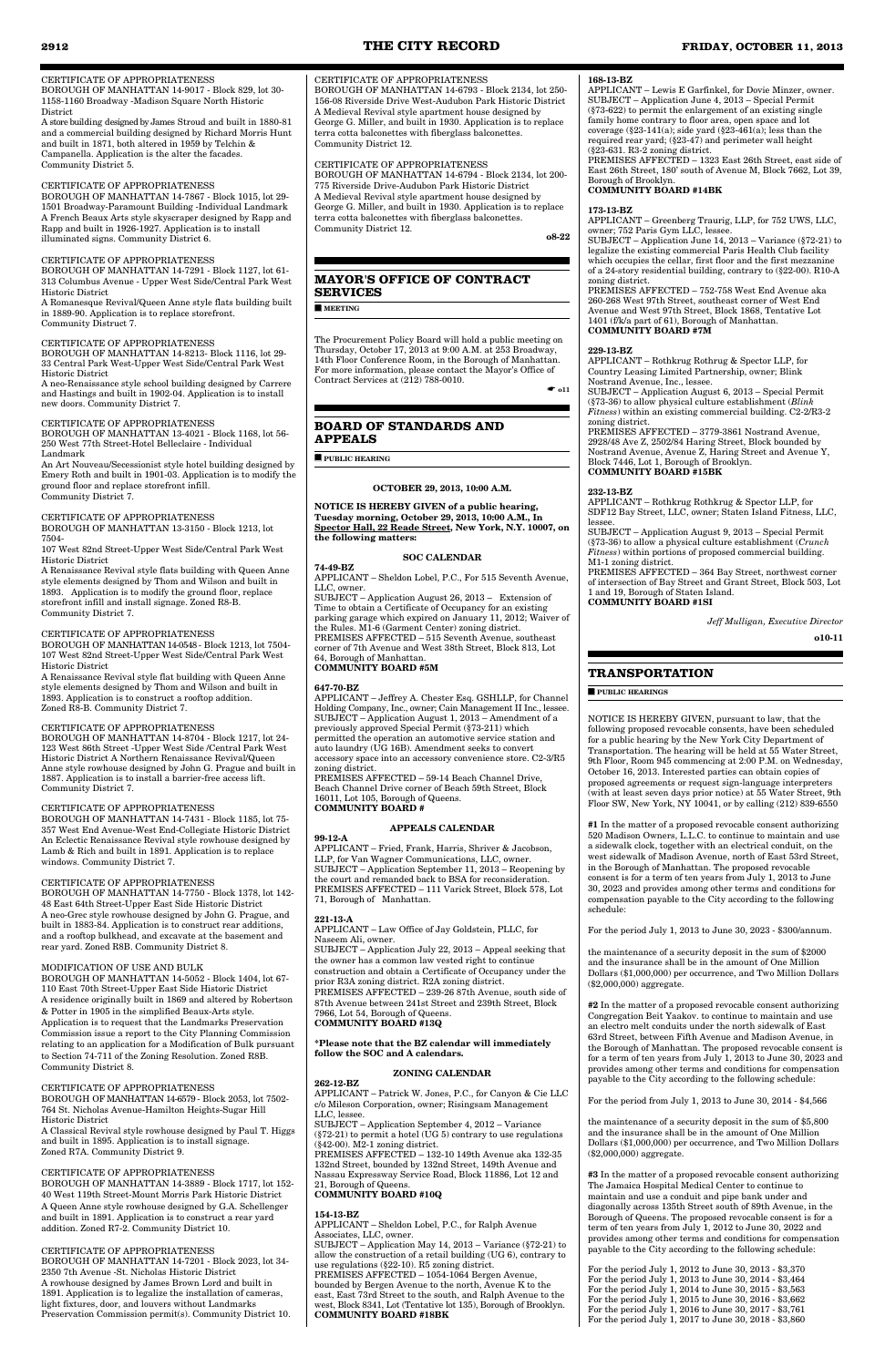CERTIFICATE OF APPROPRIATENESS
BOROUGH OF MANHATTAN 14-9017 - Block 829, lot 30-1158-1160 Broadway -Madison Square North Historic District
A store building designed by James Stroud and built in 1880-81 and a commercial building designed by Richard Morris Hunt and built in 1871, both altered in 1959 by Telchin & Campanella. Application is the alter the facades. Community District 5.

CERTIFICATE OF APPROPRIATENESS
BOROUGH OF MANHATTAN 14-7867 - Block 1015, lot 29-1501 Broadway-Paramount Building -Individual Landmark
A French Beaux Arts style skyscraper designed by Rapp and Rapp and built in 1926-1927. Application is to install illuminated signs. Community District 6.

CERTIFICATE OF APPROPRIATENESS
BOROUGH OF MANHATTAN 14-7291 - Block 1127, lot 61-313 Columbus Avenue - Upper West Side/Central Park West Historic District
A Romanesque Revival/Queen Anne style flats building built in 1889-90. Application is to replace storefront. Community Distruct 7.

CERTIFICATE OF APPROPRIATENESS
BOROUGH OF MANHATTAN 14-8213- Block 1116, lot 29-33 Central Park West-Upper West Side/Central Park West Historic District
A neo-Renaissance style school building designed by Carrere and Hastings and built in 1902-04. Application is to install new doors. Community District 7.

CERTIFICATE OF APPROPRIATENESS
BOROUGH OF MANHATTAN 13-4021 - Block 1168, lot 56-250 West 77th Street-Hotel Belleclaire - Individual Landmark
An Art Nouveau/Secessionist style hotel building designed by Emery Roth and built in 1901-03. Application is to modify the ground floor and replace storefront infill.
Community District 7.

CERTIFICATE OF APPROPRIATENESS
BOROUGH OF MANHATTAN 13-3150 - Block 1213, lot 7504-
107 West 82nd Street-Upper West Side/Central Park West Historic District
A Renaissance Revival style flats building with Queen Anne style elements designed by Thom and Wilson and built in 1893. Application is to modify the ground floor, replace storefront infill and install signage. Zoned R8-B. Community District 7.

CERTIFICATE OF APPROPRIATENESS
BOROUGH OF MANHATTAN 14-0548 - Block 1213, lot 7504-107 West 82nd Street-Upper West Side/Central Park West Historic District
A Renaissance Revival style flat building with Queen Anne style elements designed by Thom and Wilson and built in 1893. Application is to construct a rooftop addition. Zoned R8-B. Community District 7.

CERTIFICATE OF APPROPRIATENESS
BOROUGH OF MANHATTAN 14-8704 - Block 1217, lot 24-123 West 86th Street -Upper West Side /Central Park West Historic District A Northern Renaissance Revival/Queen Anne style rowhouse designed by John G. Prague and built in 1887. Application is to install a barrier-free access lift. Community District 7.

CERTIFICATE OF APPROPRIATENESS
BOROUGH OF MANHATTAN 14-7431 - Block 1185, lot 75-357 West End Avenue-West End-Collegiate Historic District
An Eclectic Renaissance Revival style rowhouse designed by Lamb & Rich and built in 1891. Application is to replace windows. Community District 7.

CERTIFICATE OF APPROPRIATENESS
BOROUGH OF MANHATTAN 14-7750 - Block 1378, lot 142-48 East 64th Street-Upper East Side Historic District
A neo-Grec style rowhouse designed by John G. Prague, and built in 1883-84. Application is to construct rear additions, and a rooftop bulkhead, and excavate at the basement and rear yard. Zoned R8B. Community District 8.

MODIFICATION OF USE AND BULK
BOROUGH OF MANHATTAN 14-5052 - Block 1404, lot 67-110 East 70th Street-Upper East Side Historic District
A residence originally built in 1869 and altered by Robertson & Potter in 1905 in the simplified Beaux-Arts style. Application is to request that the Landmarks Preservation Commission issue a report to the City Planning Commission relating to an application for a Modification of Bulk pursuant to Section 74-711 of the Zoning Resolution. Zoned R8B. Community District 8.

CERTIFICATE OF APPROPRIATENESS
BOROUGH OF MANHATTAN 14-6579 - Block 2053, lot 7502-764 St. Nicholas Avenue-Hamilton Heights-Sugar Hill Historic District
A Classical Revival style rowhouse designed by Paul T. Higgs and built in 1895. Application is to install signage. Zoned R7A. Community District 9.

CERTIFICATE OF APPROPRIATENESS
BOROUGH OF MANHATTAN 14-3889 - Block 1717, lot 152-40 West 119th Street-Mount Morris Park Historic District
A Queen Anne style rowhouse designed by G.A. Schellenger and built in 1891. Application is to construct a rear yard addition. Zoned R7-2. Community District 10.

CERTIFICATE OF APPROPRIATENESS
BOROUGH OF MANHATTAN 14-7201 - Block 2023, lot 34-2350 7th Avenue -St. Nicholas Historic District
A rowhouse designed by James Brown Lord and built in 1891. Application is to legalize the installation of cameras, light fixtures, door, and louvers without Landmarks Preservation Commission permit(s). Community District 10.

CERTIFICATE OF APPROPRIATENESS
BOROUGH OF MANHATTAN 14-6793 - Block 2134, lot 250-156-08 Riverside Drive West-Audubon Park Historic District
A Medieval Revival style apartment house designed by George G. Miller, and built in 1930. Application is to replace terra cotta balconettes with fiberglass balconettes. Community District 12.

CERTIFICATE OF APPROPRIATENESS
BOROUGH OF MANHATTAN 14-6794 - Block 2134, lot 200-775 Riverside Drive-Audubon Park Historic District
A Medieval Revival style apartment house designed by George G. Miller, and built in 1930. Application is to replace terra cotta balconettes with fiberglass balconettes. Community District 12.

o8-22

## MAYOR'S OFFICE OF CONTRACT SERVICES

■ MEETING

The Procurement Policy Board will hold a public meeting on Thursday, October 17, 2013 at 9:00 A.M. at 253 Broadway, 14th Floor Conference Room, in the Borough of Manhattan. For more information, please contact the Mayor's Office of Contract Services at (212) 788-0010.

☛ o11

## BOARD OF STANDARDS AND APPEALS

■ PUBLIC HEARING

**OCTOBER 29, 2013, 10:00 A.M.**

**NOTICE IS HEREBY GIVEN of a public hearing, Tuesday morning, October 29, 2013, 10:00 A.M., In Spector Hall, 22 Reade Street, New York, N.Y. 10007, on the following matters:**

**SOC CALENDAR**

**74-49-BZ**
APPLICANT – Sheldon Lobel, P.C., For 515 Seventh Avenue, LLC, owner.
SUBJECT – Application August 26, 2013 – Extension of Time to obtain a Certificate of Occupancy for an existing parking garage which expired on January 11, 2012; Waiver of the Rules. M1-6 (Garment Center) zoning district.
PREMISES AFFECTED – 515 Seventh Avenue, southeast corner of 7th Avenue and West 38th Street, Block 813, Lot 64, Borough of Manhattan.
**COMMUNITY BOARD #5M**

**647-70-BZ**
APPLICANT – Jeffrey A. Chester Esq. GSHLLP, for Channel Holding Company, Inc., owner; Cain Management II Inc., lessee.
SUBJECT – Application August 1, 2013 – Amendment of a previously approved Special Permit (§73-211) which permitted the operation an automotive service station and auto laundry (UG 16B). Amendment seeks to convert accessory space into an accessory convenience store. C2-3/R5 zoning district.
PREMISES AFFECTED – 59-14 Beach Channel Drive, Beach Channel Drive corner of Beach 59th Street, Block 16011, Lot 105, Borough of Queens.
**COMMUNITY BOARD #**

**APPEALS CALENDAR**

**99-12-A**
APPLICANT – Fried, Frank, Harris, Shriver & Jacobson, LLP, for Van Wagner Communications, LLC, owner.
SUBJECT – Application September 11, 2013 – Reopening by the court and remanded back to BSA for reconsideration.
PREMISES AFFECTED – 111 Varick Street, Block 578, Lot 71, Borough of Manhattan.

**221-13-A**
APPLICANT – Law Office of Jay Goldstein, PLLC, for Naseem Ali, owner.
SUBJECT – Application July 22, 2013 – Appeal seeking that the owner has a common law vested right to continue construction and obtain a Certificate of Occupancy under the prior R3A zoning district. R2A zoning district.
PREMISES AFFECTED – 239-26 87th Avenue, south side of 87th Avenue between 241st Street and 239th Street, Block 7966, Lot 54, Borough of Queens.
**COMMUNITY BOARD #13Q**

**\*Please note that the BZ calendar will immediately follow the SOC and A calendars.**

**ZONING CALENDAR**

**262-12-BZ**
APPLICANT – Patrick W. Jones, P.C., for Canyon & Cie LLC c/o Mileson Corporation, owner; Risingsam Management LLC, lessee.
SUBJECT – Application September 4, 2012 – Variance (§72-21) to permit a hotel (UG 5) contrary to use regulations (§42-00). M2-1 zoning district.
PREMISES AFFECTED – 132-10 149th Avenue aka 132-35 132nd Street, bounded by 132nd Street, 149th Avenue and Nassau Expressway Service Road, Block 11886, Lot 12 and 21, Borough of Queens.
**COMMUNITY BOARD #10Q**

**154-13-BZ**
APPLICANT – Sheldon Lobel, P.C., for Ralph Avenue Associates, LLC, owner.
SUBJECT – Application May 14, 2013 – Variance (§72-21) to allow the construction of a retail building (UG 6), contrary to use regulations (§22-10). R5 zoning district.
PREMISES AFFECTED – 1054-1064 Bergen Avenue, bounded by Bergen Avenue to the north, Avenue K to the east, East 73rd Street to the south, and Ralph Avenue to the west, Block 8341, Lot (Tentative lot 135), Borough of Brooklyn.
**COMMUNITY BOARD #18BK**

**168-13-BZ**
APPLICANT – Lewis E Garfinkel, for Dovie Minzer, owner.
SUBJECT – Application June 4, 2013 – Special Permit (§73-622) to permit the enlargement of an existing single family home contrary to floor area, open space and lot coverage (§23-141(a); side yard (§23-461(a); less than the required rear yard; (§23-47) and perimeter wall height (§23-631. R3-2 zoning district.
PREMISES AFFECTED – 1323 East 26th Street, east side of East 26th Street, 180' south of Avenue M, Block 7662, Lot 39, Borough of Brooklyn.
**COMMUNITY BOARD #14BK**

**173-13-BZ**
APPLICANT – Greenberg Traurig, LLP, for 752 UWS, LLC, owner; 752 Paris Gym LLC, lessee.
SUBJECT – Application June 14, 2013 – Variance (§72-21) to legalize the existing commercial Paris Health Club facility which occupies the cellar, first floor and the first mezzanine of a 24-story residential building, contrary to (§22-00). R10-A zoning district.
PREMISES AFFECTED – 752-758 West End Avenue aka 260-268 West 97th Street, southeast corner of West End Avenue and West 97th Street, Block 1868, Tentative Lot 1401 (f/k/a part of 61), Borough of Manhattan.
**COMMUNITY BOARD #7M**

**229-13-BZ**
APPLICANT – Rothkrug Rothrug & Spector LLP, for Country Leasing Limited Partnership, owner; Blink Nostrand Avenue, Inc., lessee.
SUBJECT – Application August 6, 2013 – Special Permit (§73-36) to allow physical culture establishment (*Blink Fitness*) within an existing commercial building. C2-2/R3-2 zoning district.
PREMISES AFFECTED – 3779-3861 Nostrand Avenue, 2928/48 Ave Z, 2502/84 Haring Street, Block bounded by Nostrand Avenue, Avenue Z, Haring Street and Avenue Y, Block 7446, Lot 1, Borough of Brooklyn.
**COMMUNITY BOARD #15BK**

**232-13-BZ**
APPLICANT – Rothkrug Rothkrug & Spector LLP, for SDF12 Bay Street, LLC, owner; Staten Island Fitness, LLC, lessee.
SUBJECT – Application August 9, 2013 – Special Permit (§73-36) to allow a physical culture establishment (*Crunch Fitness*) within portions of proposed commercial building. M1-1 zoning district.
PREMISES AFFECTED – 364 Bay Street, northwest corner of intersection of Bay Street and Grant Street, Block 503, Lot 1 and 19, Borough of Staten Island.
**COMMUNITY BOARD #1SI**

*Jeff Mulligan, Executive Director*

o10-11

## TRANSPORTATION

■ PUBLIC HEARINGS

NOTICE IS HEREBY GIVEN, pursuant to law, that the following proposed revocable consents, have been scheduled for a public hearing by the New York City Department of Transportation. The hearing will be held at 55 Water Street, 9th Floor, Room 945 commencing at 2:00 P.M. on Wednesday, October 16, 2013. Interested parties can obtain copies of proposed agreements or request sign-language interpreters (with at least seven days prior notice) at 55 Water Street, 9th Floor SW, New York, NY 10041, or by calling (212) 839-6550

**#1** In the matter of a proposed revocable consent authorizing 520 Madison Owners, L.L.C. to continue to maintain and use a sidewalk clock, together with an electrical conduit, on the west sidewalk of Madison Avenue, north of East 53rd Street, in the Borough of Manhattan. The proposed revocable consent is for a term of ten years from July 1, 2013 to June 30, 2023 and provides among other terms and conditions for compensation payable to the City according to the following schedule:

For the period July 1, 2013 to June 30, 2023 - $300/annum.

the maintenance of a security deposit in the sum of $2000 and the insurance shall be in the amount of One Million Dollars ($1,000,000) per occurrence, and Two Million Dollars ($2,000,000) aggregate.

**#2** In the matter of a proposed revocable consent authorizing Congregation Beit Yaakov. to continue to maintain and use an electro melt conduits under the north sidewalk of East 63rd Street, between Fifth Avenue and Madison Avenue, in the Borough of Manhattan. The proposed revocable consent is for a term of ten years from July 1, 2013 to June 30, 2023 and provides among other terms and conditions for compensation payable to the City according to the following schedule:

For the period from July 1, 2013 to June 30, 2014 - $4,566

the maintenance of a security deposit in the sum of $5,800 and the insurance shall be in the amount of One Million Dollars ($1,000,000) per occurrence, and Two Million Dollars ($2,000,000) aggregate.

**#3** In the matter of a proposed revocable consent authorizing The Jamaica Hospital Medical Center to continue to maintain and use a conduit and pipe bank under and diagonally across 135th Street south of 89th Avenue, in the Borough of Queens. The proposed revocable consent is for a term of ten years from July 1, 2012 to June 30, 2022 and provides among other terms and conditions for compensation payable to the City according to the following schedule:

For the period July 1, 2012 to June 30, 2013 - $3,370
For the period July 1, 2013 to June 30, 2014 - $3,464
For the period July 1, 2014 to June 30, 2015 - $3,563
For the period July 1, 2015 to June 30, 2016 - $3,662
For the period July 1, 2016 to June 30, 2017 - $3,761
For the period July 1, 2017 to June 30, 2018 - $3,860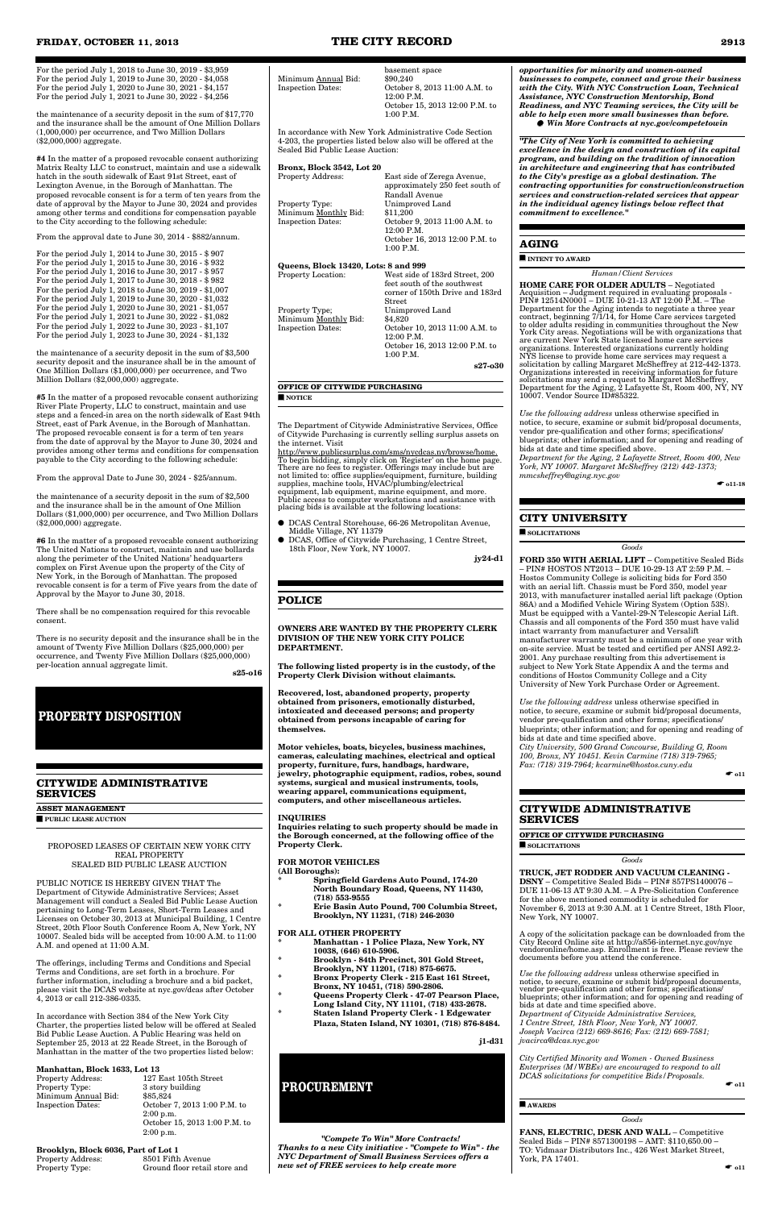For the period July 1, 2018 to June 30, 2019 - $3,959
For the period July 1, 2019 to June 30, 2020 - $4,058
For the period July 1, 2020 to June 30, 2021 - $4,157
For the period July 1, 2021 to June 30, 2022 - $4,256

the maintenance of a security deposit in the sum of $17,770 and the insurance shall be the amount of One Million Dollars (1,000,000) per occurrence, and Two Million Dollars ($2,000,000) aggregate.

**#4** In the matter of a proposed revocable consent authorizing Matrix Realty LLC to construct, maintain and use a sidewalk hatch in the south sidewalk of East 91st Street, east of Lexington Avenue, in the Borough of Manhattan. The proposed revocable consent is for a term of ten years from the date of approval by the Mayor to June 30, 2024 and provides among other terms and conditions for compensation payable to the City according to the following schedule:

From the approval date to June 30, 2014 - $882/annum.

For the period July 1, 2014 to June 30, 2015 - $ 907
For the period July 1, 2015 to June 30, 2016 - $ 932
For the period July 1, 2016 to June 30, 2017 - $ 957
For the period July 1, 2017 to June 30, 2018 - $ 982
For the period July 1, 2018 to June 30, 2019 - $1,007
For the period July 1, 2019 to June 30, 2020 - $1,032
For the period July 1, 2020 to June 30, 2021 - $1,057
For the period July 1, 2021 to June 30, 2022 - $1,082
For the period July 1, 2022 to June 30, 2023 - $1,107
For the period July 1, 2023 to June 30, 2024 - $1,132

the maintenance of a security deposit in the sum of $3,500 security deposit and the insurance shall be in the amount of One Million Dollars ($1,000,000) per occurrence, and Two Million Dollars ($2,000,000) aggregate.

**#5** In the matter of a proposed revocable consent authorizing River Plate Property, LLC to construct, maintain and use steps and a fenced-in area on the north sidewalk of East 94th Street, east of Park Avenue, in the Borough of Manhattan. The proposed revocable consent is for a term of ten years from the date of approval by the Mayor to June 30, 2024 and provides among other terms and conditions for compensation payable to the City according to the following schedule:

From the approval Date to June 30, 2024 - $25/annum.

the maintenance of a security deposit in the sum of $2,500 and the insurance shall be in the amount of One Million Dollars ($1,000,000) per occurrence, and Two Million Dollars ($2,000,000) aggregate.

**#6** In the matter of a proposed revocable consent authorizing The United Nations to construct, maintain and use bollards along the perimeter of the United Nations' headquarters complex on First Avenue upon the property of the City of New York, in the Borough of Manhattan. The proposed revocable consent is for a term of Five years from the date of Approval by the Mayor to June 30, 2018.

There shall be no compensation required for this revocable consent.

There is no security deposit and the insurance shall be in the amount of Twenty Five Million Dollars ($25,000,000) per occurrence, and Twenty Five Million Dollars ($25,000,000) per-location annual aggregate limit.

s25-o16

# PROPERTY DISPOSITION

## CITYWIDE ADMINISTRATIVE SERVICES

**ASSET MANAGEMENT**

**PUBLIC LEASE AUCTION**

PROPOSED LEASES OF CERTAIN NEW YORK CITY REAL PROPERTY
SEALED BID PUBLIC LEASE AUCTION

PUBLIC NOTICE IS HEREBY GIVEN THAT The Department of Citywide Administrative Services; Asset Management will conduct a Sealed Bid Public Lease Auction pertaining to Long-Term Leases, Short-Term Leases and Licenses on October 30, 2013 at Municipal Building, 1 Centre Street, 20th Floor South Conference Room A, New York, NY 10007. Sealed bids will be accepted from 10:00 A.M. to 11:00 A.M. and opened at 11:00 A.M.

The offerings, including Terms and Conditions and Special Terms and Conditions, are set forth in a brochure. For further information, including a brochure and a bid packet, please visit the DCAS website at nyc.gov/dcas after October 4, 2013 or call 212-386-0335.

In accordance with Section 384 of the New York City Charter, the properties listed below will be offered at Sealed Bid Public Lease Auction. A Public Hearing was held on September 25, 2013 at 22 Reade Street, in the Borough of Manhattan in the matter of the two properties listed below:

**Manhattan, Block 1633, Lot 13**
Property Address: 127 East 105th Street
Property Type: 3 story building
Minimum Annual Bid: $85,824
Inspection Dates: October 7, 2013 1:00 P.M. to 2:00 p.m.
October 15, 2013 1:00 P.M. to 2:00 p.m.

**Brooklyn, Block 6036, Part of Lot 1**
Property Address: 8501 Fifth Avenue
Property Type: Ground floor retail store and basement space
Minimum Annual Bid: $90,240
Inspection Dates: October 8, 2013 11:00 A.M. to 12:00 P.M.
October 15, 2013 12:00 P.M. to 1:00 P.M.

In accordance with New York Administrative Code Section 4-203, the properties listed below also will be offered at the Sealed Bid Public Lease Auction:

**Bronx, Block 3542, Lot 20**
Property Address: East side of Zerega Avenue, approximately 250 feet south of Randall Avenue
Property Type: Unimproved Land
Minimum Monthly Bid: $11,200
Inspection Dates: October 9, 2013 11:00 A.M. to 12:00 P.M.
October 16, 2013 12:00 P.M. to 1:00 P.M.

**Queens, Block 13420, Lots: 8 and 999**
Property Location: West side of 183rd Street, 200 feet south of the southwest corner of 150th Drive and 183rd Street
Property Type; Unimproved Land
Minimum Monthly Bid: $4,820
Inspection Dates: October 10, 2013 11:00 A.M. to 12:00 P.M.
October 16, 2013 12:00 P.M. to 1:00 P.M.

s27-o30

**OFFICE OF CITYWIDE PURCHASING**

**NOTICE**

The Department of Citywide Administrative Services, Office of Citywide Purchasing is currently selling surplus assets on the internet. Visit http://www.publicsurplus.com/sms/nycdcas.ny/browse/home. To begin bidding, simply click on 'Register' on the home page. There are no fees to register. Offerings may include but are not limited to: office supplies/equipment, furniture, building supplies, machine tools, HVAC/plumbing/electrical equipment, lab equipment, marine equipment, and more. Public access to computer workstations and assistance with placing bids is available at the following locations:

- DCAS Central Storehouse, 66-26 Metropolitan Avenue, Middle Village, NY 11379
- DCAS, Office of Citywide Purchasing, 1 Centre Street, 18th Floor, New York, NY 10007.

jy24-d1

## POLICE

**OWNERS ARE WANTED BY THE PROPERTY CLERK DIVISION OF THE NEW YORK CITY POLICE DEPARTMENT.**

**The following listed property is in the custody, of the Property Clerk Division without claimants.**

**Recovered, lost, abandoned property, property obtained from prisoners, emotionally disturbed, intoxicated and deceased persons; and property obtained from persons incapable of caring for themselves.**

**Motor vehicles, boats, bicycles, business machines, cameras, calculating machines, electrical and optical property, furniture, furs, handbags, hardware, jewelry, photographic equipment, radios, robes, sound systems, surgical and musical instruments, tools, wearing apparel, communications equipment, computers, and other miscellaneous articles.**

**INQUIRIES**

**Inquiries relating to such property should be made in the Borough concerned, at the following office of the Property Clerk.**

**FOR MOTOR VEHICLES**
**(All Boroughs):**

- **Springfield Gardens Auto Pound, 174-20 North Boundary Road, Queens, NY 11430, (718) 553-9555**
- **Erie Basin Auto Pound, 700 Columbia Street, Brooklyn, NY 11231, (718) 246-2030**

**FOR ALL OTHER PROPERTY**

- **Manhattan - 1 Police Plaza, New York, NY 10038, (646) 610-5906.**
- **Brooklyn - 84th Precinct, 301 Gold Street, Brooklyn, NY 11201, (718) 875-6675.**
- **Bronx Property Clerk - 215 East 161 Street, Bronx, NY 10451, (718) 590-2806.**
- **Queens Property Clerk - 47-07 Pearson Place, Long Island City, NY 11101, (718) 433-2678.**
- **Staten Island Property Clerk - 1 Edgewater Plaza, Staten Island, NY 10301, (718) 876-8484.**

j1-d31

# PROCUREMENT

***"Compete To Win" More Contracts! Thanks to a new City initiative - "Compete to Win" - the NYC Department of Small Business Services offers a new set of FREE services to help create more opportunities for minority and women-owned businesses to compete, connect and grow their business with the City. With NYC Construction Loan, Technical Assistance, NYC Construction Mentorship, Bond Readiness, and NYC Teaming services, the City will be able to help even more small businesses than before.***

- ***Win More Contracts at nyc.gov/competetowin***

***"The City of New York is committed to achieving excellence in the design and construction of its capital program, and building on the tradition of innovation in architecture and engineering that has contributed to the City's prestige as a global destination. The contracting opportunities for construction/construction services and construction-related services that appear in the individual agency listings below reflect that commitment to excellence."***

## AGING

**INTENT TO AWARD**

*Human/Client Services*

**HOME CARE FOR OLDER ADULTS** – Negotiated Acquisition – Judgment required in evaluating proposals - PIN# 12514N0001 – DUE 10-21-13 AT 12:00 P.M. – The Department for the Aging intends to negotiate a three year contract, beginning 7/1/14, for Home Care services targeted to older adults residing in communities throughout the New York City areas. Negotiations will be with organizations that are current New York State licensed home care services organizations. Interested organizations currently holding NYS license to provide home care services may request a solicitation by calling Margaret McSheffrey at 212-442-1373. Organizations interested in receiving information for future solicitations may send a request to Margaret McSheffrey, Department for the Aging, 2 Lafayette St, Room 400, NY, NY 10007. Vendor Source ID#85322.

*Use the following address unless otherwise specified in notice, to secure, examine or submit bid/proposal documents, vendor pre-qualification and other forms; specifications/blueprints; other information; and for opening and reading of bids at date and time specified above.*
*Department for the Aging, 2 Lafayette Street, Room 400, New York, NY 10007. Margaret McSheffrey (212) 442-1373; mmcsheffrey@aging.nyc.gov*

o11-18

## CITY UNIVERSITY

**SOLICITATIONS**

*Goods*

**FORD 350 WITH AERIAL LIFT** – Competitive Sealed Bids – PIN# HOSTOS NT2013 – DUE 10-29-13 AT 2:59 P.M. – Hostos Community College is soliciting bids for Ford 350 with an aerial lift. Chassis must be Ford 350, model year 2013, with manufacturer installed aerial lift package (Option 86A) and a Modified Wiring System (Option 53S). Must be equipped with a Vantel-29-N Telescopic Aerial Lift. Chassis and all components of the Ford 350 must have valid intact warranty from manufacturer and Versalift manufacturer warranty must be a minimum of one year with on-site service. Must be tested and certified per ANSI A92.2-2001. Any purchase resulting from this advertisement is subject to New York State Appendix A and the terms and conditions of Hostos Community College and a City University of New York Purchase Order or Agreement.

*Use the following address unless otherwise specified in notice, to secure, examine or submit bid/proposal documents, vendor pre-qualification and other forms; specifications/blueprints; other information; and for opening and reading of bids at date and time specified above.*
*City University, 500 Grand Concourse, Building G, Room 100, Bronx, NY 10451. Kevin Carmine (718) 319-7965; Fax: (718) 319-7964; kcarmine@hostos.cuny.edu*

o11

## CITYWIDE ADMINISTRATIVE SERVICES

**OFFICE OF CITYWIDE PURCHASING**

**SOLICITATIONS**

*Goods*

**TRUCK, JET RODDER AND VACUUM CLEANING - DSNY** – Competitive Sealed Bids – PIN# 857PS1400076 – DUE 11-06-13 AT 9:30 A.M. – A Pre-Solicitation Conference for the above mentioned commodity is scheduled for November 6, 2013 at 9:30 A.M. at 1 Centre Street, 18th Floor, New York, NY 10007.

A copy of the solicitation package can be downloaded from the City Record Online site at http://a856-internet.nyc.gov/nyc vendoronline/home.asp. Enrollment is free. Please review the documents before you attend the conference.

*Use the following address unless otherwise specified in notice, to secure, examine or submit bid/proposal documents, vendor pre-qualification and other forms; specifications/blueprints; other information; and for opening and reading of bids at date and time specified above.*
*Department of Citywide Administrative Services, 1 Centre Street, 18th Floor, New York, NY 10007. Joseph Vacirca (212) 669-8616; Fax: (212) 669-7581; jvacirca@dcas.nyc.gov*

*City Certified Minority and Women - Owned Business Enterprises (M/WBEs) are encouraged to respond to all DCAS solicitations for competitive Bids/Proposals.*

o11

**AWARDS**

*Goods*

**FANS, ELECTRIC, DESK AND WALL** – Competitive Sealed Bids – PIN# 8571300198 – AMT: $110,650.00 – TO: Vidmaar Distributors Inc., 426 West Market Street, York, PA 17401.

o11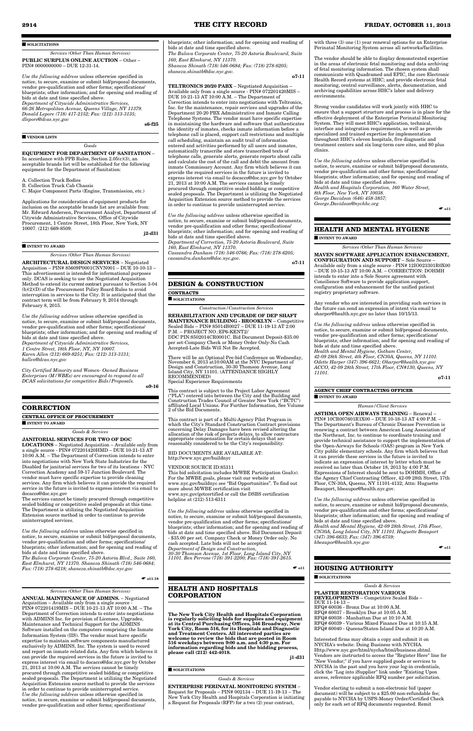## SOLICITATIONS

*Services (Other Than Human Services)*

**PUBLIC SURPLUS ONLINE AUCTION** – Other – PIN# 0000000000 – DUE 12-31-14.

*Use the following address* unless otherwise specified in notice, to secure, examine or submit bid/proposal documents, vendor pre-qualification and other forms; specifications/ blueprints; other information; and for opening and reading of bids at date and time specified above.
*Department of Citywide Administrative Services, 66-26 Metropolitan Avenue, Queens Village, NY 11379. Donald Lepore (718) 417-2152; Fax: (212) 313-3135; dlepore@dcas.nyc.gov*

**s6-f25**

## VENDOR LISTS

*Goods*

**EQUIPMENT FOR DEPARTMENT OF SANITATION** – In accordance with PPB Rules, Section 2.05(c)(3), an acceptable brands list will be established for the following equipment for the Department of Sanitation:

A. Collection Truck Bodies
B. Collection Truck Cab Chassis
C. Major Component Parts (Engine, Transmission, etc.)

Applications for consideration of equipment products for inclusion on the acceptable brands list are available from: Mr. Edward Andersen, Procurement Analyst, Department of Citywide Administrative Services, Office of Citywide Procurement, 1 Centre Street, 18th Floor, New York, NY 10007. (212) 669-8509.

**j2-d31**

## INTENT TO AWARD

*Services (Other Than Human Services)*

**ARCHITECTURAL DESIGN SERVICES** – Negotiated Acquisition – PIN# 85609P0001CNVN001 – DUE 10-10-13 – This advertisement is intended for informational purposes only. DCAS is seeking to use the Negotiated Acquisition Method to extend its current contract pursuant to Section 3-04 (b)(2)(D) of the Procurement Policy Board Rules to avoid interruption in services to the City. It is anticipated that the contract term will be from February 9, 2014 through February 8, 2015.

*Use the following address* unless otherwise specified in notice, to secure, examine or submit bid/proposal documents, vendor pre-qualification and other forms; specifications/ blueprints; other information; and for opening and reading of bids at date and time specified above.
*Department of Citywide Administrative Services, 1 Centre Street, 18th Floor, NY, NY 10007. Karen Allen (212) 669-8251; Fax: (212) 313-3131; kallen@dcas.nyc.gov*

*City Certified Minority and Women- Owned Business Enterprises (M/WBEs) are encouraged to respond to all DCAS solicitations for competitive Bids/Proposals.*

**o9-16**

# CORRECTION

## CENTRAL OFFICE OF PROCUREMENT

## INTENT TO AWARD

*Goods & Services*

**JANITORIAL SERVICES FOR TWO OF DOC LOCATIONS** – Negotiated Acquisition – Available only from a single source - PIN# 07201420HMD – DUE 10-21-13 AT 10:00 A.M. – The Department of Correction intends to enter into negotiations with New York State Industries for the Disabled for janitorial services for two of its locations - NYC Correction Academy and 59-17 Junction Boulevard. The vendor must have specific expertise to provide cleaning services. Any firm which believes it can provide the required service in the future is invited to express interest via email to docacco@doc.nyc.gov
The services cannot be timely procured through competitive sealed bidding or competitive sealed proposals at this time. The Department is utilizing the Negotiated Acquisition Extension source method in order to continue to provide uninterrupted services.

*Use the following address* unless otherwise specified in notice, to secure, examine or submit bid/proposal documents, vendor pre-qualification and other forms; specifications/ blueprints; other information; and for opening and reading of bids at date and time specified above.
*The Bulova Corporate Center, 75-20 Astoria Blvd., Suite 160, East Elmhurst, NY 11370. Shaneza Shinath (718) 546-0684; Fax: (718) 278-6218; shaneza.shinath@doc.nyc.gov*

**o11-18**

*Services (Other Than Human Services)*

**ANNUAL MAINTENANCE OF ADMINS.** – Negotiated Acquisition – Available only from a single source - PIN# 072201419MIS – DUE 10-21-13 AT 10:00 A.M. – The Department of Correction intends to enter into negotiations with ADMINS Inc. for provision of Licenses, Upgrades, Maintenance and Technical Support for the ADMINS Software installed on the computers comprising the Inmate Information System (IIS). The vendor must have specific expertise to maintain software components manufactured exclusively by ADMINS, Inc. The system is used to record and report on inmate related data. Any firm which believes it can provide the required services in the future is invited to express interest via email to docacco@doc.nyc.gov by October 21, 2013 at 10:00 A.M. The services cannot be timely procured through competitive sealed bidding or competitive sealed proposals. The Department is utilizing the Negotiated Acquisition Extension source method to provide the services in order to continue to provide uninterrupted service.
*Use the following address* unless otherwise specified in notice, to secure, examine or submit bid/proposal documents, vendor pre-qualification and other forms; specifications/ blueprints; other information; and for opening and reading of bids at date and time specified above.
*The Bulova Corporate Center, 75-20 Astoria Boulevard, Suite 160, East Elmhurst, NY 11370. Shaneza Shinath (718) 546-0684; Fax: (718) 278-6205; shaneza.shinath@doc.nyc.gov.*

**o7-11**

**TELTRONICS 20/20 PABX** – Negotiated Acquisition – Available only from a single source - PIN# 072201420MIS – DUE 10-21-13 AT 10:00 A.M. – The Department of Correction intends to enter into negotiations with Teltronics, Inc. for the maintenance, repair services and upgrades of the Department 20-20 PBX Administrative and Inmate Calling Telephone Systems. The vendor must have specific expertise in maintaining the hardware and software that authenticates the identity of inmates, checks inmate information before a telephone call is placed, support call restrictions and multiple call scheduling, maintain an audit trail of information entered and activities performed by all users and inmates, automatically transcribe and store transcribed texts of telephone calls, generate alerts, generate reports about calls and calculate the cost of the call and debit the amount from inmate Commissary Account. Any firm which believes it can provide the required services in the future is invited to express interest via email to docacco@doc.nyc.gov by October 21, 2013 at 10:00 A.M. The services cannot be timely procured through competitive sealed bidding or competitive sealed proposals. The Department is utilizing the Negotiated Acquisition Extension source method to provide the services in order to continue to provide uninterrupted service.

*Use the following address* unless otherwise specified in notice, to secure, examine or submit bid/proposal documents, vendor pre-qualification and other forms; specifications/ blueprints; other information; and for opening and reading of bids at date and time specified above.
*Department of Correction, 75-20 Astoria Boulevard, Suite 160, East Elmhurst, NY 11370. Cassandra Dunham (718) 546-0766; Fax: (718) 278-6205; cassandra.dunham@doc.nyc.gov.*

**o7-11**

# DESIGN & CONSTRUCTION

## CONTRACTS

## SOLICITATIONS

*Construction/Construction Services*

**REHABILITATION AND UPGRADE OF DEP SHAFT MAINTENANCE BUILDING - BROOKLYN** – Competitive Sealed Bids – PIN# 85014B0027 – DUE 11-19-13 AT 2:00 P.M. – PROJECT NO.:EP6-KENT2/ DDC PIN:8502014CR0001C. Bid Document Deposit-$35.00 per set-Company Check or Money Order Only-No Cash Accepted-Late Bids Will Not Be Accepted.

There will be an Optional Pre-bid Conference on Wednesday, November 6, 2013 at10:00AM at the NYC Department of Design and Construction, 30-30 Thomson Avenue, Long Island City, NY 11101. (ATTENDANCE HIGHLY RECOMMENDED)
Special Experience Requirements

This contract is subject to the Project Labor Agreement ("PLA") entered into between the City and the Building and Construction Trades Council of Greater New York ("BCTC") affiliated Local Unions. For Further Information, See Volume 2 of the Bid Documents.

This contract is part of a Multi-Agency Pilot Program in which the City's Standard Construction Contract provisions concerning Delay Damages have been revised altering the allocation of the risk of projects delays, to allow contractors appropriate compensation for certain delays that are reasonably considered to be the City's responsibility.

BID DOCUMENTS ARE AVAILABLE AT: http://www.nyc.gov/buildnyc

VENDOR SOURCE ID:85311
This bid solicitation includes M/WBE Participation Goal(s). For the MWBE goals, please visit our website at www.nyc.gov/buildnyc see "Bid Opportunities". To find out more about M/WBE certification visit www.nyc.gov/getcertified or call the DSBS certification helpline at (212) 513-6311

*Use the following address* unless otherwise specified in notice, to secure, examine or submit bid/proposal documents, vendor pre-qualification and other forms; specifications/ blueprints; other information; and for opening and reading of bids at date and time specified above. Bid Document Deposit - $35.00 per set. Company Check or Money Order only. No cash accepted. Late bids will not be accepted.
*Department of Design and Construction, 30-30 Thomson Avenue, 1st Floor, Long Island City, NY 11101. Ben Perrone (718) 391-2200; Fax: (718) 391-2615.*

**o11**

# HEALTH AND HOSPITALS CORPORATION

**The New York City Health and Hospitals Corporation is regularly soliciting bids for supplies and equipment at its Central Purchasing Offices, 346 Broadway, New York City, Room 516, for its Hospitals and Diagnostic and Treatment Centers. All interested parties are welcome to review the bids that are posted in Room 516 weekdays between 9:00 a.m. and 4:30 p.m. For information regarding bids and the bidding process, please call (212) 442-4018.**

**j1-d31**

## SOLICITATIONS

*Goods & Services*

**ENTERPRISE PERINATAL MONITORING SYSTEM** – Request for Proposals – PIN# 002134 – DUE 11-19-13 – The New York City Health and Hospitals Corporation is initiating a Request for Proposals (RFP) for a two (2) year contract, with three (3) one (1) year renewal options for an Enterprise Perinatal Monitoring System across all networks/facilities.

The vendor should be able to display demonstrated expertise in the areas of electronic fetal monitoring and data archiving of fetal monitoring information. The chosen system shall communicate with Quadramed and EPIC, the core Electronic Health Record systems at HHC; and provide electronic fetal monitoring, central surveillance, alerts, documentation, and archiving capabilities across HHC's labor and delivery environments.

Strong vendor candidates will work jointly with HHC to ensure that a support structure and process is in place for the effective deployment of the Enterprise Perinatal Monitoring System. They will meet HHC's application, technical, interface and integration requirements, as well as provide specialized and trained expertise for implementation throughout HHC's eleven hospitals, five diagnostic and treatment centers and six long-term care sites, and 80 plus clinics.

*Use the following address* unless otherwise specified in notice, to secure, examine or submit bid/proposal documents, vendor pre-qualification and other forms; specifications/ blueprints; other information; and for opening and reading of bids at date and time specified above.
*Health and Hospitals Corporation, 160 Water Street, 8th Floor, New York, NY 10038. George Davidson (646) 458-3857; George.Davidson@nychhc.org*

**o11**

# HEALTH AND MENTAL HYGIENE

## INTENT TO AWARD

*Services (Other Than Human Services)*

**MAVEN SOFTWARE APPLICATION ENHANCEMENT, CONFIGURATION AND SUPPORT** – Sole Source – Available only from a single source - PIN# 12IO023301R0X00 – DUE 10-15-13 AT 10:00 A.M. – CORRECTION: DOHMH intends to enter into a Sole Source agreement with Consilience Software to provide application support, configuration and enhancement for the unified patient registry proprietary software.

Any vendor who are interested in providing such services in the future can send an expression of intent via email to oharper@health.nyc.gov no later than 10/15/13.

*Use the following address* unless otherwise specified in notice, to secure, examine or submit bid/proposal documents, vendor pre-qualification and other forms; specifications/ blueprints; other information; and for opening and reading of bids at date and time specified above.
*Health and Mental Hygiene, Gotham Center, 42-09 28th Street, 4th Floor, CN30A, Queens, NY 11101. Odette Harper (347) 396-6621; Oharper@health.nyc.gov ACCO, 42-09 28th Street, 17th Floor, CN#130, Queens, NY 11101.*

**o7-11**

## AGENCY CHIEF CONTRACTING OFFICER

## INTENT TO AWARD

*Human/Client Services*

**ASTHMA OPEN AIRWAYS TRAINING** – Renewal – PIN# 10CR007601R1X00 – DUE 10-18-13 AT 4:00 P.M. – The Department's Bureau of Chronic Disease Prevention is renewing a contract between American Lung Association of the Northeast, Inc. to continue to coordinate training and provide technical assistance to support the implementation of the Open-Airways for Schools (OAS) program in New York City public elementary schools. Any firm which believes that it can provide these services in the future is invited to indicate an expression of interest by letter which must be received no later than October 18, 2013 by 4:00 P.M. Expressions of Interest should be sent to DOHMH, Office of the Agency Chief Contracting Officer, 42-09 28th Street, 17th Floor, CN-30A, Queens, NY 11101-4132; Attn: Huguette Beauport, hbeaupor@health.nyc.gov.

*Use the following address* unless otherwise specified in notice, to secure, examine or submit bid/proposal documents, vendor pre-qualification and other forms; specifications/ blueprints; other information; and for opening and reading of bids at date and time specified above.
*Health and Mental Hygiene, 42-09 28th Street, 17th Floor, CN30A, Long Island City, NY 11101. Huguette Beauport (347) 396-6633; Fax: (347) 396-6759; hbeaupor@health.nyc.gov*

**o11**

# HOUSING AUTHORITY

## SOLICITATIONS

*Goods & Services*

**PLASTER RESTORATION VARIOUS DEVELOPMENTS** – Competitive Sealed Bids – DUE 11-14-13 –
RFQ# 60036 - Bronx Due at 10:00 A.M.
RFQ# 60037 - Brooklyn Due at 10:05 A.M.
RFQ# 60038 - Manhattan Due at 10:10 A.M.
RFQ# 60039 - Various Mixed Finance Due at 10:15 A.M.
RFQ# 60040 - Queens/Staten Island Due at 10:20 A.M.

Interested firms may obtain a copy and submit it on NYCHA's website: Doing Business with NYCHA. Http://www.nyc.gov/html/nycha/html/business.shtml. Vendors are instructed to access the "Register Here" line for "New Vendor;" if you have supplied goods or services to NYCHA in the past and you have your log-in credentials, click the "Log into iSupplier" link under "Existing Upon access, reference applicable RFQ number per solicitation.

Vendor electing to submit a non-electronic bid (paper document) will be subject to a $25.00 non-refundable fee; payable to NYCHA by USPS-Money Order/Certified Check only for each set of RFQ documents requested. Remit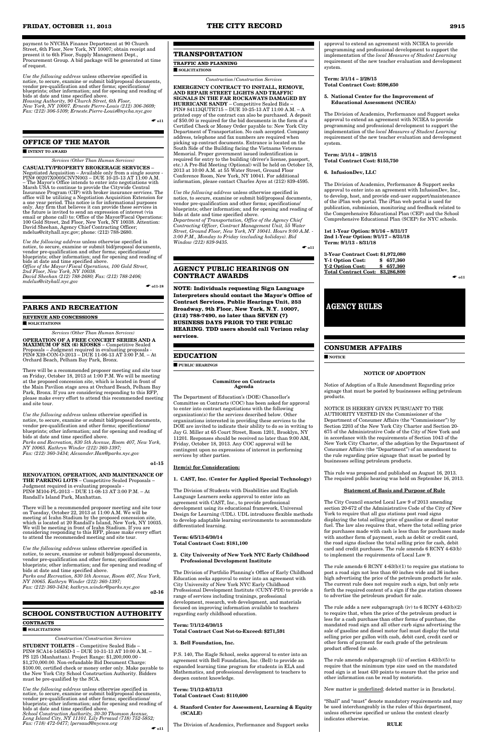payment to NYCHA Finance Department at 90 Church Street, 6th Floor, New York, NY 10007; obtain receipt and present it to 6th Floor, Supply Management Dept., Procurement Group. A bid package will be generated at time of request.

*Use the following address* unless otherwise specified in notice, to secure, examine or submit bid/proposal documents, vendor pre-qualification and other forms; specifications/ blueprints; other information; and for opening and reading of bids at date and time specified above.
*Housing Authority, 90 Church Street, 6th Floor, New York, NY 10007. Erneste Pierre-Louis (212) 306-3609; Fax: (212) 306-5109; Erneste.Pierre-Louis@nycha.nyc.gov*

☛ o11

## OFFICE OF THE MAYOR

■ INTENT TO AWARD

*Services (Other Than Human Services)*

**CASUALTY/PROPERTY BROKERAGE SERVICES** – Negotiated Acquisition – Available only from a single source - PIN# 00207X0005CNVN003 – DUE 10-25-13 AT 11:00 A.M. – The Mayor's Office intends to enter into negotiations with Marsh USA to continue to provide the Citywide Central Insurance Program (CIP) with broker insurance services. The office will be utilizing a Negotiation Acquisition Extension for a one year period. This notice is for informational purposes only. Any firm that believes it can provide these services in the future is invited to send an expression of interest (via email or phone call) to: Office of the Mayor/Fiscal Operations: 100 Gold Street, 2nd Floor, New York, NY 10038. Attention: David Sheehan, Agency Chief Contracting Officer; mdelus@cityhall.nyc.gov; phone: (212) 788-2680.

*Use the following address* unless otherwise specified in notice, to secure, examine or submit bid/proposal documents, vendor pre-qualification and other forms; specifications/ blueprints; other information; and for opening and reading of bids at date and time specified above.
*Office of the Mayor/Fiscal Operations, 100 Gold Street, 2nd Floor, New York, NY 10038. David Sheehan (212) 788-2680; Fax: (212) 788-2406; mdelus@cityhall.nyc.gov*

☛ o11-18

## PARKS AND RECREATION

### REVENUE AND CONCESSIONS

■ SOLICITATIONS

*Services (Other Than Human Services)*

**OPERATION OF A FREE CONCERT SERIES AND A MAXIMUM OF SIX (6) KIOSKS** – Competitive Sealed Proposals – Judgment required in evaluating proposals - PIN# X39-CON-O-2013 – DUE 11-06-13 AT 3:00 P.M. – At Orchard Beach, Pelham Bay Park, Bronx.

There will be a recommended proposer meeting and site tour on Friday, October 18, 2013 at 1:00 P.M. We will be meeting at the proposed concession site, which is located in front of the Main Pavilion stage area at Orchard Beach, Pelham Bay Park, Bronx. If you are considering responding to this RFP, please make every effort to attend this recommended meeting and site tour.

*Use the following address* unless otherwise specified in notice, to secure, examine or submit bid/proposal documents, vendor pre-qualification and other forms; specifications/ blueprints; other information; and for opening and reading of bids at date and time specified above.
*Parks and Recreation, 830 5th Avenue, Room 407, New York, NY 10065. Kathryn Winder (212) 360-1397; Fax: (212) 360-3434; Alexander.Han@parks.nyc.gov*

o1-15

**RENOVATION, OPERATION, AND MAINTENANCE OF THE PARKING LOTS** – Competitive Sealed Proposals – Judgment required in evaluating proposals - PIN# M104-PL-2013 – DUE 11-08-13 AT 3:00 P.M. – At Randall's Island Park, Manhattan.

There will be a recommended proposer meeting and site tour on Tuesday, October 22, 2013 at 11:00 A.M. We will be meeting at Icahn Stadium by the proposed concession site, which is located at 20 Randall's Island, New York, NY 10035. We will be meeting in front of Icahn Stadium. If you are considering responding to this RFP, please make every effort to attend the recommended meeting and site tour.

*Use the following address* unless otherwise specified in notice, to secure, examine or submit bid/proposal documents, vendor pre-qualification and other forms; specifications/ blueprints; other information; and for opening and reading of bids at date and time specified above.
*Parks and Recreation, 830 5th Avenue, Room 407, New York, NY 10065. Kathryn Winder (212) 360-1397; Fax: (212) 360-3434; kathryn.winder@parks.nyc.gov*

o2-16

## SCHOOL CONSTRUCTION AUTHORITY

### CONTRACTS

■ SOLICITATIONS

*Construction/Construction Services*

**STUDENT TOILETS** – Competitive Sealed Bids – PIN# SCA14-14565D-1 – DUE 10-31-13 AT 10:00 A.M. – PS 125 (Manhattan). Project Range: $1,200,000.00 - $1,270,000.00. Non-refundable Bid Document Charge: $100.00, certified check or money order only. Make payable to the New York City School Construction Authority. Bidders must be pre-qualified by the SCA.

*Use the following address* unless otherwise specified in notice, to secure, examine or submit bid/proposal documents, vendor pre-qualification and other forms; specifications/ blueprints; other information; and for opening and reading of bids at date and time specified above.
*School Construction Authority, 30-30 Thomson Avenue, Long Island City, NY 11101. Lily Persaud (718) 752-5852; Fax: (718) 472-0477; lpersaud@nycsca.org*

☛ o11

## TRANSPORTATION

### TRAFFIC AND PLANNING

■ SOLICITATIONS

*Construction/Construction Services*

**EMERGENCY CONTRACT TO INSTALL, REMOVE, AND REPAIR STREET LIGHTS AND TRAFFIC SIGNALS IN THE FAR ROCKAWAYS DAMAGED BY HURRICANE SANDY** – Competitive Sealed Bids – PIN# 84113QUTR715 – DUE 10-25-13 AT 11:00 A.M. – A printed copy of the contract can also be purchased. A deposit of $50.00 is required for the bid documents in the form of a Certified Check or Money Order payable to: New York City Department of Transportation. No cash accepted. Company address, telephone and fax numbers are required when picking up contract documents. Entrance is located on the South Side of the Building facing the Vietnams Veterans Memorial. Proper government issued identification is required for entry to the building (driver's license, passport, etc.) A Pre-Bid Meeting (Optional) will be held on October 18, 2013 at 10:00 A.M. at 55 Water Street, Ground Floor Conference Room, New York, NY 10041. For additional information, please contact Charles Ayes at (212) 839-4595.

*Use the following address* unless otherwise specified in notice, to secure, examine or submit bid/proposal documents, vendor pre-qualification and other forms; specifications/ blueprints; other information; and for opening and reading of bids at date and time specified above.
*Department of Transportation, Office of the Agency Chief Contracting Officer, Contract Management Unit, 55 Water Street, Ground Floor, New York, NY 10041. Hours 9:00 A.M. - 3:00 P.M., Monday to Friday (excluding holidays). Bid Window (212) 839-9435.*

☛ o11

## AGENCY PUBLIC HEARINGS ON CONTRACT AWARDS

**NOTE: Individuals requesting Sign Language Interpreters should contact the Mayor's Office of Contract Services, Public Hearings Unit, 253 Broadway, 9th Floor, New York, N.Y. 10007, (212) 788-7490, no later than SEVEN (7) BUSINESS DAYS PRIOR TO THE PUBLIC HEARING. TDD users should call Verizon relay services.**

## EDUCATION

■ PUBLIC HEARINGS

**Committee on Contracts Agenda**

The Department of Education's (DOE) Chancellor's Committee on Contracts (COC) has been asked for approval to enter into contract negotiations with the following organization(s) for the services described below. Other organizations interested in providing these services to the DOE are invited to indicate their ability to do so in writing to Jay G. Miller at 65 Court Street, Room 1201, Brooklyn, NY 11201. Responses should be received no later than 9:00 AM, Friday, October 18, 2013. Any COC approval will be contingent upon no expressions of interest in performing services by other parties.

**Item(s) for Consideration:**

**1. CAST, Inc. (Center for Applied Special Technology)**

The Division of Students with Disabilities and English Language Learners seeks approval to enter into an agreement with CAST, Inc., to provide professional development using its educational framework, Universal Design for Learning (UDL). UDL introduces flexible methods to develop adaptable learning environments to accommodate differentiated learning.

**Term: 6/5/13-6/30/14**
**Total Contract Cost: $181,100**

**2. City University of New York NYC Early Childhood Professional Development Institute**

The Division of Portfolio Planning's Office of Early Childhood Education seeks approval to enter into an agreement with City University of New York NYC Early Childhood Professional Development Institute (CUNY-PDI) to provide a range of services including trainings, professional development, research, web development, and materials focused on improving information available to teachers regarding early childhood education.

**Term: 7/1/12-6/30/15**
**Total Contract Cost Not-to-Exceed: $271,591**

**3. Bell Foundation, Inc.**

P.S. 140, The Eagle School, seeks approval to enter into an agreement with Bell Foundation, Inc. (Bell) to provide an expanded learning time program for students in ELA and Mathematics, and professional development to teachers to deepen content knowledge.

**Term: 7/1/12-8/31/13**
**Total Contract Cost: $110,600**

**4. Stanford Center for Assessment, Learning & Equity (SCALE)**

The Division of Academics, Performance and Support seeks approval to extend an agreement with NCIEA to provide programming and professional development to support the implementation of the *local Measures of Student Learning* requirement of the new teacher evaluation and development system.

**Term: 3/1/14 – 2/28/15**
**Total Contract Cost: $598,650**

**5. National Center for the Improvement of Educational Assessment (NCIEA)**

The Division of Academics, Performance and Support seeks approval to extend an agreement with NCIEA to provide programming and professional development to support the implementation of the *local Measures of Student Learning* requirement of the new teacher evaluation and development system.

**Term: 3/1/14 – 2/28/15**
**Total Contract Cost: $155,750**

**6. InfusionDev, LLC**

The Division of Academics, Performance & Support seeks approval to enter into an agreement with InfusionDev, Inc., to develop, host, and provide end-user support/maintenance of the iPlan web portal. The iPlan web portal is used for publication, submission, monitoring and feedback related to the Comprehensive Educational Plan (CEP) and the School Comprehensive Educational Plan (SCEP) for NYC schools.

**1st 1-Year Option: 9/1/16 – 8/31/17**
**2nd 1-Year Option: 9/1/17 – 8/31/18**
**Term: 9/1/13 - 8/31/18**

| | |
|---|---|
| **3-Year Contract Cost:** | **$1,972,080** |
| **Y-1 Option Cost:** | **$ 657,360** |
| **Y-2 Option Cost:** | **$ 657,360** |
| **Total Contract Cost:** | **$3,286,800** |

☛ o11

# AGENCY RULES

## CONSUMER AFFAIRS

■ NOTICE

**NOTICE OF ADOPTION**

Notice of Adoption of a Rule Amendment Regarding price signage that must be posted by businesses selling petroleum products.

NOTICE IS HEREBY GIVEN PURSUANT TO THE AUTHORITY VESTED IN the Commissioner of the Department of Consumer Affairs (the "Commissioner") by Section 2203 of the New York City Charter and Section 20-675 of the Administrative Code of the City of New York and in accordance with the requirements of Section 1043 of the New York City Charter, of the adoption by the Department of Consumer Affairs (the "Department") of an amendment to the rule regarding price signage that must be posted by businesses selling petroleum products.

This rule was proposed and published on August 16, 2013. The required public hearing was held on September 16, 2013.

**Statement of Basis and Purpose of Rule**

The City Council enacted Local Law 9 of 2013 amending section 20-672 of the Administrative Code of the City of New York to require that all gas stations post road signs displaying the total selling price of gasoline or diesel motor fuel. The law also requires that, where the total selling price for purchases made with cash is less than for purchases made with another form of payment, such as debit or credit card, the road signs disclose the total selling price for cash, debit card and credit purchases. The rule amends 6 RCNY 4-63(b) to implement the requirements of Local Law 9.

The rule amends 6 RCNY 4-63(b)(1) to require gas stations to post a road sign not less than 60 inches wide and 36 inches high advertising the price of the petroleum products for sale. The current rule does not require such a sign, but only sets forth the required content of a sign if the gas station chooses to advertise the petroleum product for sale.

The rule adds a new subparagraph (iv) to 6 RCNY 4-63(b)(2) to require that, when the price of the petroleum product is less for a cash purchase than other forms of purchase, the mandated road sign and all other curb signs advertising the sale of gasoline and diesel motor fuel must display the total selling price per gallon with cash, debit card, credit card or other form of payment for each grade of the petroleum product offered for sale.

The rule amends subparagraph (ii) of section 4-63(b)(5) to require that the minimum type size used on the mandated road sign is at least 430 points to ensure that the price and other information can be read by motorists.

New matter is <u>underlined</u>; deleted matter is in [brackets].

"Shall" and "must" denote mandatory requirements and may be used interchangeably in the rules of this department, unless otherwise specified or unless the context clearly indicates otherwise.

**RULE**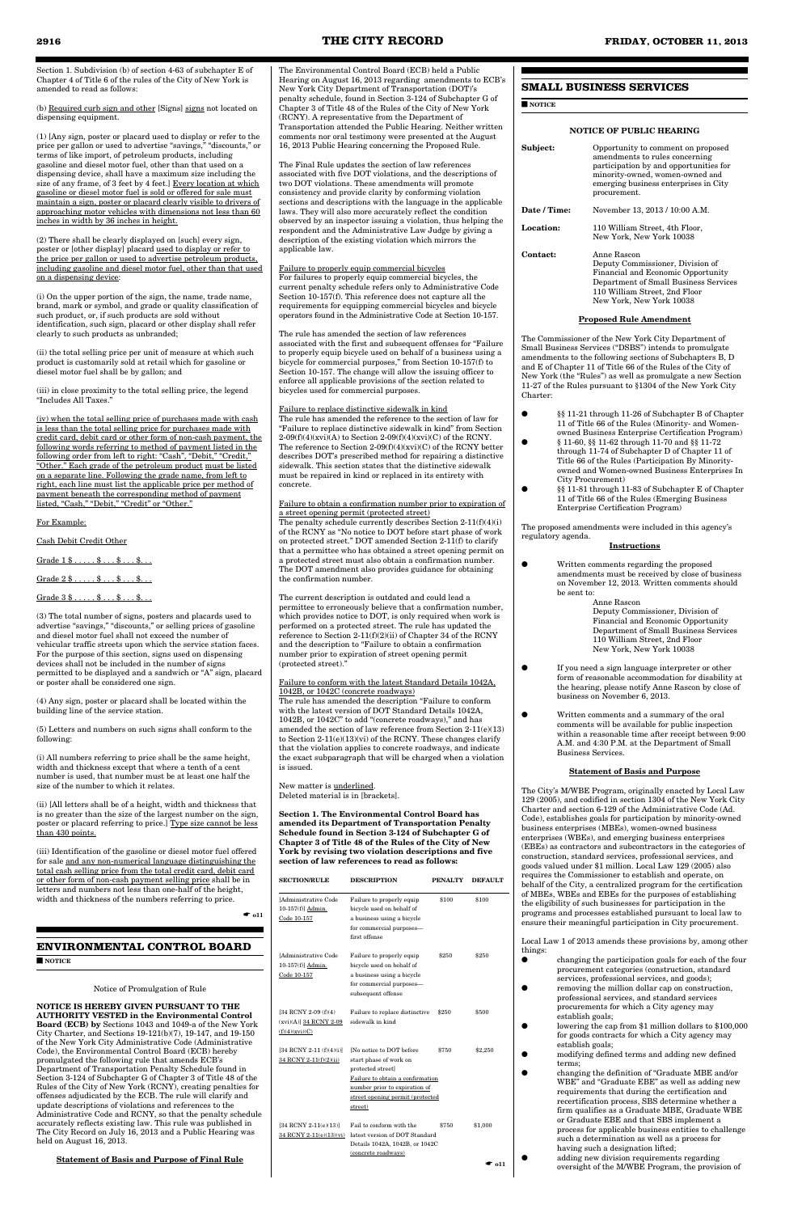Section 1. Subdivision (b) of section 4-63 of subchapter E of Chapter 4 of Title 6 of the rules of the City of New York is amended to read as follows:

(b) Required curb sign and other [Signs] signs not located on dispensing equipment.

(1) [Any sign, poster or placard used to display or refer to the price per gallon or used to advertise "savings," "discounts," or terms of like import, of petroleum products, including gasoline and diesel motor fuel, other than that used on a dispensing device, shall have a maximum size including the size of any frame, of 3 feet by 4 feet.] Every location at which gasoline or diesel motor fuel is sold or offered for sale must maintain a sign, poster or placard clearly visible to drivers of approaching motor vehicles with dimensions not less than 60 inches in width by 36 inches in height.

(2) There shall be clearly displayed on [such] every sign, poster or [other display] placard used to display or refer to the price per gallon or used to advertise petroleum products, including gasoline and diesel motor fuel, other than that used on a dispensing device:

(i) On the upper portion of the sign, the name, trade name, brand, mark or symbol, and grade or quality classification of such product, or, if such products are sold without identification, such sign, placard or other display shall refer clearly to such products as unbranded;

(ii) the total selling price per unit of measure at which such product is customarily sold at retail which for gasoline or diesel motor fuel shall be by gallon; and

(iii) in close proximity to the total selling price, the legend "Includes All Taxes."

(iv) when the total selling price of purchases made with cash is less than the total selling price for purchases made with credit card, debit card or other form of non-cash payment, the following words referring to method of payment listed in the following order from left to right: "Cash", "Debit," "Credit," "Other." Each grade of the petroleum product must be listed on a separate line. Following the grade name, from left to right, each line must list the applicable price per method of payment beneath the corresponding method of payment listed, "Cash," "Debit," "Credit" or "Other."

For Example:

Cash Debit Credit Other

Grade 1 $ . . . . . $ . . . $ . . . $. . .

Grade 2 $ . . . . . $ . . . $ . . . $. . .

Grade 3 $ . . . . . $ . . . $ . . . $. . .

(3) The total number of signs, posters and placards used to advertise "savings," "discounts," or selling prices of gasoline and diesel motor fuel shall not exceed the number of vehicular traffic streets upon which the service station faces. For the purpose of this section, signs used on dispensing devices shall not be included in the number of signs permitted to be displayed and a sandwich or "A" sign, placard or poster shall be considered one sign.

(4) Any sign, poster or placard shall be located within the building line of the service station.

(5) Letters and numbers on such signs shall conform to the following:

(i) All numbers referring to price shall be the same height, width and thickness except that where a tenth of a cent number is used, that number must be at least one half the size of the number to which it relates.

(ii) [All letters shall be of a height, width and thickness that is no greater than the size of the largest number on the sign, poster or placard referring to price.] Type size cannot be less than 430 points.

(iii) Identification of the gasoline or diesel motor fuel offered for sale and any non-numerical language distinguishing the total cash selling price from the total credit card, debit card or other form of non-cash payment selling price shall be in letters and numbers not less than one-half of the height, width and thickness of the numbers referring to price.

☛ o11

# ENVIRONMENTAL CONTROL BOARD

■ NOTICE

Notice of Promulgation of Rule

**NOTICE IS HEREBY GIVEN PURSUANT TO THE AUTHORITY VESTED in the Environmental Control Board (ECB) by** Sections 1043 and 1049-a of the New York City Charter, and Sections 19-121(b)(7), 19-147, and 19-150 of the New York City Administrative Code (Administrative Code), the Environmental Control Board (ECB) hereby promulgated the following rule that amends ECB's Department of Transportation Penalty Schedule found in Section 3-124 of Subchapter G of Chapter 3 of Title 48 of the Rules of the City of New York (RCNY), creating penalties for offenses adjudicated by the ECB. The rule will clarify and update descriptions of violations and references to the Administrative Code and RCNY, so that the penalty schedule accurately reflects existing law. This rule was published in The City Record on July 16, 2013 and a Public Hearing was held on August 16, 2013.

**Statement of Basis and Purpose of Final Rule**

The Environmental Control Board (ECB) held a Public Hearing on August 16, 2013 regarding amendments to ECB's New York City Department of Transportation (DOT)'s penalty schedule, found in Section 3-124 of Subchapter G of Chapter 3 of Title 48 of the Rules of the City of New York (RCNY). A representative from the Department of Transportation attended the Public Hearing. Neither written comments nor oral testimony were presented at the August 16, 2013 Public Hearing concerning the Proposed Rule.

The Final Rule updates the section of law references associated with five DOT violations, and the descriptions of two DOT violations. These amendments will promote consistency and provide clarity by conforming violation sections and descriptions with the language in the applicable laws. They will also more accurately reflect the condition observed by an inspector issuing a violation, thus helping the respondent and the Administrative Law Judge by giving a description of the existing violation which mirrors the applicable law.

Failure to properly equip commercial bicycles
For failures to properly equip commercial bicycles, the current penalty schedule refers only to Administrative Code Section 10-157(f). This reference does not capture all the requirements for equipping commercial bicycles and bicycle operators found in the Administrative Code at Section 10-157.

The rule has amended the section of law references associated with the first and subsequent offenses for "Failure to properly equip bicycle used on behalf of a business using a bicycle for commercial purposes," from Section 10-157(f) to Section 10-157. The change will allow the issuing officer to enforce all applicable provisions of the section related to bicycles used for commercial purposes.

Failure to replace distinctive sidewalk in kind
The rule has amended the reference to the section of law for "Failure to replace distinctive sidewalk in kind" from Section 2-09(f)(4)(xvi)(A) to Section 2-09(f)(4)(xvi)(C) of the RCNY. The reference to Section 2-09(f)(4)(xvi)(C) of the RCNY better describes DOT's prescribed method for repairing a distinctive sidewalk. This section states that the distinctive sidewalk must be repaired in kind or replaced in its entirety with concrete.

Failure to obtain a confirmation number prior to expiration of a street opening permit (protected street)
The penalty schedule currently describes Section 2-11(f)(4)(i) of the RCNY as "No notice to DOT before start phase of work on protected street." DOT amended Section 2-11(f) to clarify that a permittee who has obtained a street opening permit on a protected street must also obtain a confirmation number. The DOT amendment also provides guidance for obtaining the confirmation number.

The current description is outdated and could lead a permittee to erroneously believe that a confirmation number, which provides notice to DOT, is only required when work is performed on a protected street. The rule has updated the reference to Section 2-11(f)(2)(ii) of Chapter 34 of the RCNY and the description to "Failure to obtain a confirmation number prior to expiration of street opening permit (protected street)."

Failure to conform with the latest Standard Details 1042A, 1042B, or 1042C (concrete roadways)
The rule has amended the description "Failure to conform with the latest version of DOT Standard Details 1042A, 1042B, or 1042C" to add "(concrete roadways)," and has amended the section of law reference from Section 2-11(e)(13) to Section 2-11(e)(13)(vi) of the RCNY. These changes clarify that the violation applies to concrete roadways, and indicate the exact subparagraph that will be charged when a violation is issued.

New matter is underlined.
Deleted material is in [brackets].

**Section 1. The Environmental Control Board has amended its Department of Transportation Penalty Schedule found in Section 3-124 of Subchapter G of Chapter 3 of Title 48 of the Rules of the City of New York by revising two violation descriptions and five section of law references to read as follows:**

| SECTION/RULE | DESCRIPTION | PENALTY | DEFAULT |
|---|---|---|---|
| [Administrative Code 10-157(f)] Admin. Code 10-157 | Failure to properly equip bicycle used on behalf of a business using a bicycle for commercial purposes—first offense | $100 | $100 |
| [Administrative Code 10-157(f)] Admin. Code 10-157 | Failure to properly equip bicycle used on behalf of a business using a bicycle for commercial purposes—subsequent offense | $250 | $250 |
| [34 RCNY 2-09 (f)(4)(xvi)(A)] 34 RCNY 2-09 (f)(4)(xvi)(C) | Failure to replace distinctive sidewalk in kind | $250 | $500 |
| [34 RCNY 2-11 (f)(4)(i)] 34 RCNY 2-11(f)(2)(ii) | [No notice to DOT before start phase of work on protected street] Failure to obtain a confirmation number prior to expiration of street opening permit (protected street) | $750 | $2,250 |
| [34 RCNY 2-11(e)(13)] 34 RCNY 2-11(e)(13)(vi) | Fail to conform with the latest version of DOT Standard Details 1042A, 1042B, or 1042C (concrete roadways) | $750 | $1,000 |

☛ o11

# SMALL BUSINESS SERVICES

■ NOTICE

**NOTICE OF PUBLIC HEARING**

| | |
|---|---|
| **Subject:** | Opportunity to comment on proposed amendments to rules concerning participation by and opportunities for minority-owned, women-owned and emerging business enterprises in City procurement. |
| **Date / Time:** | November 13, 2013 / 10:00 A.M. |
| **Location:** | 110 William Street, 4th Floor, New York, New York 10038 |
| **Contact:** | Anne Rascon<br>Deputy Commissioner, Division of Financial and Economic Opportunity<br>Department of Small Business Services<br>110 William Street, 2nd Floor<br>New York, New York 10038 |

**Proposed Rule Amendment**

The Commissioner of the New York City Department of Small Business Services ("DSBS") intends to promulgate amendments to the following sections of Subchapters B, D and E of Chapter 11 of Title 66 of the Rules of the City of New York (the "Rules") as well as promulgate a new Section 11-27 of the Rules pursuant to §1304 of the New York City Charter:

- §§ 11-21 through 11-26 of Subchapter B of Chapter 11 of Title 66 of the Rules (Minority- and Women-owned Business Enterprise Certification Program)
- § 11-60, §§ 11-62 through 11-70 and §§ 11-72 through 11-74 of Subchapter D of Chapter 11 of Title 66 of the Rules (Participation By Minority-owned and Women-owned Business Enterprises In City Procurement)
- §§ 11-81 through 11-83 of Subchapter E of Chapter 11 of Title 66 of the Rules (Emerging Business Enterprise Certification Program)

The proposed amendments were included in this agency's regulatory agenda.

**Instructions**

- Written comments regarding the proposed amendments must be received by close of business on November 12, 2013. Written comments should be sent to:
  Anne Rascon
  Deputy Commissioner, Division of Financial and Economic Opportunity
  Department of Small Business Services
  110 William Street, 2nd Floor
  New York, New York 10038
- If you need a sign language interpreter or other form of reasonable accommodation for disability at the hearing, please notify Anne Rascon by close of business on November 6, 2013.
- Written comments and a summary of the oral comments will be available for public inspection within a reasonable time after receipt between 9:00 A.M. and 4:30 P.M. at the Department of Small Business Services.

**Statement of Basis and Purpose**

The City's M/WBE Program, originally enacted by Local Law 129 (2005), and codified in section 1304 of the New York City Charter and section 6-129 of the Administrative Code (Ad. Code), establishes goals for participation by minority-owned business enterprises (MBEs), women-owned business enterprises (WBEs), and emerging business enterprises (EBEs) as contractors and subcontractors in the categories of construction, standard services, professional services, and goods valued under $1 million. Local Law 129 (2005) also requires the Commissioner to establish and operate, on behalf of the City, a centralized program for the certification of MBEs, WBEs and EBEs for the purposes of establishing the eligibility of such businesses for participation in the programs and processes established pursuant to local law to ensure their meaningful participation in City procurement.

Local Law 1 of 2013 amends these provisions by, among other things:

- changing the participation goals for each of the four procurement categories (construction, standard services, professional services, and goods);
- removing the million dollar cap on construction, professional services, and standard services procurements for which a City agency may establish goals;
- lowering the cap from $1 million dollars to $100,000 for goods contracts for which a City agency may establish goals;
- modifying defined terms and adding new defined terms;
- changing the definition of "Graduate MBE and/or WBE" and "Graduate EBE" as well as adding new requirements that during the certification and recertification process, SBS determine whether a firm qualifies as a Graduate MBE, Graduate WBE or Graduate EBE and that SBS implement a process for applicable business entities to challenge such a determination as well as a process for having such a designation lifted;
- adding new division requirements regarding oversight of the M/WBE Program, the provision of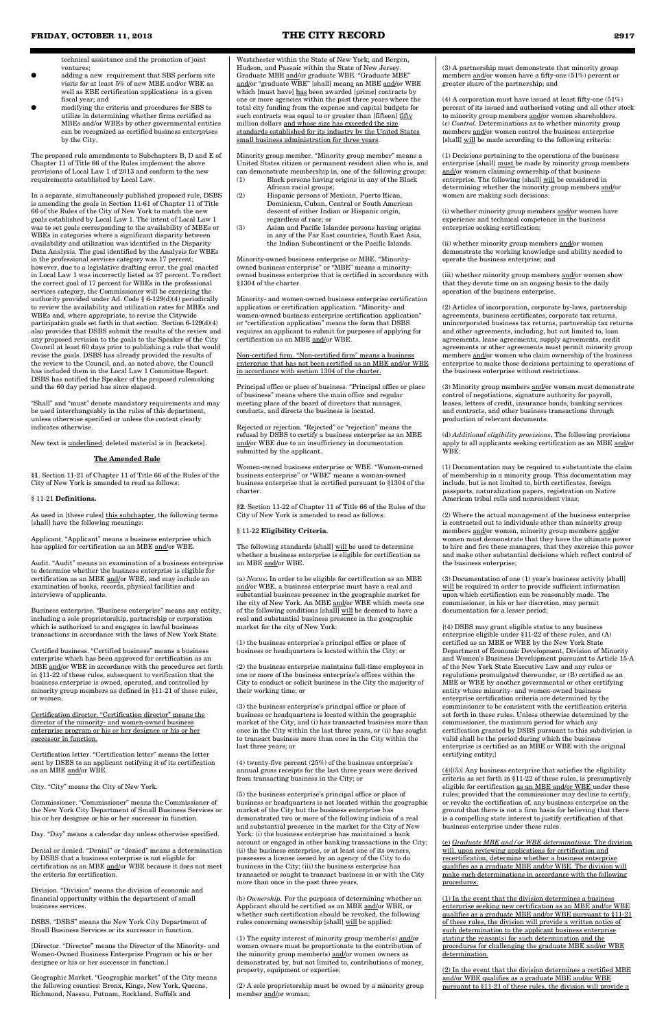technical assistance and the promotion of joint ventures;

- adding a new requirement that SBS perform site visits for at least 5% of new MBE and/or WBE as well as EBE certification applications in a given fiscal year; and
- modifying the criteria and procedures for SBS to utilize in determining whether firms certified as MBEs and/or WBEs by other governmental entities can be recognized as certified business enterprises by the City.

The proposed rule amendments to Subchapters B, D and E of Chapter 11 of Title 66 of the Rules implement the above provisions of Local Law 1 of 2013 and conform to the new requirements established by Local Law.

In a separate, simultaneously published proposed rule, DSBS is amending the goals in Section 11-61 of Chapter 11 of Title 66 of the Rules of the City of New York to match the new goals established by Local Law 1. The intent of Local Law 1 was to set goals corresponding to the availability of MBEs or WBEs in categories where a significant disparity between availability and utilization was identified in the Disparity Data Analysis. The goal identified by the Analysis for WBEs in the professional services category was 17 percent; however, due to a legislative drafting error, the goal enacted in Local Law 1 was incorrectly listed as 37 percent. To reflect the correct goal of 17 percent for WBEs in the professional services category, the Commissioner will be exercising the authority provided under Ad. Code § 6-129(d)(4) periodically to review the availability and utilization rates for MBEs and WBEs and, where appropriate, to revise the Citywide participation goals set forth in that section. Section 6-129(d)(4) also provides that DSBS submit the results of the review and any proposed revision to the goals to the Speaker of the City Council at least 60 days prior to publishing a rule that would revise the goals. DSBS has already provided the results of the review to the Council, and, as noted above, the Council has included them in the Local Law 1 Committee Report. DSBS has notified the Speaker of the proposed rulemaking and the 60 day period has since elapsed.

"Shall" and "must" denote mandatory requirements and may be used interchangeably in the rules of this department, unless otherwise specified or unless the context clearly indicates otherwise.

New text is underlined; deleted material is in [brackets].

**The Amended Rule**

**§1**. Section 11-21 of Chapter 11 of Title 66 of the Rules of the City of New York is amended to read as follows:

§ 11-21 **Definitions.**

As used in [these rules] this subchapter, the following terms [shall] have the following meanings:

Applicant. "Applicant" means a business enterprise which has applied for certification as an MBE and/or WBE.

Audit. "Audit" means an examination of a business enterprise to determine whether the business enterprise is eligible for certification as an MBE and/or WBE, and may include an examination of books, records, physical facilities and interviews of applicants.

Business enterprise. "Business enterprise" means any entity, including a sole proprietorship, partnership or corporation which is authorized to and engages in lawful business transactions in accordance with the laws of New York State.

Certified business. "Certified business" means a business enterprise which has been approved for certification as an MBE and/or WBE in accordance with the procedures set forth in §11-22 of these rules, subsequent to verification that the business enterprise is owned, operated, and controlled by minority group members as defined in §11-21 of these rules, or women.

Certification director. "Certification director" means the director of the minority- and women-owned business enterprise program or his or her designee or his or her successor in function.

Certification letter. "Certification letter" means the letter sent by DSBS to an applicant notifying it of its certification as an MBE and/or WBE.

City. "City" means the City of New York.

Commissioner. "Commissioner" means the Commissioner of the New York City Department of Small Business Services or his or her designee or his or her successor in function.

Day. "Day" means a calendar day unless otherwise specified.

Denial or denied. "Denial" or "denied" means a determination by DSBS that a business enterprise is not eligible for certification as an MBE and/or WBE because it does not meet the criteria for certification.

Division. "Division" means the division of economic and financial opportunity within the department of small business services.

DSBS. "DSBS" means the New York City Department of Small Business Services or its successor in function.

[Director. "Director" means the Director of the Minority- and Women-Owned Business Enterprise Program or his or her designee or his or her successor in function.]

Geographic Market. "Geographic market" of the City means the following counties: Bronx, Kings, New York, Queens, Richmond, Nassau, Putnam, Rockland, Suffolk and Westchester within the State of New York; and Bergen, Hudson, and Passaic within the State of New Jersey.

Graduate MBE and/or graduate WBE. "Graduate MBE" and/or "graduate WBE" [shall] means an MBE and/or WBE which [must have] has been awarded [prime] contracts by one or more agencies within the past three years where the total city funding from the expense and capital budgets for such contracts was equal to or greater than [fifteen] fifty million dollars and whose size has exceeded the size standards established for its industry by the United States small business administration for three years.

Minority group member. "Minority group member" means a United States citizen or permanent resident alien who is, and can demonstrate membership in, one of the following groups:

(1) Black persons having origins in any of the Black African racial groups;

(2) Hispanic persons of Mexican, Puerto Rican, Dominican, Cuban, Central or South American descent of either Indian or Hispanic origin, regardless of race; or

(3) Asian and Pacific Islander persons having origins in any of the Far East countries, South East Asia, the Indian Subcontinent or the Pacific Islands.

Minority-owned business enterprise or MBE. "Minority-owned business enterprise" or "MBE" means a minority-owned business enterprise that is certified in accordance with §1304 of the charter.

Minority- and women-owned business enterprise certification application or certification application. "Minority- and women-owned business enterprise certification application" or "certification application" means the form that DSBS requires an applicant to submit for purposes of applying for certification as an MBE and/or WBE.

Non-certified firm. "Non-certified firm" means a business enterprise that has not been certified as an MBE and/or WBE in accordance with section 1304 of the charter.

Principal office or place of business. "Principal office or place of business" means where the main office and regular meeting place of the board of directors that manages, conducts, and directs the business is located.

Rejected or rejection. "Rejected" or "rejection" means the refusal by DSBS to certify a business enterprise as an MBE and/or WBE due to an insufficiency in documentation submitted by the applicant.

Women-owned business enterprise or WBE. "Women-owned business enterprise" or "WBE" means a woman-owned business enterprise that is certified pursuant to §1304 of the charter.

**§2**. Section 11-22 of Chapter 11 of Title 66 of the Rules of the City of New York is amended to read as follows:

§ 11-22 **Eligibility Criteria.**

The following standards [shall] will be used to determine whether a business enterprise is eligible for certification as an MBE and/or WBE.

(a) *Nexus***.** In order to be eligible for certification as an MBE and/or WBE, a business enterprise must have a real and substantial business presence in the geographic market for the city of New York. An MBE and/or WBE which meets one of the following conditions [shall] will be deemed to have a real and substantial business presence in the geographic market for the city of New York:

(1) the business enterprise's principal office or place of business or headquarters is located within the City; or

(2) the business enterprise maintains full-time employees in one or more of the business enterprise's offices within the City to conduct or solicit business in the City the majority of their working time; or

(3) the business enterprise's principal office or place of business or headquarters is located within the geographic market of the City, and (i) has transacted business more than once in the City within the last three years, or (ii) has sought to transact business more than once in the City within the last three years; or

(4) twenty-five percent (25%) of the business enterprise's annual gross receipts for the last three years were derived from transacting business in the City; or

(5) the business enterprise's principal office or place of business or headquarters is not located within the geographic market of the City but the business enterprise has demonstrated two or more of the following indicia of a real and substantial presence in the market for the City of New York: (i) the business enterprise has maintained a bank account or engaged in other banking transactions in the City; (ii) the business enterprise, or at least one of its owners, possesses a license issued by an agency of the City to do business in the City; (iii) the business enterprise has transacted or sought to transact business in or with the City more than once in the past three years.

(b) *Ownership.* For the purposes of determining whether an Applicant should be certified as an MBE and/or WBE, or whether such certification should be revoked, the following rules concerning ownership [shall] will be applied:

(1) The equity interest of minority group member(s) and/or women owners must be proportionate to the contribution of the minority group member(s) and/or women owners as demonstrated by, but not limited to, contributions of money, property, equipment or expertise;

(2) A sole proprietorship must be owned by a minority group member and/or woman;

(3) A partnership must demonstrate that minority group members and/or women have a fifty-one (51%) percent or greater share of the partnership; and

(4) A corporation must have issued at least fifty-one (51%) percent of its issued and authorized voting and all other stock to minority group members and/or women shareholders.

(c) *Control.* Determinations as to whether minority group members and/or women control the business enterprise [shall] will be made according to the following criteria:

(1) Decisions pertaining to the operations of the business enterprise [shall] must be made by minority group members and/or women claiming ownership of that business enterprise. The following [shall] will be considered in determining whether the minority group members and/or women are making such decisions:

(i) whether minority group members and/or women have experience and technical competence in the business enterprise seeking certification;

(ii) whether minority group members and/or women demonstrate the working knowledge and ability needed to operate the business enterprise; and

(iii) whether minority group members and/or women show that they devote time on an ongoing basis to the daily operation of the business enterprise.

(2) Articles of incorporation, corporate by-laws, partnership agreements, business certificates, corporate tax returns, unincorporated business tax returns, partnership tax returns and other agreements, including, but not limited to, loan agreements, lease agreements, supply agreements, credit agreements or other agreements must permit minority group members and/or women who claim ownership of the business enterprise to make those decisions pertaining to operations of the business enterprise without restrictions.

(3) Minority group members and/or women must demonstrate control of negotiations, signature authority for payroll, leases, letters of credit, insurance bonds, banking services and contracts, and other business transactions through production of relevant documents.

(d) *Additional eligibility provisions***.** The following provisions apply to all applicants seeking certification as an MBE and/or WBE:

(1) Documentation may be required to substantiate the claim of membership in a minority group. This documentation may include, but is not limited to, birth certificates, foreign passports, naturalization papers, registration on Native American tribal rolls and nonresident visas;

(2) Where the actual management of the business enterprise is contracted out to individuals other than minority group members and/or women, minority group members and/or women must demonstrate that they have the ultimate power to hire and fire these managers, that they exercise this power and make other substantial decisions which reflect control of the business enterprise;

(3) Documentation of one (1) year's business activity [shall] will be required in order to provide sufficient information upon which certification can be reasonably made. The commissioner, in his or her discretion, may permit documentation for a lesser period;

[(4) DSBS may grant eligible status to any business enterprise eligible under §11-22 of these rules, and (A) certified as an MBE or WBE by the New York State Department of Economic Development, Division of Minority and Women's Business Development pursuant to Article 15-A of the New York State Executive Law and any rules or regulations promulgated thereunder, or (B) certified as an MBE or WBE by another governmental or other certifying entity whose minority- and women-owned business enterprise certification criteria are determined by the commissioner to be consistent with the certification criteria set forth in these rules. Unless otherwise determined by the commissioner, the maximum period for which any certification granted by DSBS pursuant to this subdivision is valid shall be the period during which the business enterprise is certified as an MBE or WBE with the original certifying entity;]

(4)[(5)] Any business enterprise that satisfies the eligibility criteria as set forth in §11-22 of these rules, is presumptively eligible for certification as an MBE and/or WBE under these rules; provided that the commissioner may decline to certify, or revoke the certification of, any business enterprise on the ground that there is not a firm basis for believing that there is a compelling state interest to justify certification of that business enterprise under these rules.

(e) *Graduate MBE and/or WBE determinations*. The division will, upon reviewing applications for certification and recertification, determine whether a business enterprise qualifies as a graduate MBE and/or WBE. The division will make such determinations in accordance with the following procedures:

(1) In the event that the division determines a business enterprise seeking new certification as an MBE and/or WBE qualifies as a graduate MBE and/or WBE pursuant to §11-21 of these rules, the division will provide a written notice of such determination to the applicant business enterprise stating the reason(s) for such determination and the procedures for challenging the graduate MBE and/or WBE determination.

(2) In the event that the division determines a certified MBE and/or WBE qualifies as a graduate MBE and/or WBE pursuant to §11-21 of these rules, the division will provide a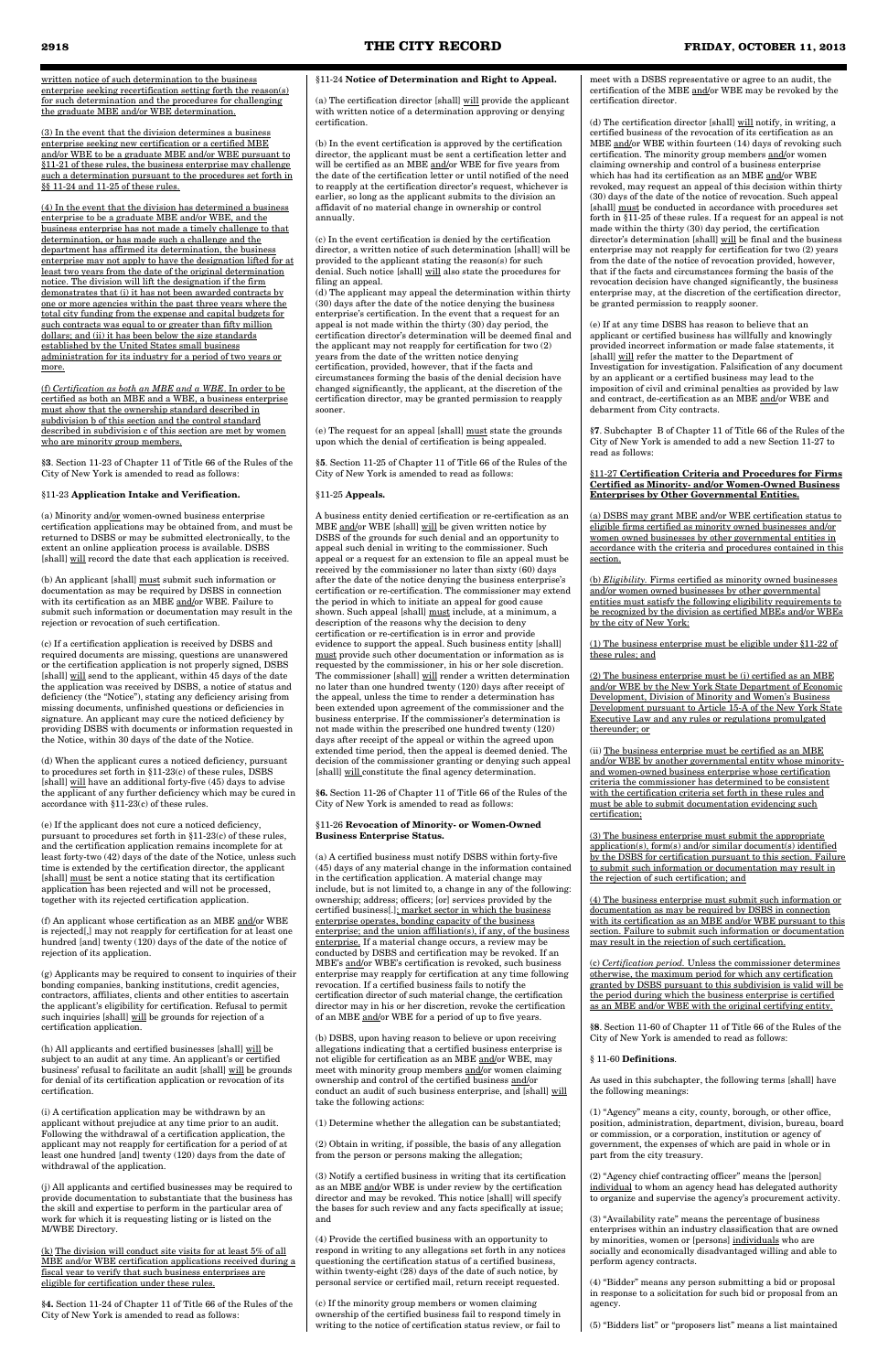written notice of such determination to the business enterprise seeking recertification setting forth the reason(s) for such determination and the procedures for challenging the graduate MBE and/or WBE determination.

(3) In the event that the division determines a business enterprise seeking new certification or a certified MBE and/or WBE to be a graduate MBE and/or WBE pursuant to §11-21 of these rules, the business enterprise may challenge such a determination pursuant to the procedures set forth in §§ 11-24 and 11-25 of these rules.

(4) In the event that the division has determined a business enterprise to be a graduate MBE and/or WBE, and the business enterprise has not made a timely challenge to that determination, or has made such a challenge and the department has affirmed its determination, the business enterprise may not apply to have the designation lifted for at least two years from the date of the original determination notice. The division will lift the designation if the firm demonstrates that (i) it has not been awarded contracts by one or more agencies within the past three years where the total city funding from the expense and capital budgets for such contracts was equal to or greater than fifty million dollars; and (ii) it has been below the size standards established by the United States small business administration for its industry for a period of two years or more.

(f) *Certification as both an MBE and a WBE.* In order to be certified as both an MBE and a WBE, a business enterprise must show that the ownership standard described in subdivision b of this section and the control standard described in subdivision c of this section are met by women who are minority group members.

§**3**. Section 11-23 of Chapter 11 of Title 66 of the Rules of the City of New York is amended to read as follows:

§11-23 **Application Intake and Verification.**

(a) Minority and/or women-owned business enterprise certification applications may be obtained from, and must be returned to DSBS or may be submitted electronically, to the extent an online application process is available. DSBS [shall] will record the date that each application is received.

(b) An applicant [shall] must submit such information or documentation as may be required by DSBS in connection with its certification as an MBE and/or WBE. Failure to submit such information or documentation may result in the rejection or revocation of such certification.

(c) If a certification application is received by DSBS and required documents are missing, questions are unanswered or the certification application is not properly signed, DSBS [shall] will send to the applicant, within 45 days of the date the application was received by DSBS, a notice of status and deficiency (the "Notice"), stating any deficiency arising from missing documents, unfinished questions or deficiencies in signature. An applicant may cure the noticed deficiency by providing DSBS with documents or information requested in the Notice, within 30 days of the date of the Notice.

(d) When the applicant cures a noticed deficiency, pursuant to procedures set forth in §11-23(c) of these rules, DSBS [shall] will have an additional forty-five (45) days to advise the applicant of any further deficiency which may be cured in accordance with §11-23(c) of these rules.

(e) If the applicant does not cure a noticed deficiency, pursuant to procedures set forth in §11-23(c) of these rules, and the certification application remains incomplete for at least forty-two (42) days of the date of the Notice, unless such time is extended by the certification director, the applicant [shall] must be sent a notice stating that its certification application has been rejected and will not be processed, together with its rejected certification application.

(f) An applicant whose certification as an MBE and/or WBE is rejected[,] may not reapply for certification for at least one hundred [and] twenty (120) days of the date of the notice of rejection of its application.

(g) Applicants may be required to consent to inquiries of their bonding companies, banking institutions, credit agencies, contractors, affiliates, clients and other entities to ascertain the applicant's eligibility for certification. Refusal to permit such inquiries [shall] will be grounds for rejection of a certification application.

(h) All applicants and certified businesses [shall] will be subject to an audit at any time. An applicant's or certified business' refusal to facilitate an audit [shall] will be grounds for denial of its certification application or revocation of its certification.

(i) A certification application may be withdrawn by an applicant without prejudice at any time prior to an audit. Following the withdrawal of a certification application, the applicant may not reapply for certification for a period of at least one hundred [and] twenty (120) days from the date of withdrawal of the application.

(j) All applicants and certified businesses may be required to provide documentation to substantiate that the business has the skill and expertise to perform in the particular area of work for which it is requesting listing or is listed on the M/WBE Directory.

(k) The division will conduct site visits for at least 5% of all MBE and/or WBE certification applications received during a fiscal year to verify that such business enterprises are eligible for certification under these rules.

§**4.** Section 11-24 of Chapter 11 of Title 66 of the Rules of the City of New York is amended to read as follows:

§11-24 **Notice of Determination and Right to Appeal.**

(a) The certification director [shall] will provide the applicant with written notice of a determination approving or denying certification.

(b) In the event certification is approved by the certification director, the applicant must be sent a certification letter and will be certified as an MBE and/or WBE for five years from the date of the certification letter or until notified of the need to reapply at the certification director's request, whichever is earlier, so long as the applicant submits to the division an affidavit of no material change in ownership or control annually.

(c) In the event certification is denied by the certification director, a written notice of such determination [shall] will be provided to the applicant stating the reason(s) for such denial. Such notice [shall] will also state the procedures for filing an appeal.

(d) The applicant may appeal the determination within thirty (30) days after the date of the notice denying the business enterprise's certification. In the event that a request for an appeal is not made within the thirty (30) day period, the certification director's determination will be deemed final and the applicant may not reapply for certification for two (2) years from the date of the written notice denying certification, provided, however, that if the facts and circumstances forming the basis of the denial decision have changed significantly, the applicant, at the discretion of the certification director, may be granted permission to reapply sooner.

(e) The request for an appeal [shall] must state the grounds upon which the denial of certification is being appealed.

§**5**. Section 11-25 of Chapter 11 of Title 66 of the Rules of the City of New York is amended to read as follows:

§11-25 **Appeals.**

A business entity denied certification or re-certification as an MBE and/or WBE [shall] will be given written notice by DSBS of the grounds for such denial and an opportunity to appeal such denial in writing to the commissioner. Such appeal or a request for an extension to file an appeal must be received by the commissioner no later than sixty (60) days after the date of the notice denying the business enterprise's certification or re-certification. The commissioner may extend the period in which to initiate an appeal for good cause shown. Such appeal [shall] must include, at a minimum, a description of the reasons why the decision to deny certification or re-certification is in error and provide evidence to support the appeal. Such business entity [shall] must provide such other documentation or information as is requested by the commissioner, in his or her sole discretion. The commissioner [shall] will render a written determination no later than one hundred twenty (120) days after receipt of the appeal, unless the time to render a determination has been extended upon agreement of the commissioner and the business enterprise. If the commissioner's determination is not made within the prescribed one hundred twenty (120) days after receipt of the appeal or within the agreed upon extended time period, then the appeal is deemed denied. The decision of the commissioner granting or denying such appeal [shall] will constitute the final agency determination.

§**6.** Section 11-26 of Chapter 11 of Title 66 of the Rules of the City of New York is amended to read as follows:

§11-26 **Revocation of Minority- or Women-Owned Business Enterprise Status.**

(a) A certified business must notify DSBS within forty-five (45) days of any material change in the information contained in the certification application. A material change may include, but is not limited to, a change in any of the following: ownership; address; officers; [or] services provided by the certified business[.]; market sector in which the business enterprise operates, bonding capacity of the business enterprise; and the union affiliation(s), if any, of the business enterprise. If a material change occurs, a review may be conducted by DSBS and certification may be revoked. If an MBE's and/or WBE's certification is revoked, such business enterprise may reapply for certification at any time following revocation. If a certified business fails to notify the certification director of such material change, the certification director may in his or her discretion, revoke the certification of an MBE and/or WBE for a period of up to five years.

(b) DSBS, upon having reason to believe or upon receiving allegations indicating that a certified business enterprise is not eligible for certification as an MBE and/or WBE, may meet with minority group members and/or women claiming ownership and control of the certified business and/or conduct an audit of such business enterprise, and [shall] will take the following actions:

(1) Determine whether the allegation can be substantiated;

(2) Obtain in writing, if possible, the basis of any allegation from the person or persons making the allegation;

(3) Notify a certified business in writing that its certification as an MBE and/or WBE is under review by the certification director and may be revoked. This notice [shall] will specify the bases for such review and any facts specifically at issue; and

(4) Provide the certified business with an opportunity to respond in writing to any allegations set forth in any notices questioning the certification status of a certified business, within twenty-eight (28) days of the date of such notice, by personal service or certified mail, return receipt requested.

(c) If the minority group members or women claiming ownership of the certified business fail to respond timely in writing to the notice of certification status review, or fail to meet with a DSBS representative or agree to an audit, the certification of the MBE and/or WBE may be revoked by the certification director.

(d) The certification director [shall] will notify, in writing, a certified business of the revocation of its certification as an MBE and/or WBE within fourteen (14) days of revoking such certification. The minority group members and/or women claiming ownership and control of a business enterprise which has had its certification as an MBE and/or WBE revoked, may request an appeal of this decision within thirty (30) days of the date of the notice of revocation. Such appeal [shall] must be conducted in accordance with procedures set forth in §11-25 of these rules. If a request for an appeal is not made within the thirty (30) day period, the certification director's determination [shall] will be final and the business enterprise may not reapply for certification for two (2) years from the date of the notice of revocation provided, however, that if the facts and circumstances forming the basis of the revocation decision have changed significantly, the business enterprise may, at the discretion of the certification director, be granted permission to reapply sooner.

(e) If at any time DSBS has reason to believe that an applicant or certified business has willfully and knowingly provided incorrect information or made false statements, it [shall] will refer the matter to the Department of Investigation for investigation. Falsification of any document by an applicant or a certified business may lead to the imposition of civil and criminal penalties as provided by law and contract, de-certification as an MBE and/or WBE and debarment from City contracts.

§**7**. Subchapter B of Chapter 11 of Title 66 of the Rules of the City of New York is amended to add a new Section 11-27 to read as follows:

§11-27 **Certification Criteria and Procedures for Firms Certified as Minority- and/or Women-Owned Business Enterprises by Other Governmental Entities.**

(a) DSBS may grant MBE and/or WBE certification status to eligible firms certified as minority owned businesses and/or women owned businesses by other governmental entities in accordance with the criteria and procedures contained in this section.

(b) *Eligibility.* Firms certified as minority owned businesses and/or women owned businesses by other governmental entities must satisfy the following eligibility requirements to be recognized by the division as certified MBEs and/or WBEs by the city of New York:

(1) The business enterprise must be eligible under §11-22 of these rules; and

(2) The business enterprise must be (i) certified as an MBE and/or WBE by the New York State Department of Economic Development, Division of Minority and Women's Business Development pursuant to Article 15-A of the New York State Executive Law and any rules or regulations promulgated thereunder; or

(ii) The business enterprise must be certified as an MBE and/or WBE by another governmental entity whose minority- and women-owned business enterprise whose certification criteria the commissioner has determined to be consistent with the certification criteria set forth in these rules and must be able to submit documentation evidencing such certification;

(3) The business enterprise must submit the appropriate application(s), form(s) and/or similar document(s) identified by the DSBS for certification pursuant to this section. Failure to submit such information or documentation may result in the rejection of such certification; and

(4) The business enterprise must submit such information or documentation as may be required by DSBS in connection with its certification as an MBE and/or WBE pursuant to this section. Failure to submit such information or documentation may result in the rejection of such certification.

(c) *Certification period.* Unless the commissioner determines otherwise, the maximum period for which any certification granted by DSBS pursuant to this subdivision is valid will be the period during which the business enterprise is certified as an MBE and/or WBE with the original certifying entity.

§**8**. Section 11-60 of Chapter 11 of Title 66 of the Rules of the City of New York is amended to read as follows:

§ 11-60 **Definitions**.

As used in this subchapter, the following terms [shall] have the following meanings:

(1) "Agency" means a city, county, borough, or other office, position, administration, department, division, bureau, board or commission, or a corporation, institution or agency of government, the expenses of which are paid in whole or in part from the city treasury.

(2) "Agency chief contracting officer" means the [person] individual to whom an agency head has delegated authority to organize and supervise the agency's procurement activity.

(3) "Availability rate" means the percentage of business enterprises within an industry classification that are owned by minorities, women or [persons] individuals who are socially and economically disadvantaged willing and able to perform agency contracts.

(4) "Bidder" means any person submitting a bid or proposal in response to a solicitation for such bid or proposal from an agency.

(5) "Bidders list" or "proposers list" means a list maintained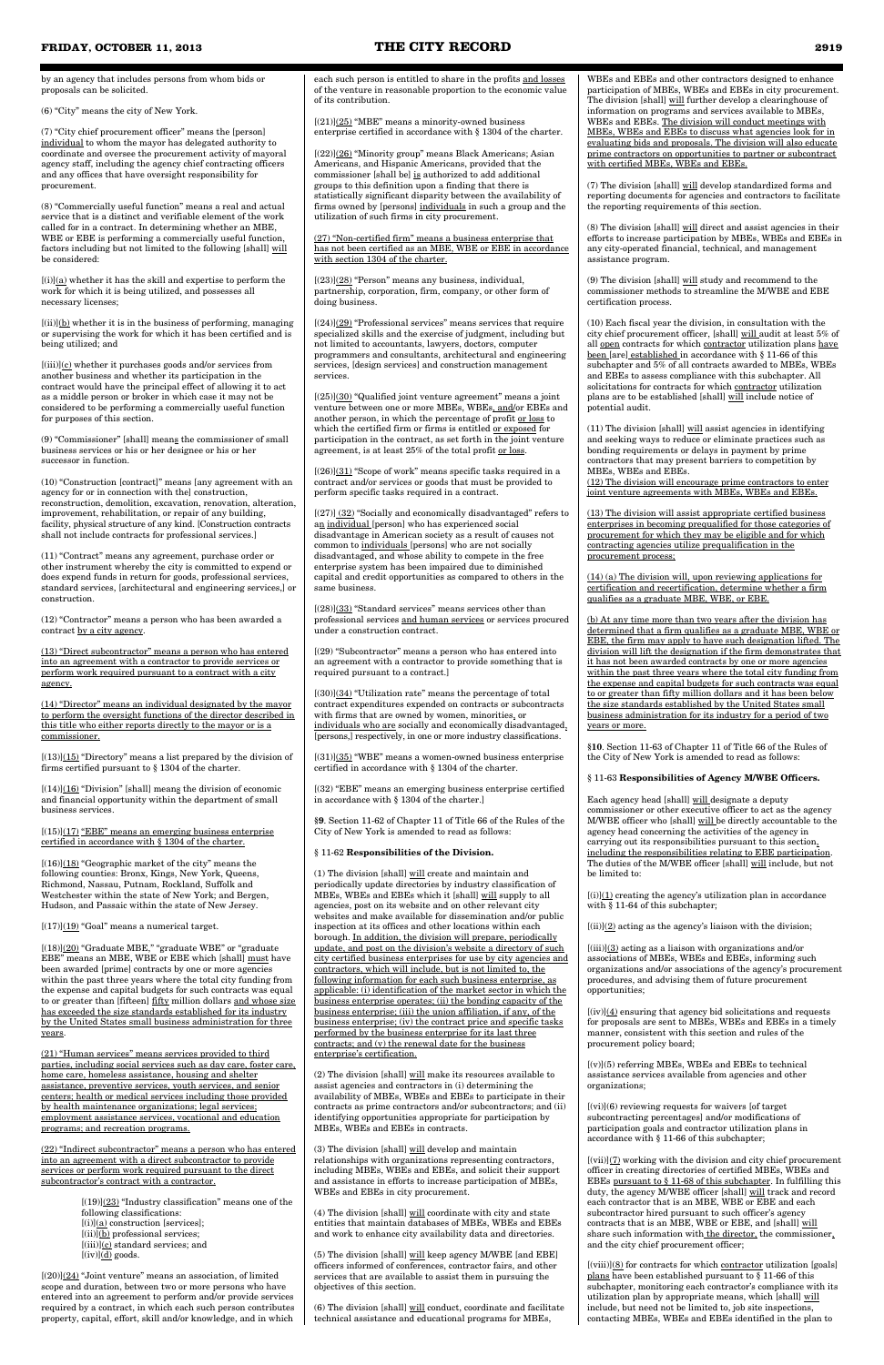by an agency that includes persons from whom bids or proposals can be solicited.

(6) "City" means the city of New York.

(7) "City chief procurement officer" means the [person] individual to whom the mayor has delegated authority to coordinate and oversee the procurement activity of mayoral agency staff, including the agency chief contracting officers and any offices that have oversight responsibility for procurement.

(8) "Commercially useful function" means a real and actual service that is a distinct and verifiable element of the work called for in a contract. In determining whether an MBE, WBE or EBE is performing a commercially useful function, factors including but not limited to the following [shall] will be considered:

[(i)](a) whether it has the skill and expertise to perform the work for which it is being utilized, and possesses all necessary licenses;

[(ii)](b) whether it is in the business of performing, managing or supervising the work for which it has been certified and is being utilized; and

[(iii)](c) whether it purchases goods and/or services from another business and whether its participation in the contract would have the principal effect of allowing it to act as a middle person or broker in which case it may not be considered to be performing a commercially useful function for purposes of this section.

(9) "Commissioner" [shall] means the commissioner of small business services or his or her designee or his or her successor in function.

(10) "Construction [contract]" means [any agreement with an agency for or in connection with the] construction, reconstruction, demolition, excavation, renovation, alteration, improvement, rehabilitation, or repair of any building, facility, physical structure of any kind. [Construction contracts shall not include contracts for professional services.]

(11) "Contract" means any agreement, purchase order or other instrument whereby the city is committed to expend or does expend funds in return for goods, professional services, standard services, [architectural and engineering services,] or construction.

(12) "Contractor" means a person who has been awarded a contract by a city agency.

(13) "Direct subcontractor" means a person who has entered into an agreement with a contractor to provide services or perform work required pursuant to a contract with a city agency.

(14) "Director" means an individual designated by the mayor to perform the oversight functions of the director described in this title who either reports directly to the mayor or is a commissioner.

[(13)](15) "Directory" means a list prepared by the division of firms certified pursuant to § 1304 of the charter.

[(14)](16) "Division" [shall] means the division of economic and financial opportunity within the department of small business services.

[(15)](17) "EBE" means an emerging business enterprise certified in accordance with § 1304 of the charter.

[(16)](18) "Geographic market of the city" means the following counties: Bronx, Kings, New York, Queens, Richmond, Nassau, Putnam, Rockland, Suffolk and Westchester within the state of New York; and Bergen, Hudson, and Passaic within the state of New Jersey.

[(17)](19) "Goal" means a numerical target.

[(18)](20) "Graduate MBE," "graduate WBE" or "graduate EBE" means an MBE, WBE or EBE which [shall] must have been awarded [prime] contracts by one or more agencies within the past three years where the total city funding from the expense and capital budgets for such contracts was equal to or greater than [fifteen] fifty million dollars and whose size has exceeded the size standards established for its industry by the United States small business administration for three years.

(21) "Human services" means services provided to third parties, including social services such as day care, foster care, home care, homeless assistance, housing and shelter assistance, preventive services, youth services, and senior centers; health or medical services including those provided by health maintenance organizations; legal services; employment assistance services, vocational and education programs; and recreation programs.

(22) "Indirect subcontractor" means a person who has entered into an agreement with a direct subcontractor to provide services or perform work required pursuant to the direct subcontractor's contract with a contractor.

[(19)](23) "Industry classification" means one of the following classifications:
[(i)](a) construction [services];
[(ii)](b) professional services;
[(iii)](c) standard services; and
[(iv)](d) goods.

[(20)](24) "Joint venture" means an association, of limited scope and duration, between two or more persons who have entered into an agreement to perform and/or provide services required by a contract, in which each such person contributes property, capital, effort, skill and/or knowledge, and in which each such person is entitled to share in the profits and losses of the venture in reasonable proportion to the economic value of its contribution.

[(21)](25) "MBE" means a minority-owned business enterprise certified in accordance with § 1304 of the charter.

[(22)](26) "Minority group" means Black Americans; Asian Americans, and Hispanic Americans, provided that the commissioner [shall be] is authorized to add additional groups to this definition upon a finding that there is statistically significant disparity between the availability of firms owned by [persons] individuals in such a group and the utilization of such firms in city procurement.

(27) "Non-certified firm" means a business enterprise that has not been certified as an MBE, WBE or EBE in accordance with section 1304 of the charter.

[(23)](28) "Person" means any business, individual, partnership, corporation, firm, company, or other form of doing business.

[(24)](29) "Professional services" means services that require specialized skills and the exercise of judgment, including but not limited to accountants, lawyers, doctors, computer programmers and consultants, architectural and engineering services, [design services] and construction management services.

[(25)](30) "Qualified joint venture agreement" means a joint venture between one or more MBEs, WBEs, and/or EBEs and another person, in which the percentage of profit or loss to which the certified firm or firms is entitled or exposed for participation in the contract, as set forth in the joint venture agreement, is at least 25% of the total profit or loss.

[(26)](31) "Scope of work" means specific tasks required in a contract and/or services or goods that must be provided to perform specific tasks required in a contract.

[(27)] (32) "Socially and economically disadvantaged" refers to an individual [person] who has experienced social disadvantage in American society as a result of causes not common to individuals [persons] who are not socially disadvantaged, and whose ability to compete in the free enterprise system has been impaired due to diminished capital and credit opportunities as compared to others in the same business.

[(28)](33) "Standard services" means services other than professional services and human services or services procured under a construction contract.

[(29) "Subcontractor" means a person who has entered into an agreement with a contractor to provide something that is required pursuant to a contract.]

[(30)](34) "Utilization rate" means the percentage of total contract expenditures expended on contracts or subcontracts with firms that are owned by women, minorities, or individuals who are socially and economically disadvantaged, [persons,] respectively, in one or more industry classifications.

[(31)](35) "WBE" means a women-owned business enterprise certified in accordance with § 1304 of the charter.

[(32) "EBE" means an emerging business enterprise certified in accordance with § 1304 of the charter.]

**§9**. Section 11-62 of Chapter 11 of Title 66 of the Rules of the City of New York is amended to read as follows:

§ 11-62 **Responsibilities of the Division.**

(1) The division [shall] will create and maintain and periodically update directories by industry classification of MBEs, WBEs and EBEs which it [shall] will supply to all agencies, post on its website and on other relevant city websites and make available for dissemination and/or public inspection at its offices and other locations within each borough. In addition, the division will prepare, periodically update, and post on the division's website a directory of such city certified business enterprises for use by city agencies and contractors, which will include, but is not limited to, the following information for each such business enterprise, as applicable: (i) identification of the market sector in which the business enterprise operates; (ii) the bonding capacity of the business enterprise; (iii) the union affiliation, if any, of the business enterprise; (iv) the contract price and specific tasks performed by the business enterprise for its last three contracts; and (v) the renewal date for the business enterprise's certification.

(2) The division [shall] will make its resources available to assist agencies and contractors in (i) determining the availability of MBEs, WBEs and EBEs to participate in their contracts as prime contractors and/or subcontractors; and (ii) identifying opportunities appropriate for participation by MBEs, WBEs and EBEs in contracts.

(3) The division [shall] will develop and maintain relationships with organizations representing contractors, including MBEs, WBEs and EBEs, and solicit their support and assistance in efforts to increase participation of MBEs, WBEs and EBEs in city procurement.

(4) The division [shall] will coordinate with city and state entities that maintain databases of MBEs, WBEs and EBEs and work to enhance city availability data and directories.

(5) The division [shall] will keep agency M/WBE [and EBE] officers informed of conferences, contractor fairs, and other services that are available to assist them in pursuing the objectives of this section.

(6) The division [shall] will conduct, coordinate and facilitate technical assistance and educational programs for MBEs, WBEs and EBEs and other contractors designed to enhance participation of MBEs, WBEs and EBEs in city procurement. The division [shall] will further develop a clearinghouse of information on programs and services available to MBEs, WBEs and EBEs. The division will conduct meetings with MBEs, WBEs and EBEs to discuss what agencies look for in evaluating bids and proposals. The division will also educate prime contractors on opportunities to partner or subcontract with certified MBEs, WBEs and EBEs.

(7) The division [shall] will develop standardized forms and reporting documents for agencies and contractors to facilitate the reporting requirements of this section.

(8) The division [shall] will direct and assist agencies in their efforts to increase participation by MBEs, WBEs and EBEs in any city-operated financial, technical, and management assistance program.

(9) The division [shall] will study and recommend to the commissioner methods to streamline the M/WBE and EBE certification process.

(10) Each fiscal year the division, in consultation with the city chief procurement officer, [shall] will audit at least 5% of all open contracts for which contractor utilization plans have been [are] established in accordance with § 11-66 of this subchapter and 5% of all contracts awarded to MBEs, WBEs and EBEs to assess compliance with this subchapter. All solicitations for contracts for which contractor utilization plans are to be established [shall] will include notice of potential audit.

(11) The division [shall] will assist agencies in identifying and seeking ways to reduce or eliminate practices such as bonding requirements or delays in payment by prime contractors that may present barriers to competition by MBEs, WBEs and EBEs.

(12) The division will encourage prime contractors to enter joint venture agreements with MBEs, WBEs and EBEs.

(13) The division will assist appropriate certified business enterprises in becoming prequalified for those categories of procurement for which they may be eligible and for which contracting agencies utilize prequalification in the procurement process.

(14) (a) The division will, upon reviewing applications for certification and recertification, determine whether a firm qualifies as a graduate MBE, WBE, or EBE.

(b) At any time more than two years after the division has determined that a firm qualifies as a graduate MBE, WBE or EBE, the firm may apply to have such designation lifted. The division will lift the designation if the firm demonstrates that it has not been awarded contracts by one or more agencies within the past three years where the total city funding from the expense and capital budgets for such contracts was equal to or greater than fifty million dollars and it has been below the size standards established by the United States small business administration for its industry for a period of two years or more.

**§10**. Section 11-63 of Chapter 11 of Title 66 of the Rules of the City of New York is amended to read as follows:

§ 11-63 **Responsibilities of Agency M/WBE Officers.**

Each agency head [shall] will designate a deputy commissioner or other executive officer to act as the agency M/WBE officer who [shall] will be directly accountable to the agency head concerning the activities of the agency in carrying out its responsibilities pursuant to this section, including the responsibilities relating to EBE participation. The duties of the M/WBE officer [shall] will include, but not be limited to:

[(i)](1) creating the agency's utilization plan in accordance with § 11-64 of this subchapter;

[(ii)](2) acting as the agency's liaison with the division;

[(iii)](3) acting as a liaison with organizations and/or associations of MBEs, WBEs and EBEs, informing such organizations and/or associations of the agency's procurement procedures, and advising them of future procurement opportunities;

[(iv)](4) ensuring that agency bid solicitations and requests for proposals are sent to MBEs, WBEs and EBEs in a timely manner, consistent with this section and rules of the procurement policy board;

[(v)](5) referring MBEs, WBEs and EBEs to technical assistance services available from agencies and other organizations;

[(vi)](6) reviewing requests for waivers [of target subcontracting percentages] and/or modifications of participation goals and contractor utilization plans in accordance with § 11-66 of this subchapter;

[(vii)](7) working with the division and city chief procurement officer in creating directories of certified MBEs, WBEs and EBEs pursuant to § 11-68 of this subchapter. In fulfilling this duty, the agency M/WBE officer [shall] will track and record each contractor that is an MBE, WBE or EBE and each subcontractor hired pursuant to such officer's agency contracts that is an MBE, WBE or EBE, and [shall] will share such information with the director, the commissioner, and the city chief procurement officer;

[(viii)](8) for contracts for which contractor utilization [goals] plans have been established pursuant to § 11-66 of this subchapter, monitoring each contractor's compliance with its utilization plan by appropriate means, which [shall] will include, but need not be limited to, job site inspections, contacting MBEs, WBEs and EBEs identified in the plan to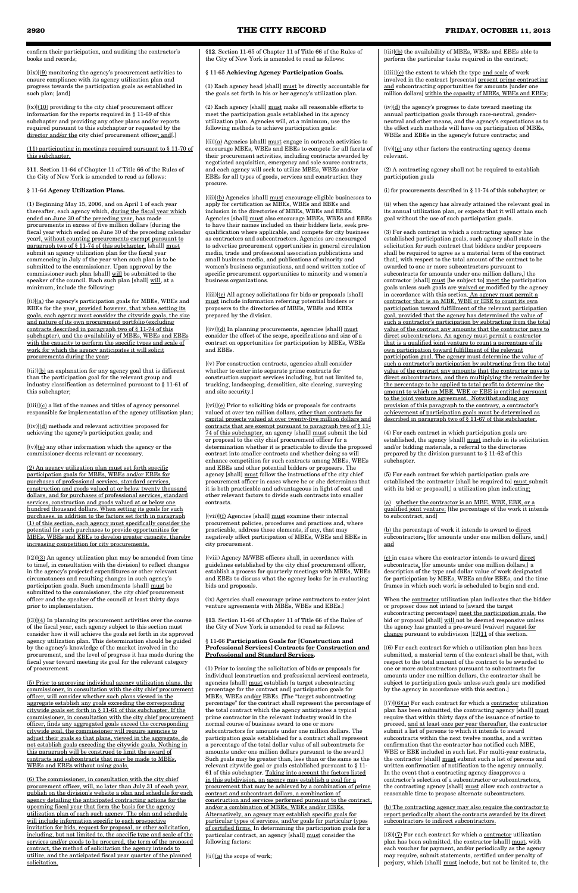confirm their participation, and auditing the contractor's books and records;

[(ix)](9) monitoring the agency's procurement activities to ensure compliance with its agency utilization plan and progress towards the participation goals as established in such plan; [and]

[(x)](10) providing to the city chief procurement officer information for the reports required in § 11-69 of this subchapter and providing any other plans and/or reports required pursuant to this subchapter or requested by the director and/or the city chief procurement officer; and[.]

(11) participating in meetings required pursuant to § 11-70 of this subchapter.

**§11**. Section 11-64 of Chapter 11 of Title 66 of the Rules of the City of New York is amended to read as follows:

§ 11-64 **Agency Utilization Plans.**

(1) Beginning May 15, 2006, and on April 1 of each year thereafter, each agency which, during the fiscal year which ended on June 30 of the preceding year, has made procurements in excess of five million dollars [during the fiscal year which ended on June 30 of the preceding calendar year], without counting procurements exempt pursuant to paragraph two of § 11-74 of this subchapter, [shall] must submit an agency utilization plan for the fiscal year commencing in July of the year when such plan is to be submitted to the commissioner. Upon approval by the commissioner such plan [shall] will be submitted to the speaker of the council. Each such plan [shall] will, at a minimum, include the following:

[(i)](a) the agency's participation goals for MBEs, WBEs and EBEs for the year, provided however, that when setting its goals, each agency must consider the citywide goals, the size and nature of its own procurement portfolio (excluding contracts described in paragraph two of § 11-74 of this subchapter), and the availability of MBEs, WBEs and EBEs with the capacity to perform the specific types and scale of work for which the agency anticipates it will solicit procurements during the year;

[(ii)](b) an explanation for any agency goal that is different than the participation goal for the relevant group and industry classification as determined pursuant to § 11-61 of this subchapter;

[(iii)](c) a list of the names and titles of agency personnel responsible for implementation of the agency utilization plan;

[(iv)](d) methods and relevant activities proposed for achieving the agency's participation goals; and

[(v)](e) any other information which the agency or the commissioner deems relevant or necessary.

(2) An agency utilization plan must set forth specific participation goals for MBEs, WBEs and/or EBEs for purchases of professional services, standard services, construction and goods valued at or below twenty thousand dollars, and for purchases of professional services, standard services, construction and goods valued at or below one hundred thousand dollars. When setting its goals for such purchases, in addition to the factors set forth in paragraph (1) of this section, each agency must specifically consider the potential for such purchases to provide opportunities for MBEs, WBEs and EBEs to develop greater capacity, thereby increasing competition for city procurements.

[(2)](3) An agency utilization plan may be amended from time to time[, in consultation with the division] to reflect changes in the agency's projected expenditures or other relevant circumstances and resulting changes in such agency's participation goals. Such amendments [shall] must be submitted to the commissioner, the city chief procurement officer and the speaker of the council at least thirty days prior to implementation.

[(3)](4) In planning its procurement activities over the course of the fiscal year, each agency subject to this section must consider how it will achieve the goals set forth in its approved agency utilization plan. This determination should be guided by the agency's knowledge of the market involved in the procurement, and the level of progress it has made during the fiscal year toward meeting its goal for the relevant category of procurement.

(5) Prior to approving individual agency utilization plans, the commissioner, in consultation with the city chief procurement officer, will consider whether such plans viewed in the aggregate establish any goals exceeding the corresponding citywide goals set forth in § 11-61 of this subchapter. If the commissioner, in consultation with the city chief procurement officer, finds any aggregated goals exceed the corresponding citywide goal, the commissioner will require agencies to adjust their goals so that plans, viewed in the aggregate, do not establish goals exceeding the citywide goals. Nothing in this paragraph will be construed to limit the award of contracts and subcontracts that may be made to MBEs, WBEs and EBEs without using goals.

(6) The commissioner, in consultation with the city chief procurement officer, will, no later than July 31 of each year, publish on the division's website a plan and schedule for each agency detailing the anticipated contracting actions for the upcoming fiscal year that form the basis for the agency utilization plan of each such agency. The plan and schedule will include information specific to each prospective invitation for bids, request for proposal, or other solicitation, including, but not limited to, the specific type and scale of the services and/or goods to be procured, the term of the proposed contract, the method of solicitation the agency intends to utilize, and the anticipated fiscal year quarter of the planned solicitation.

**§12**. Section 11-65 of Chapter 11 of Title 66 of the Rules of the City of New York is amended to read as follows:

§ 11-65 **Achieving Agency Participation Goals.**

(1) Each agency head [shall] must be directly accountable for the goals set forth in his or her agency's utilization plan.

(2) Each agency [shall] must make all reasonable efforts to meet the participation goals established in its agency utilization plan. Agencies will, at a minimum, use the following methods to achieve participation goals:

[(i)](a) Agencies [shall] must engage in outreach activities to encourage MBEs, WBEs and EBEs to compete for all facets of their procurement activities, including contracts awarded by negotiated acquisition, emergency and sole source contracts, and each agency will seek to utilize MBEs, WBEs and/or EBEs for all types of goods, services and construction they procure.

[(ii)](b) Agencies [shall] must encourage eligible businesses to apply for certification as MBEs, WBEs and EBEs and inclusion in the directories of MBEs, WBEs and EBEs. Agencies [shall] must also encourage MBEs, WBEs and EBEs to have their names included on their bidders lists, seek pre-qualification where applicable, and compete for city business as contractors and subcontractors. Agencies are encouraged to advertise procurement opportunities in general circulation media, trade and professional association publications and small business media, and publications of minority and women's business organizations, and send written notice of specific procurement opportunities to minority and women's business organizations.

[(iii)](c) All agency solicitations for bids or proposals [shall] must include information referring potential bidders or proposers to the directories of MBEs, WBEs and EBEs prepared by the division.

[(iv)](d) In planning procurements, agencies [shall] must consider the effect of the scope, specifications and size of a contract on opportunities for participation by MBEs, WBEs and EBEs.

[(v) For construction contracts, agencies shall consider whether to enter into separate prime contracts for construction support services including, but not limited to, trucking, landscaping, demolition, site clearing, surveying and site security.]

[(vi)](e) Prior to soliciting bids or proposals for contracts valued at over ten million dollars, other than contracts for capital projects valued at over twenty-five million dollars and contracts that are exempt pursuant to paragraph two of § 11-74 of this subchapter, an agency [shall] must submit the bid or proposal to the city chief procurement officer for a determination whether it is practicable to divide the proposed contract into smaller contracts and whether doing so will enhance competition for such contracts among MBEs, WBEs and EBEs and other potential bidders or proposers. The agency [shall] must follow the instructions of the city chief procurement officer in cases where he or she determines that it is both practicable and advantageous in light of cost and other relevant factors to divide such contracts into smaller contracts.

[(vii)](f) Agencies [shall] must examine their internal procurement policies, procedures and practices and, where practicable, address those elements, if any, that may negatively affect participation of MBEs, WBEs and EBEs in city procurement.

[(viii) Agency M/WBE officers shall, in accordance with guidelines established by the city chief procurement officer, establish a process for quarterly meetings with MBEs, WBEs and EBEs to discuss what the agency looks for in evaluating bids and proposals.

(ix) Agencies shall encourage prime contractors to enter joint venture agreements with MBEs, WBEs and EBEs.]

**§13**. Section 11-66 of Chapter 11 of Title 66 of the Rules of the City of New York is amended to read as follows:

§ 11-66 **Participation Goals for [Construction and Professional Services] Contracts for Construction and Professional and Standard Services.**

(1) Prior to issuing the solicitation of bids or proposals for individual [construction and professional services] contracts, agencies [shall] must establish [a target subcontracting percentage for the contract and] participation goals for MBEs, WBEs and/or EBEs. [The "target subcontracting percentage" for the contract shall represent the percentage of the total contract which the agency anticipates a typical prime contractor in the relevant industry would in the normal course of business award to one or more subcontractors for amounts under one million dollars. The participation goals established for a contract shall represent a percentage of the total dollar value of all subcontracts for amounts under one million dollars pursuant to the award.] Such goals may be greater than, less than or the same as the relevant citywide goal or goals established pursuant to § 11-61 of this subchapter. Taking into account the factors listed in this subdivision, an agency may establish a goal for a procurement that may be achieved by a combination of prime contract and subcontract dollars, a combination of construction and services performed pursuant to the contract, and/or a combination of MBEs, WBEs and/or EBEs. Alternatively, an agency may establish specific goals for particular types of services, and/or goals for particular types of certified firms. In determining the participation goals for a particular contract, an agency [shall] must consider the following factors:

[(i)](a) the scope of work;

[(ii)](b) the availability of MBEs, WBEs and EBEs able to perform the particular tasks required in the contract;

[(iii)](c) the extent to which the type and scale of work involved in the contract [presents] present prime contracting and subcontracting opportunities for amounts [under one million dollars] within the capacity of MBEs, WBEs and EBEs;

(iv)(d) the agency's progress to date toward meeting its annual participation goals through race-neutral, gender-neutral and other means, and the agency's expectations as to the effect such methods will have on participation of MBEs, WBEs and EBEs in the agency's future contracts; and

[(v)](e) any other factors the contracting agency deems relevant.

(2) A contracting agency shall not be required to establish participation goals

(i) for procurements described in § 11-74 of this subchapter; or

(ii) when the agency has already attained the relevant goal in its annual utilization plan, or expects that it will attain such goal without the use of such participation goals.

(3) For each contract in which a contracting agency has established participation goals, such agency shall state in the solicitation for such contract that bidders and/or proposers shall be required to agree as a material term of the contract that[, with respect to the total amount of the contract to be awarded to one or more subcontractors pursuant to subcontracts for amounts under one million dollars,] the contractor [shall] must [be subject to] meet the participation goals unless such goals are waived or modified by the agency in accordance with this section. An agency must permit a contractor that is an MBE, WBE or EBE to count its own participation toward fulfillment of the relevant participation goal, provided that the agency has determined the value of such a contractor's participation by subtracting from the total value of the contract any amounts that the contractor pays to direct subcontractors. An agency must permit a contractor that is a qualified joint venture to count a percentage of its own participation toward fulfillment of the relevant participation goal. The agency must determine the value of such a contractor's participation by subtracting from the total value of the contract any amounts that the contractor pays to direct subcontractors, and then multiplying the remainder by the percentage to be applied to total profit to determine the amount to which an MBE, WBE or EBE is entitled pursuant to the joint venture agreement. Notwithstanding any provision of this paragraph to the contrary, a contractor's achievement of participation goals must be determined as described in paragraph two of § 11-67 of this subchapter.

(4) For each contract in which participation goals are established, the agency [shall] must include in its solicitation and/or bidding materials, a referral to the directories prepared by the division pursuant to § 11-62 of this subchapter.

(5) For each contract for which participation goals are established the contractor [shall be required to] must submit with its bid or proposal[,] a utilization plan indicating:

(a) whether the contractor is an MBE, WBE, EBE, or a qualified joint venture; [the percentage of the work it intends to subcontract, and]

(b) the percentage of work it intends to award to direct subcontractors; [for amounts under one million dollars, and,] and

(c) in cases where the contractor intends to award direct subcontracts, [for amounts under one million dollars,] a description of the type and dollar value of work designated for participation by MBEs, WBEs and/or EBEs, and the time frames in which such work is scheduled to begin and end.

When the contractor utilization plan indicates that the bidder or proposer does not intend to [award the target subcontracting percentage] meet the participation goals, the bid or proposal [shall] will not be deemed responsive unless the agency has granted a pre-award [waiver] request for change pursuant to subdivision [12]11 of this section.

[(6) For each contract for which a utilization plan has been submitted, a material term of the contract shall be that, with respect to the total amount of the contract to be awarded to one or more subcontractors pursuant to subcontracts for amounts under one million dollars, the contractor shall be subject to participation goals unless such goals are modified by the agency in accordance with this section.]

[(7)](6)(a) For each contract for which a contractor utilization plan has been submitted, the contracting agency [shall] must require that within thirty days of the issuance of notice to proceed, and at least once per year thereafter, the contractor submit a list of persons to which it intends to award subcontracts within the next twelve months, and a written confirmation that the contractor has notified each MBE, WBE or EBE included in such list. For multi-year contracts, the contractor [shall] must submit such a list of persons and written confirmation of notification to the agency annually. In the event that a contracting agency disapproves a contractor's selection of a subcontractor or subcontractors, the contracting agency [shall] must allow such contractor a reasonable time to propose alternate subcontractors.

(b) The contracting agency may also require the contractor to report periodically about the contracts awarded by its direct subcontractors to indirect subcontractors.

[(8)](7) For each contract for which a contractor utilization plan has been submitted, the contractor [shall] must, with each voucher for payment, and/or periodically as the agency may require, submit statements, certified under penalty of perjury, which [shall] must include, but not be limited to, the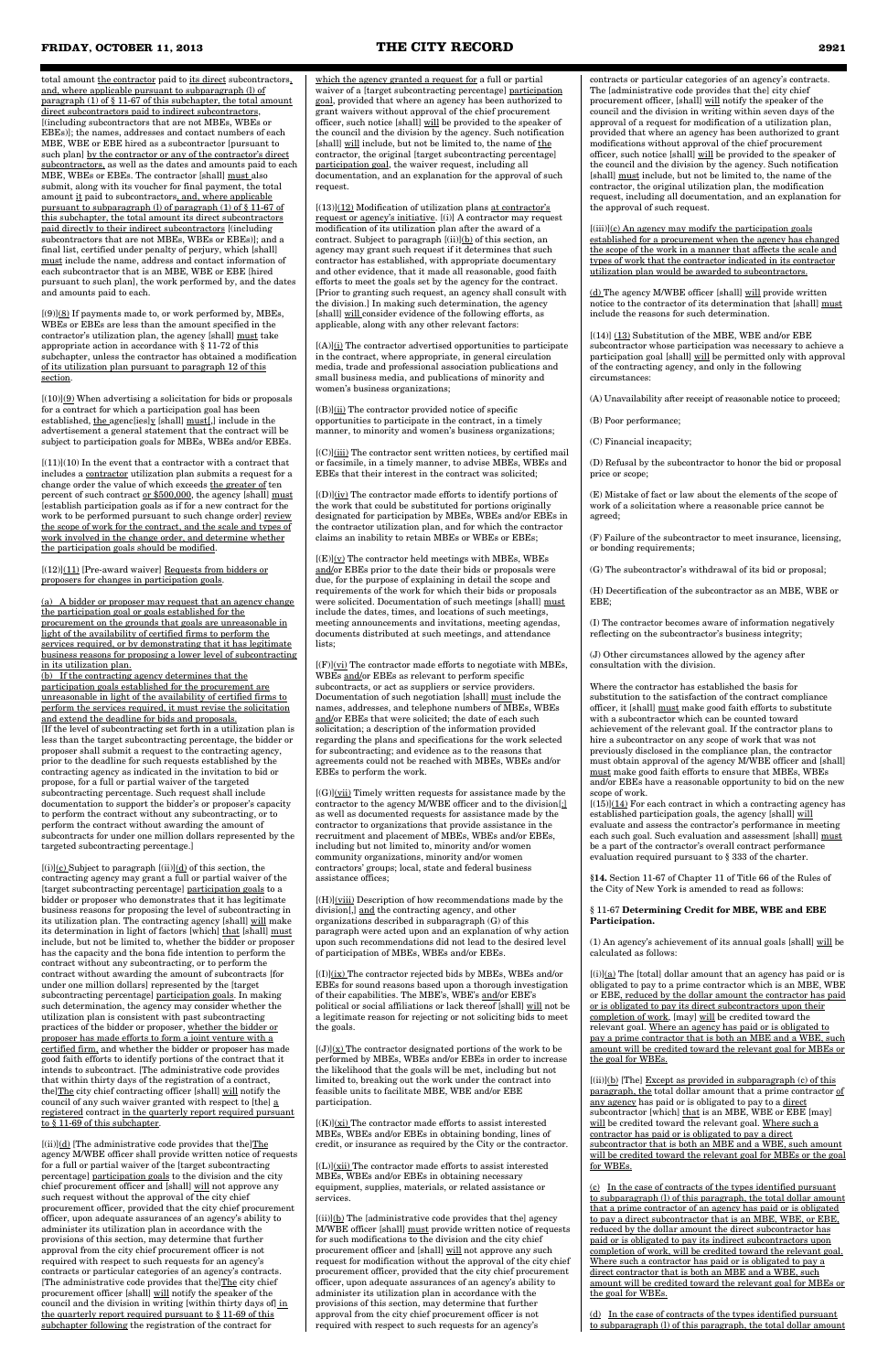total amount the contractor paid to its direct subcontractors, and, where applicable pursuant to subparagraph (l) of paragraph (1) of § 11-67 of this subchapter, the total amount direct subcontractors paid to indirect subcontractors, [(including subcontractors that are not MBEs, WBEs or EBEs)]; the names, addresses and contact numbers of each MBE, WBE or EBE hired as a subcontractor [pursuant to such plan] by the contractor or any of the contractor's direct subcontractors, as well as the dates and amounts paid to each MBE, WBE or EBEs. The contractor [shall] must also submit, along with its voucher for final payment, the total amount it paid to subcontractors, and, where applicable pursuant to subparagraph (l) of paragraph (1) of § 11-67 of this subchapter, the total amount its direct subcontractors paid directly to their indirect subcontractors [(including subcontractors that are not MBEs, WBEs or EBEs)]; and a final list, certified under penalty of perjury, which [shall] must include the name, address and contact information of each subcontractor that is an MBE, WBE or EBE [hired pursuant to such plan], the work performed by, and the dates and amounts paid to each.

[(9)](8) If payments made to, or work performed by, MBEs, WBEs or EBEs are less than the amount specified in the contractor's utilization plan, the agency [shall] must take appropriate action in accordance with § 11-72 of this subchapter, unless the contractor has obtained a modification of its utilization plan pursuant to paragraph 12 of this section.

[(10)](9) When advertising a solicitation for bids or proposals for a contract for which a participation goal has been established, the agenc[ies]y [shall] must[,] include in the advertisement a general statement that the contract will be subject to participation goals for MBEs, WBEs and/or EBEs.

[(11)](10) In the event that a contractor with a contract that includes a contractor utilization plan submits a request for a change order the value of which exceeds the greater of ten percent of such contract or $500,000, the agency [shall] must [establish participation goals as if for a new contract for the work to be performed pursuant to such change order] review the scope of work for the contract, and the scale and types of work involved in the change order, and determine whether the participation goals should be modified.

[(12)](11) [Pre-award waiver] Requests from bidders or proposers for changes in participation goals.

(a) A bidder or proposer may request that an agency change the participation goal or goals established for the procurement on the grounds that goals are unreasonable in light of the availability of certified firms to perform the services required, or by demonstrating that it has legitimate business reasons for proposing a lower level of subcontracting in its utilization plan.

(b) If the contracting agency determines that the participation goals established for the procurement are unreasonable in light of the availability of certified firms to perform the services required, it must revise the solicitation and extend the deadline for bids and proposals.

[If the level of subcontracting set forth in a utilization plan is less than the target subcontracting percentage, the bidder or proposer shall submit a request to the contracting agency, prior to the deadline for such requests established by the contracting agency as indicated in the invitation to bid or propose, for a full or partial waiver of the targeted subcontracting percentage. Such request shall include documentation to support the bidder's or proposer's capacity to perform the contract without any subcontracting, or to perform the contract without awarding the amount of subcontracts for under one million dollars represented by the targeted subcontracting percentage.]

[(i)](c) Subject to paragraph [(ii)](d) of this section, the contracting agency may grant a full or partial waiver of the [target subcontracting percentage] participation goals to a bidder or proposer who demonstrates that it has legitimate business reasons for proposing the level of subcontracting in its utilization plan. The contracting agency [shall] will make its determination in light of factors [which] that [shall] must include, but not be limited to, whether the bidder or proposer has the capacity and the bona fide intention to perform the contract without any subcontracting, or to perform the contract without awarding the amount of subcontracts [for under one million dollars] represented by the [target subcontracting percentage] participation goals. In making such determination, the agency may consider whether the utilization plan is consistent with past subcontracting practices of the bidder or proposer, whether the bidder or proposer has made efforts to form a joint venture with a certified firm, and whether the bidder or proposer has made good faith efforts to identify portions of the contract that it intends to subcontract. [The administrative code provides that within thirty days of the registration of a contract, the]The city chief contracting officer [shall] will notify the council of any such waiver granted with respect to [the] a registered contract in the quarterly report required pursuant to § 11-69 of this subchapter.

[(ii)](d) [The administrative code provides that the]The agency M/WBE officer shall provide written notice of requests for a full or partial waiver of the [target subcontracting percentage] participation goals to the division and the city chief procurement officer and [shall] will not approve any such request without the approval of the city chief procurement officer, provided that the city chief procurement officer, upon adequate assurances of an agency's ability to administer its utilization plan in accordance with the provisions of this section, may determine that further approval from the city chief procurement officer is not required with respect to such requests for an agency's contracts or particular categories of an agency's contracts. [The administrative code provides that the]The city chief procurement officer [shall] will notify the speaker of the council and the division in writing [within thirty days of] in the quarterly report required pursuant to § 11-69 of this subchapter following the registration of the contract for which the agency granted a request for a full or partial waiver of a [target subcontracting percentage] participation goal, provided that where an agency has been authorized to grant waivers without approval of the chief procurement officer, such notice [shall] will be provided to the speaker of the council and the division by the agency. Such notification [shall] will include, but not be limited to, the name of the contractor, the original [target subcontracting percentage] participation goal, the waiver request, including all documentation, and an explanation for the approval of such request.

[(13)](12) Modification of utilization plans at contractor's request or agency's initiative. [(i)] A contractor may request modification of its utilization plan after the award of a contract. Subject to paragraph [(ii)](b) of this section, an agency may grant such request if it determines that such contractor has established, with appropriate documentary and other evidence, that it made all reasonable, good faith efforts to meet the goals set by the agency for the contract. [Prior to granting such request, an agency shall consult with the division.] In making such determination, the agency [shall] will consider evidence of the following efforts, as applicable, along with any other relevant factors:

[(A)](i) The contractor advertised opportunities to participate in the contract, where appropriate, in general circulation media, trade and professional association publications and small business media, and publications of minority and women's business organizations;

[(B)](ii) The contractor provided notice of specific opportunities to participate in the contract, in a timely manner, to minority and women's business organizations;

[(C)](iii) The contractor sent written notices, by certified mail or facsimile, in a timely manner, to advise MBEs, WBEs and EBEs that their interest in the contract was solicited;

[(D)](iv) The contractor made efforts to identify portions of the work that could be substituted for portions originally designated for participation by MBEs, WBEs and/or EBEs in the contractor utilization plan, and for which the contractor claims an inability to retain MBEs or WBEs or EBEs;

[(E)](v) The contractor held meetings with MBEs, WBEs and/or EBEs prior to the date their bids or proposals were due, for the purpose of explaining in detail the scope and requirements of the work for which their bids or proposals were solicited. Documentation of such meetings [shall] must include the dates, times, and locations of such meetings, meeting announcements and invitations, meeting agendas, documents distributed at such meetings, and attendance lists;

[(F)](vi) The contractor made efforts to negotiate with MBEs, WBEs and/or EBEs as relevant to perform specific subcontracts, or act as suppliers or service providers. Documentation of such negotiation [shall] must include the names, addresses, and telephone numbers of MBEs, WBEs and/or EBEs that were solicited; the date of each such solicitation; a description of the information provided regarding the plans and specifications for the work selected for subcontracting; and evidence as to the reasons that agreements could not be reached with MBEs, WBEs and/or EBEs to perform the work.

[(G)](vii) Timely written requests for assistance made by the contractor to the agency M/WBE officer and to the division[;] as well as documented requests for assistance made by the contractor to organizations that provide assistance in the recruitment and placement of MBEs, WBEs and/or EBEs, including but not limited to, minority and/or women community organizations, minority and/or women contractors' groups; local, state and federal business assistance offices;

[(H)](viii) Description of how recommendations made by the division[,] and the contracting agency, and other organizations described in subparagraph (G) of this paragraph were acted upon and an explanation of why action upon such recommendations did not lead to the desired level of participation of MBEs, WBEs and/or EBEs.

[(I)](ix) The contractor rejected bids by MBEs, WBEs and/or EBEs for sound reasons based upon a thorough investigation of their capabilities. The MBE's, WBE's and/or EBE's political or social affiliations or lack thereof [shall] will not be a legitimate reason for rejecting or not soliciting bids to meet the goals.

[(J)](x) The contractor designated portions of the work to be performed by MBEs, WBEs and/or EBEs in order to increase the likelihood that the goals will be met, including but not limited to, breaking out the work under the contract into feasible units to facilitate MBE, WBE and EBE participation.

[(K)](xi) The contractor made efforts to assist interested MBEs, WBEs and/or EBEs in obtaining bonding, lines of credit, or insurance as required by the City or the contractor.

[(L)](xii) The contractor made efforts to assist interested MBEs, WBEs and/or EBEs in obtaining necessary equipment, supplies, materials, or related assistance or services.

[(ii)](b) The [administrative code provides that the] agency M/WBE officer [shall] must provide written notice of requests for such modifications to the division and the city chief procurement officer and [shall] will not approve any such request for modification without the approval of the city chief procurement officer, provided that the city chief procurement officer, upon adequate assurances of an agency's ability to administer its utilization plan in accordance with the provisions of this section, may determine that further approval from the city chief procurement officer is not required with respect to such requests for an agency's contracts or particular categories of an agency's contracts. The [administrative code provides that the] city chief procurement officer, [shall] will notify the speaker of the council and the division in writing within seven days of the approval of a request for modification of a utilization plan, provided that where an agency has been authorized to grant modifications without approval of the chief procurement officer, such notice [shall] will be provided to the speaker of the council and the division by the agency. Such notification [shall] must include, but not be limited to, the name of the contractor, the original utilization plan, the modification request, including all documentation, and an explanation for the approval of such request.

[(iii)](c) An agency may modify the participation goals established for a procurement when the agency has changed the scope of the work in a manner that affects the scale and types of work that the contractor indicated in its contractor utilization plan would be awarded to subcontractors.

(d) The agency M/WBE officer [shall] will provide written notice to the contractor of its determination that [shall] must include the reasons for such determination.

[(14)] (13) Substitution of the MBE, WBE and/or EBE subcontractor whose participation was necessary to achieve a participation goal [shall] will be permitted only with approval of the contracting agency, and only in the following circumstances:

(A) Unavailability after receipt of reasonable notice to proceed;

(B) Poor performance;

(C) Financial incapacity;

(D) Refusal by the subcontractor to honor the bid or proposal price or scope;

(E) Mistake of fact or law about the elements of the scope of work of a solicitation where a reasonable price cannot be agreed;

(F) Failure of the subcontractor to meet insurance, licensing, or bonding requirements;

(G) The subcontractor's withdrawal of its bid or proposal;

(H) Decertification of the subcontractor as an MBE, WBE or EBE;

(I) The contractor becomes aware of information negatively reflecting on the subcontractor's business integrity;

(J) Other circumstances allowed by the agency after consultation with the division.

Where the contractor has established the basis for substitution to the satisfaction of the contract compliance officer, it [shall] must make good faith efforts to substitute with a subcontractor which can be counted toward achievement of the relevant goal. If the contractor plans to hire a subcontractor on any scope of work that was not previously disclosed in the compliance plan, the contractor must obtain approval of the agency M/WBE officer and [shall] must make good faith efforts to ensure that MBEs, WBEs and/or EBEs have a reasonable opportunity to bid on the new scope of work.

[(15)](14) For each contract in which a contracting agency has established participation goals, the agency [shall] will evaluate and assess the contractor's performance in meeting each such goal. Such evaluation and assessment [shall] must be a part of the contractor's overall contract performance evaluation required pursuant to § 333 of the charter.

**§14.** Section 11-67 of Chapter 11 of Title 66 of the Rules of the City of New York is amended to read as follows:

**§ 11-67 Determining Credit for MBE, WBE and EBE Participation.**

(1) An agency's achievement of its annual goals [shall] will be calculated as follows:

[(i)](a) The [total] dollar amount that an agency has paid or is obligated to pay to a prime contractor which is an MBE, WBE or EBE, reduced by the dollar amount the contractor has paid or is obligated to pay its direct subcontractors upon their completion of work, [may] will be credited toward the relevant goal. Where an agency has paid or is obligated to pay a prime contractor that is both an MBE and a WBE, such amount will be credited toward the relevant goal for MBEs or the goal for WBEs.

[(ii)](b) [The] Except as provided in subparagraph (c) of this paragraph, the total dollar amount that a prime contractor of any agency has paid or is obligated to pay to a direct subcontractor [which] that is an MBE, WBE or EBE [may] will be credited toward the relevant goal. Where such a contractor has paid or is obligated to pay a direct subcontractor that is both an MBE and a WBE, such amount will be credited toward the relevant goal for MBEs or the goal for WBEs.

(c) In the case of contracts of the types identified pursuant to subparagraph (l) of this paragraph, the total dollar amount that a prime contractor of an agency has paid or is obligated to pay a direct subcontractor that is an MBE, WBE, or EBE, reduced by the dollar amount the direct subcontractor has paid or is obligated to pay its indirect subcontractors upon completion of work, will be credited toward the relevant goal. Where such a contractor has paid or is obligated to pay a direct contractor that is both an MBE and a WBE, such amount will be credited toward the relevant goal for MBEs or the goal for WBEs.

(d) In the case of contracts of the types identified pursuant to subparagraph (l) of this paragraph, the total dollar amount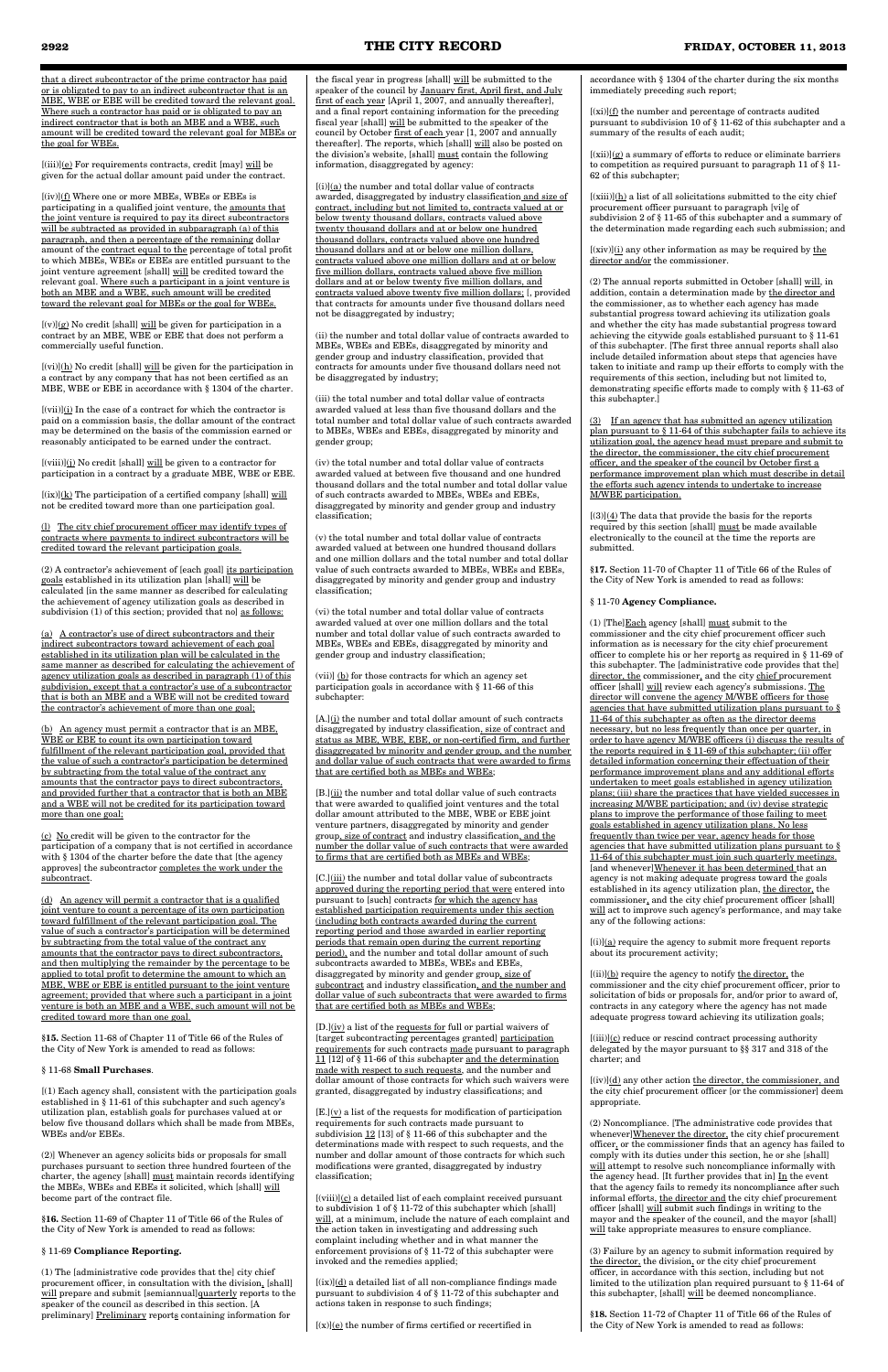that a direct subcontractor of the prime contractor has paid or is obligated to pay to an indirect subcontractor that is an MBE, WBE or EBE will be credited toward the relevant goal. Where such a contractor has paid or is obligated to pay an indirect contractor that is both an MBE and a WBE, such amount will be credited toward the relevant goal for MBEs or the goal for WBEs.

[(iii)](e) For requirements contracts, credit [may] will be given for the actual dollar amount paid under the contract.

[(iv)](f) Where one or more MBEs, WBEs or EBEs is participating in a qualified joint venture, the amounts that the joint venture is required to pay its direct subcontractors will be subtracted as provided in subparagraph (a) of this paragraph, and then a percentage of the remaining dollar amount of the contract equal to the percentage of total profit to which MBEs, WBEs or EBEs are entitled pursuant to the joint venture agreement [shall] will be credited toward the relevant goal. Where such a participant in a joint venture is both an MBE and a WBE, such amount will be credited toward the relevant goal for MBEs or the goal for WBEs.

[(v)](g) No credit [shall] will be given for participation in a contract by an MBE, WBE or EBE that does not perform a commercially useful function.

[(vi)](h) No credit [shall] will be given for the participation in a contract by any company that has not been certified as an MBE, WBE or EBE in accordance with § 1304 of the charter.

[(vii)](i) In the case of a contract for which the contractor is paid on a commission basis, the dollar amount of the contract may be determined on the basis of the commission earned or reasonably anticipated to be earned under the contract.

[(viii)](j) No credit [shall] will be given to a contractor for participation in a contract by a graduate MBE, WBE or EBE.

[(ix)](k) The participation of a certified company [shall] will not be credited toward more than one participation goal.

(l) The city chief procurement officer may identify types of contracts where payments to indirect subcontractors will be credited toward the relevant participation goals.

(2) A contractor's achievement of [each goal] its participation goals established in its utilization plan [shall] will be calculated [in the same manner as described for calculating the achievement of agency utilization goals as described in subdivision (1) of this section; provided that no] as follows:

(a) A contractor's use of direct subcontractors and their indirect subcontractors toward achievement of each goal established in its utilization plan will be calculated in the same manner as described for calculating the achievement of agency utilization goals as described in paragraph (1) of this subdivision, except that a contractor's use of a subcontractor that is both an MBE and a WBE will not be credited toward the contractor's achievement of more than one goal;

(b) An agency must permit a contractor that is an MBE, WBE or EBE to count its own participation toward fulfillment of the relevant participation goal, provided that the value of such a contractor's participation be determined by subtracting from the total value of the contract any amounts that the contractor pays to direct subcontractors, and provided further that a contractor that is both an MBE and a WBE will not be credited for its participation toward more than one goal;

(c) No credit will be given to the contractor for the participation of a company that is not certified in accordance with § 1304 of the charter before the date that [the agency approves] the subcontractor completes the work under the subcontract.

(d) An agency will permit a contractor that is a qualified joint venture to count a percentage of its own participation toward fulfillment of the relevant participation goal. The value of such a contractor's participation will be determined by subtracting from the total value of the contract any amounts that the contractor pays to direct subcontractors, and then multiplying the remainder by the percentage to be applied to total profit to determine the amount to which an MBE, WBE or EBE is entitled pursuant to the joint venture agreement; provided that where such a participant in a joint venture is both an MBE and a WBE, such amount will not be credited toward more than one goal.

**§15.** Section 11-68 of Chapter 11 of Title 66 of the Rules of the City of New York is amended to read as follows:

§ 11-68 **Small Purchases**.

[(1) Each agency shall, consistent with the participation goals established in § 11-61 of this subchapter and such agency's utilization plan, establish goals for purchases valued at or below five thousand dollars which shall be made from MBEs, WBEs and/or EBEs.

(2)] Whenever an agency solicits bids or proposals for small purchases pursuant to section three hundred fourteen of the charter, the agency [shall] must maintain records identifying the MBEs, WBEs and EBEs it solicited, which [shall] will become part of the contract file.

**§16.** Section 11-69 of Chapter 11 of Title 66 of the Rules of the City of New York is amended to read as follows:

§ 11-69 **Compliance Reporting.**

(1) The [administrative code provides that the] city chief procurement officer, in consultation with the division, [shall] will prepare and submit [semiannual]quarterly reports to the speaker of the council as described in this section. [A preliminary] Preliminary reports containing information for the fiscal year in progress [shall] will be submitted to the speaker of the council by January first, April first, and July first of each year [April 1, 2007, and annually thereafter], and a final report containing information for the preceding fiscal year [shall] will be submitted to the speaker of the council by October first of each year [1, 2007 and annually thereafter]. The reports, which [shall] will also be posted on the division's website, [shall] must contain the following information, disaggregated by agency:

[(i)](a) the number and total dollar value of contracts awarded, disaggregated by industry classification and size of contract, including but not limited to, contracts valued at or below twenty thousand dollars, contracts valued above twenty thousand dollars and at or below one hundred thousand dollars, contracts valued above one hundred thousand dollars and at or below one million dollars, contracts valued above one million dollars and at or below five million dollars, contracts valued above five million dollars and at or below twenty five million dollars, and contracts valued above twenty five million dollars; [, provided that contracts for amounts under five thousand dollars need not be disaggregated by industry;

(ii) the number and total dollar value of contracts awarded to MBEs, WBEs and EBEs, disaggregated by minority and gender group and industry classification, provided that contracts for amounts under five thousand dollars need not be disaggregated by industry;

(iii) the total number and total dollar value of contracts awarded valued at less than five thousand dollars and the total number and total dollar value of such contracts awarded to MBEs, WBEs and EBEs, disaggregated by minority and gender group;

(iv) the total number and total dollar value of contracts awarded valued at between five thousand and one hundred thousand dollars and the total number and total dollar value of such contracts awarded to MBEs, WBEs and EBEs, disaggregated by minority and gender group and industry classification;

(v) the total number and total dollar value of contracts awarded valued at between one hundred thousand dollars and one million dollars and the total number and total dollar value of such contracts awarded to MBEs, WBEs and EBEs, disaggregated by minority and gender group and industry classification;

(vi) the total number and total dollar value of contracts awarded valued at over one million dollars and the total number and total dollar value of such contracts awarded to MBEs, WBEs and EBEs, disaggregated by minority and gender group and industry classification;

(vii)] (b) for those contracts for which an agency set participation goals in accordance with § 11-66 of this subchapter:

[A.](i) the number and total dollar amount of such contracts disaggregated by industry classification, size of contract and status as MBE, WBE, EBE, or non-certified firm, and further disaggregated by minority and gender group, and the number and dollar value of such contracts that were awarded to firms that are certified both as MBEs and WBEs;

[B.](ii) the number and total dollar value of such contracts that were awarded to qualified joint ventures and the total dollar amount attributed to the MBE, WBE or EBE joint venture partners, disaggregated by minority and gender group, size of contract and industry classification, and the number the dollar value of such contracts that were awarded to firms that are certified both as MBEs and WBEs;

[C.](iii) the number and total dollar value of subcontracts approved during the reporting period that were entered into pursuant to [such] contracts for which the agency has established participation requirements under this section (including both contracts awarded during the current reporting period and those awarded in earlier reporting periods that remain open during the current reporting period), and the number and total dollar amount of such subcontracts awarded to MBEs, WBEs and EBEs, disaggregated by minority and gender group, size of subcontract and industry classification, and the number and dollar value of such subcontracts that were awarded to firms that are certified both as MBEs and WBEs;

[D.](iv) a list of the requests for full or partial waivers of [target subcontracting percentages granted] participation requirements for such contracts made pursuant to paragraph 11 [12] of § 11-66 of this subchapter and the determination made with respect to such requests, and the number and dollar amount of those contracts for which such waivers were granted, disaggregated by industry classifications; and

[E.](v) a list of the requests for modification of participation requirements for such contracts made pursuant to subdivision 12 [13] of § 11-66 of this subchapter and the determinations made with respect to such requests, and the number and dollar amount of those contracts for which such modifications were granted, disaggregated by industry classification;

[(viii)](c) a detailed list of each complaint received pursuant to subdivision 1 of § 11-72 of this subchapter which [shall] will, at a minimum, include the nature of each complaint and the action taken in investigating and addressing such complaint including whether and in what manner the enforcement provisions of § 11-72 of this subchapter were invoked and the remedies applied;

[(ix)](d) a detailed list of all non-compliance findings made pursuant to subdivision 4 of § 11-72 of this subchapter and actions taken in response to such findings;

[(x)](e) the number of firms certified or recertified in accordance with § 1304 of the charter during the six months immediately preceding such report;

[(xi)](f) the number and percentage of contracts audited pursuant to subdivision 10 of § 11-62 of this subchapter and a summary of the results of each audit;

[(xii)](g) a summary of efforts to reduce or eliminate barriers to competition as required pursuant to paragraph 11 of § 11-62 of this subchapter;

[(xiii)](h) a list of all solicitations submitted to the city chief procurement officer pursuant to paragraph [vi]e of subdivision 2 of § 11-65 of this subchapter and a summary of the determination made regarding each such submission; and

[(xiv)](i) any other information as may be required by the director and/or the commissioner.

(2) The annual reports submitted in October [shall] will, in addition, contain a determination made by the director and the commissioner, as to whether each agency has made substantial progress toward achieving its utilization goals and whether the city has made substantial progress toward achieving the citywide goals established pursuant to § 11-61 of this subchapter. [The first three annual reports shall also include detailed information about steps that agencies have taken to initiate and ramp up their efforts to comply with the requirements of this section, including but not limited to, demonstrating specific efforts made to comply with § 11-63 of this subchapter.]

(3) If an agency that has submitted an agency utilization plan pursuant to § 11-64 of this subchapter fails to achieve its utilization goal, the agency head must prepare and submit to the director, the commissioner, the city chief procurement officer, and the speaker of the council by October first a performance improvement plan which must describe in detail the efforts such agency intends to undertake to increase M/WBE participation.

[(3)](4) The data that provide the basis for the reports required by this section [shall] must be made available electronically to the council at the time the reports are submitted.

**§17.** Section 11-70 of Chapter 11 of Title 66 of the Rules of the City of New York is amended to read as follows:

§ 11-70 **Agency Compliance.**

(1) [The]Each agency [shall] must submit to the commissioner and the city chief procurement officer such information as is necessary for the city chief procurement officer to complete his or her reports as required in § 11-69 of this subchapter. The [administrative code provides that the] director, the commissioner, and the city chief procurement officer [shall] will review each agency's submissions. The director will convene the agency M/WBE officers for those agencies that have submitted utilization plans pursuant to § 11-64 of this subchapter as often as the director deems necessary, but no less frequently than once per quarter, in order to have agency M/WBE officers (i) discuss the results of the reports required in § 11-69 of this subchapter; (ii) offer detailed information concerning their effectuation of their performance improvement plans and any additional efforts undertaken to meet goals established in agency utilization plans; (iii) share the practices that have yielded successes in increasing M/WBE participation; and (iv) devise strategic plans to improve the performance of those failing to meet goals established in agency utilization plans. No less frequently than twice per year, agency heads for those agencies that have submitted utilization plans pursuant to § 11-64 of this subchapter must join such quarterly meetings. [and whenever]Whenever it has been determined that an agency is not making adequate progress toward the goals established in its agency utilization plan, the director, the commissioner, and the city chief procurement officer [shall] will act to improve such agency's performance, and may take any of the following actions:

[(i)](a) require the agency to submit more frequent reports about its procurement activity;

[(ii)](b) require the agency to notify the director, the commissioner and the city chief procurement officer, prior to solicitation of bids or proposals for, and/or prior to award of, contracts in any category where the agency has not made adequate progress toward achieving its utilization goals;

[(iii)](c) reduce or rescind contract processing authority delegated by the mayor pursuant to §§ 317 and 318 of the charter; and

[(iv)](d) any other action the director, the commissioner, and the city chief procurement officer [or the commissioner] deem appropriate.

(2) Noncompliance. [The administrative code provides that whenever]Whenever the director, the city chief procurement officer, or the commissioner finds that an agency has failed to comply with its duties under this section, he or she [shall] will attempt to resolve such noncompliance informally with the agency head. [It further provides that in] In the event that the agency fails to remedy its noncompliance after such informal efforts, the director and the city chief procurement officer [shall] will submit such findings in writing to the mayor and the speaker of the council, and the mayor [shall] will take appropriate measures to ensure compliance.

(3) Failure by an agency to submit information required by the director, the division, or the city chief procurement officer, in accordance with this section, including but not limited to the utilization plan required pursuant to § 11-64 of this subchapter, [shall] will be deemed noncompliance.

**§18.** Section 11-72 of Chapter 11 of Title 66 of the Rules of the City of New York is amended to read as follows: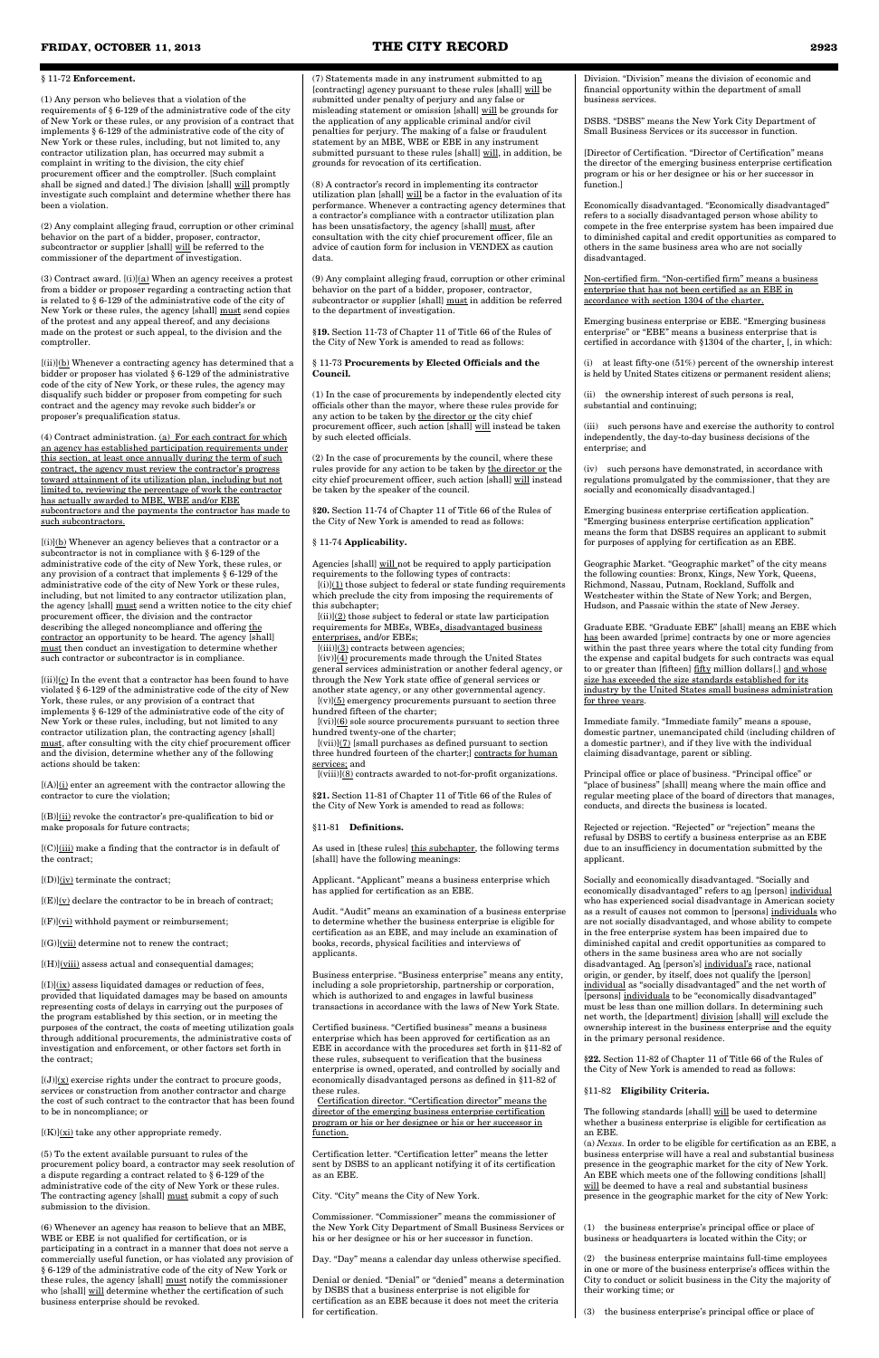§ 11-72 **Enforcement.**

(1) Any person who believes that a violation of the requirements of § 6-129 of the administrative code of the city of New York or these rules, or any provision of a contract that implements § 6-129 of the administrative code of the city of New York or these rules, including, but not limited to, any contractor utilization plan, has occurred may submit a complaint in writing to the division, the city chief procurement officer and the comptroller. [Such complaint shall be signed and dated.] The division [shall] will promptly investigate such complaint and determine whether there has been a violation.

(2) Any complaint alleging fraud, corruption or other criminal behavior on the part of a bidder, proposer, contractor, subcontractor or supplier [shall] will be referred to the commissioner of the department of investigation.

(3) Contract award. [(i)](a) When an agency receives a protest from a bidder or proposer regarding a contracting action that is related to § 6-129 of the administrative code of the city of New York or these rules, the agency [shall] must send copies of the protest and any appeal thereof, and any decisions made on the protest or such appeal, to the division and the comptroller.

[(ii)](b) Whenever a contracting agency has determined that a bidder or proposer has violated § 6-129 of the administrative code of the city of New York, or these rules, the agency may disqualify such bidder or proposer from competing for such contract and the agency may revoke such bidder's or proposer's prequalification status.

(4) Contract administration. (a) For each contract for which an agency has established participation requirements under this section, at least once annually during the term of such contract, the agency must review the contractor's progress toward attainment of its utilization plan, including but not limited to, reviewing the percentage of work the contractor has actually awarded to MBE, WBE and/or EBE subcontractors and the payments the contractor has made to such subcontractors.

[(i)](b) Whenever an agency believes that a contractor or a subcontractor is not in compliance with § 6-129 of the administrative code of the city of New York, these rules, or any provision of a contract that implements § 6-129 of the administrative code of the city of New York or these rules, including, but not limited to any contractor utilization plan, the agency [shall] must send a written notice to the city chief procurement officer, the division and the contractor describing the alleged noncompliance and offering the contractor an opportunity to be heard. The agency [shall] must then conduct an investigation to determine whether such contractor or subcontractor is in compliance.

[(ii)](c) In the event that a contractor has been found to have violated § 6-129 of the administrative code of the city of New York, these rules, or any provision of a contract that implements § 6-129 of the administrative code of the city of New York or these rules, including, but not limited to any contractor utilization plan, the contracting agency [shall] must, after consulting with the city chief procurement officer and the division, determine whether any of the following actions should be taken:

[(A)](i) enter an agreement with the contractor allowing the contractor to cure the violation;

[(B)](ii) revoke the contractor's pre-qualification to bid or make proposals for future contracts;

[(C)](iii) make a finding that the contractor is in default of the contract;

[(D)](iv) terminate the contract;

[(E)](v) declare the contractor to be in breach of contract;

[(F)](vi) withhold payment or reimbursement;

[(G)](vii) determine not to renew the contract;

[(H)](viii) assess actual and consequential damages;

[(I)](ix) assess liquidated damages or reduction of fees, provided that liquidated damages may be based on amounts representing costs of delays in carrying out the purposes of the program established by this section, or in meeting the purposes of the contract, the costs of meeting utilization goals through additional procurements, the administrative costs of investigation and enforcement, or other factors set forth in the contract;

[(J)](x) exercise rights under the contract to procure goods, services or construction from another contractor and charge the cost of such contract to the contractor that has been found to be in noncompliance; or

[(K)](xi) take any other appropriate remedy.

(5) To the extent available pursuant to rules of the procurement policy board, a contractor may seek resolution of a dispute regarding a contract related to § 6-129 of the administrative code of the city of New York or these rules. The contracting agency [shall] must submit a copy of such submission to the division.

(6) Whenever an agency has reason to believe that an MBE, WBE or EBE is not qualified for certification, or is participating in a contract in a manner that does not serve a commercially useful function, or has violated any provision of § 6-129 of the administrative code of the city of New York or these rules, the agency [shall] must notify the commissioner who [shall] will determine whether the certification of such business enterprise should be revoked.

(7) Statements made in any instrument submitted to an [contracting] agency pursuant to these rules [shall] will be submitted under penalty of perjury and any false or misleading statement or omission [shall] will be grounds for the application of any applicable criminal and/or civil penalties for perjury. The making of a false or fraudulent statement by an MBE, WBE or EBE in any instrument submitted pursuant to these rules [shall] will, in addition, be grounds for revocation of its certification.

(8) A contractor's record in implementing its contractor utilization plan [shall] will be a factor in the evaluation of its performance. Whenever a contracting agency determines that a contractor's compliance with a contractor utilization plan has been unsatisfactory, the agency [shall] must, after consultation with the city chief procurement officer, file an advice of caution form for inclusion in VENDEX as caution data.

(9) Any complaint alleging fraud, corruption or other criminal behavior on the part of a bidder, proposer, contractor, subcontractor or supplier [shall] must in addition be referred to the department of investigation.

**§19.** Section 11-73 of Chapter 11 of Title 66 of the Rules of the City of New York is amended to read as follows:

§ 11-73 **Procurements by Elected Officials and the Council.**

(1) In the case of procurements by independently elected city officials other than the mayor, where these rules provide for any action to be taken by the director or the city chief procurement officer, such action [shall] will instead be taken by such elected officials.

(2) In the case of procurements by the council, where these rules provide for any action to be taken by the director or the city chief procurement officer, such action [shall] will instead be taken by the speaker of the council.

**§20.** Section 11-74 of Chapter 11 of Title 66 of the Rules of the City of New York is amended to read as follows:

§ 11-74 **Applicability.**

Agencies [shall] will not be required to apply participation requirements to the following types of contracts:
[(i)](1) those subject to federal or state funding requirements which preclude the city from imposing the requirements of this subchapter;
[(ii)](2) those subject to federal or state law participation requirements for MBEs, WBEs, disadvantaged business enterprises, and/or EBEs;
[(iii)](3) contracts between agencies;
[(iv)](4) procurements made through the United States general services administration or another federal agency, or through the New York state office of general services or another state agency, or any other governmental agency.
[(v)](5) emergency procurements pursuant to section three hundred fifteen of the charter;
[(vi)](6) sole source procurements pursuant to section three hundred twenty-one of the charter;
[(vii)](7) [small purchases as defined pursuant to section three hundred fourteen of the charter;] contracts for human services; and
[(viii)](8) contracts awarded to not-for-profit organizations.

**§21.** Section 11-81 of Chapter 11 of Title 66 of the Rules of the City of New York is amended to read as follows:

§11-81 **Definitions.**

As used in [these rules] this subchapter, the following terms [shall] have the following meanings:

Applicant. "Applicant" means a business enterprise which has applied for certification as an EBE.

Audit. "Audit" means an examination of a business enterprise to determine whether the business enterprise is eligible for certification as an EBE, and may include an examination of books, records, physical facilities and interviews of applicants.

Business enterprise. "Business enterprise" means any entity, including a sole proprietorship, partnership or corporation, which is authorized to and engages in lawful business transactions in accordance with the laws of New York State.

Certified business. "Certified business" means a business enterprise which has been approved for certification as an EBE in accordance with the procedures set forth in §11-82 of these rules, subsequent to verification that the business enterprise is owned, operated, and controlled by socially and economically disadvantaged persons as defined in §11-82 of these rules.

Certification director. "Certification director" means the director of the emerging business enterprise certification program or his or her designee or his or her successor in function.

Certification letter. "Certification letter" means the letter sent by DSBS to an applicant notifying it of its certification as an EBE.

City. "City" means the City of New York.

Commissioner. "Commissioner" means the commissioner of the New York City Department of Small Business Services or his or her designee or his or her successor in function.

Day. "Day" means a calendar day unless otherwise specified.

Denial or denied. "Denial" or "denied" means a determination by DSBS that a business enterprise is not eligible for certification as an EBE because it does not meet the criteria for certification.

Division. "Division" means the division of economic and financial opportunity within the department of small business services.

DSBS. "DSBS" means the New York City Department of Small Business Services or its successor in function.

[Director of Certification. "Director of Certification" means the director of the emerging business enterprise certification program or his or her designee or his or her successor in function.]

Economically disadvantaged. "Economically disadvantaged" refers to a socially disadvantaged person whose ability to compete in the free enterprise system has been impaired due to diminished capital and credit opportunities as compared to others in the same business area who are not socially disadvantaged.

Non-certified firm. "Non-certified firm" means a business enterprise that has not been certified as an EBE in accordance with section 1304 of the charter.

Emerging business enterprise or EBE. "Emerging business enterprise" or "EBE" means a business enterprise that is certified in accordance with §1304 of the charter. [, in which:

(i) at least fifty-one (51%) percent of the ownership interest is held by United States citizens or permanent resident aliens;

(ii) the ownership interest of such persons is real, substantial and continuing;

(iii) such persons have and exercise the authority to control independently, the day-to-day business decisions of the enterprise; and

(iv) such persons have demonstrated, in accordance with regulations promulgated by the commissioner, that they are socially and economically disadvantaged.]

Emerging business enterprise certification application. "Emerging business enterprise certification application" means the form that DSBS requires an applicant to submit for purposes of applying for certification as an EBE.

Geographic Market. "Geographic market" of the city means the following counties: Bronx, Kings, New York, Queens, Richmond, Nassau, Putnam, Rockland, Suffolk and Westchester within the State of New York; and Bergen, Hudson, and Passaic within the state of New Jersey.

Graduate EBE. "Graduate EBE" [shall] means an EBE which has been awarded [prime] contracts by one or more agencies within the past three years where the total city funding from the expense and capital budgets for such contracts was equal to or greater than [fifteen] fifty million dollars[.] and whose size has exceeded the size standards established for its industry by the United States small business administration for three years.

Immediate family. "Immediate family" means a spouse, domestic partner, unemancipated child (including children of a domestic partner), and if they live with the individual claiming disadvantage, parent or sibling.

Principal office or place of business. "Principal office" or "place of business" [shall] means where the main office and regular meeting place of the board of directors that manages, conducts, and directs the business is located.

Rejected or rejection. "Rejected" or "rejection" means the refusal by DSBS to certify a business enterprise as an EBE due to an insufficiency in documentation submitted by the applicant.

Socially and economically disadvantaged. "Socially and economically disadvantaged" refers to an [person] individual who has experienced social disadvantage in American society as a result of causes not common to [persons] individuals who are not socially disadvantaged, and whose ability to compete in the free enterprise system has been impaired due to diminished capital and credit opportunities as compared to others in the same business area who are not socially disadvantaged. An [person's] individual's race, national origin, or gender, by itself, does not qualify the [person] individual as "socially disadvantaged" and the net worth of [persons] individuals to be "economically disadvantaged" must be less than one million dollars. In determining such net worth, the [department] division [shall] will exclude the ownership interest in the business enterprise and the equity in the primary personal residence.

**§22.** Section 11-82 of Chapter 11 of Title 66 of the Rules of the City of New York is amended to read as follows:

§11-82 **Eligibility Criteria.**

The following standards [shall] will be used to determine whether a business enterprise is eligible for certification as an EBE.
(a) *Nexus.* In order to be eligible for certification as an EBE, a business enterprise will have a real and substantial business presence in the geographic market for the city of New York. An EBE which meets one of the following conditions [shall] will be deemed to have a real and substantial business presence in the geographic market for the city of New York:

(1) the business enterprise's principal office or place of business or headquarters is located within the City; or

(2) the business enterprise maintains full-time employees in one or more of the business enterprise's offices within the City to conduct or solicit business in the City the majority of their working time; or

(3) the business enterprise's principal office or place of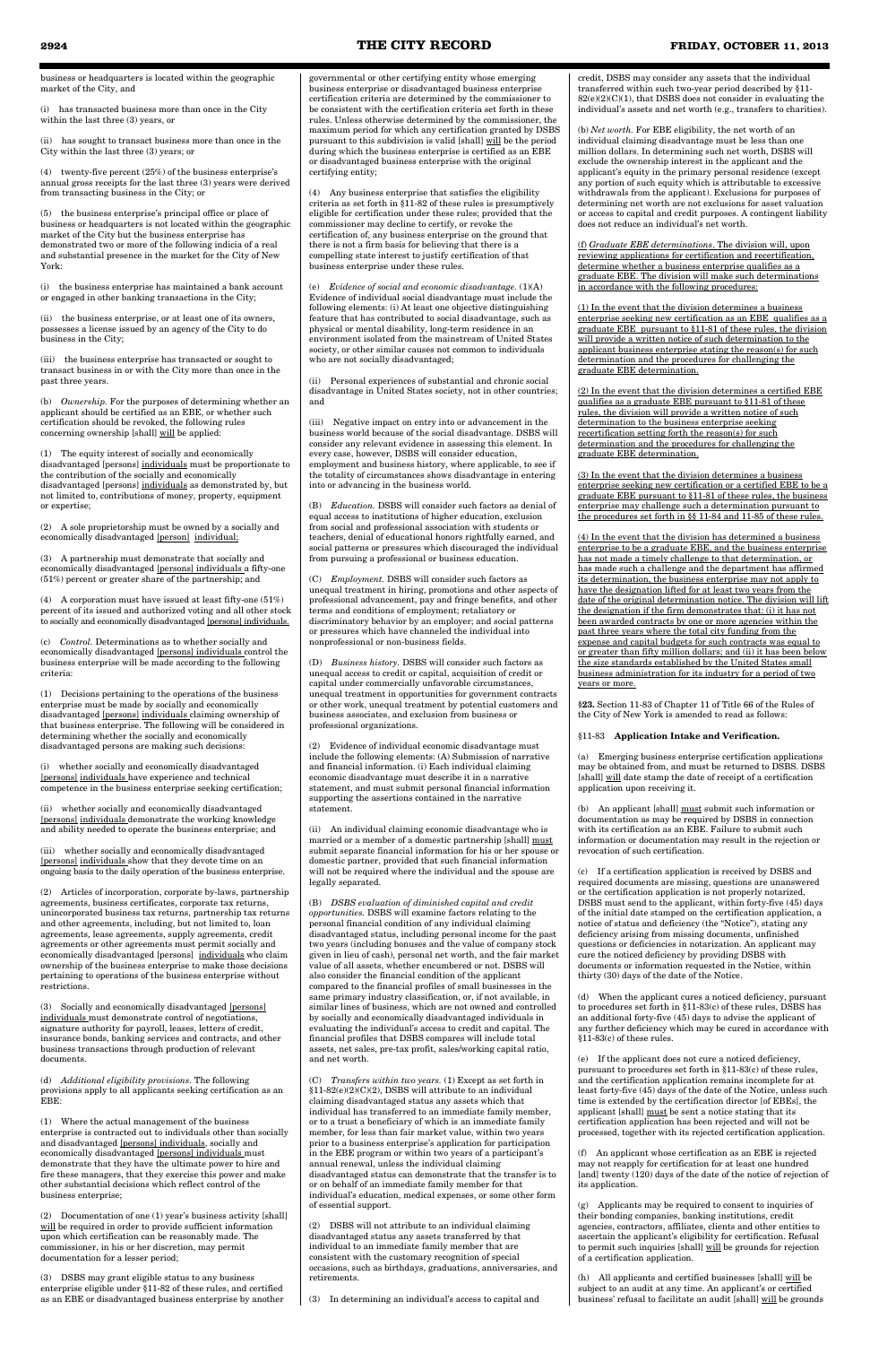business or headquarters is located within the geographic market of the City, and

(i) has transacted business more than once in the City within the last three (3) years, or

(ii) has sought to transact business more than once in the City within the last three (3) years; or

(4) twenty-five percent (25%) of the business enterprise's annual gross receipts for the last three (3) years were derived from transacting business in the City; or

(5) the business enterprise's principal office or place of business or headquarters is not located within the geographic market of the City but the business enterprise has demonstrated two or more of the following indicia of a real and substantial presence in the market for the City of New York:

(i) the business enterprise has maintained a bank account or engaged in other banking transactions in the City;

(ii) the business enterprise, or at least one of its owners, possesses a license issued by an agency of the City to do business in the City;

(iii) the business enterprise has transacted or sought to transact business in or with the City more than once in the past three years.

(b) *Ownership.* For the purposes of determining whether an applicant should be certified as an EBE, or whether such certification should be revoked, the following rules concerning ownership [shall] will be applied:

(1) The equity interest of socially and economically disadvantaged [persons] individuals must be proportionate to the contribution of the socially and economically disadvantaged [persons] individuals as demonstrated by, but not limited to, contributions of money, property, equipment or expertise;

(2) A sole proprietorship must be owned by a socially and economically disadvantaged [person] individual;

(3) A partnership must demonstrate that socially and economically disadvantaged [persons] individuals a fifty-one (51%) percent or greater share of the partnership; and

(4) A corporation must have issued at least fifty-one (51%) percent of its issued and authorized voting and all other stock to socially and economically disadvantaged [persons] individuals.

(c) *Control.* Determinations as to whether socially and economically disadvantaged [persons] individuals control the business enterprise will be made according to the following criteria:

(1) Decisions pertaining to the operations of the business enterprise must be made by socially and economically disadvantaged [persons] individuals claiming ownership of that business enterprise. The following will be considered in determining whether the socially and economically disadvantaged persons are making such decisions:

(i) whether socially and economically disadvantaged [persons] individuals have experience and technical competence in the business enterprise seeking certification;

(ii) whether socially and economically disadvantaged [persons] individuals demonstrate the working knowledge and ability needed to operate the business enterprise; and

(iii) whether socially and economically disadvantaged [persons] individuals show that they devote time on an ongoing basis to the daily operation of the business enterprise.

(2) Articles of incorporation, corporate by-laws, partnership agreements, business certificates, corporate tax returns, unincorporated business tax returns, partnership tax returns and other agreements, including, but not limited to, loan agreements, lease agreements, supply agreements, credit agreements or other agreements must permit socially and economically disadvantaged [persons] individuals who claim ownership of the business enterprise to make those decisions pertaining to operations of the business enterprise without restrictions.

(3) Socially and economically disadvantaged [persons] individuals must demonstrate control of negotiations, signature authority for payroll, leases, letters of credit, insurance bonds, banking services and contracts, and other business transactions through production of relevant documents.

(d) *Additional eligibility provisions.* The following provisions apply to all applicants seeking certification as an EBE:

(1) Where the actual management of the business enterprise is contracted out to individuals other than socially and disadvantaged [persons] individuals, socially and economically disadvantaged [persons] individuals must demonstrate that they have the ultimate power to hire and fire these managers, that they exercise this power and make other substantial decisions which reflect control of the business enterprise;

(2) Documentation of one (1) year's business activity [shall] will be required in order to provide sufficient information upon which certification can be reasonably made. The commissioner, in his or her discretion, may permit documentation for a lesser period;

(3) DSBS may grant eligible status to any business enterprise eligible under §11-82 of these rules, and certified as an EBE or disadvantaged business enterprise by another governmental or other certifying entity whose emerging business enterprise or disadvantaged business enterprise certification criteria are determined by the commissioner to be consistent with the certification criteria set forth in these rules. Unless otherwise determined by the commissioner, the maximum period for which any certification granted by DSBS pursuant to this subdivision is valid [shall] will be the period during which the business enterprise is certified as an EBE or disadvantaged business enterprise with the original certifying entity;

(4) Any business enterprise that satisfies the eligibility criteria as set forth in §11-82 of these rules is presumptively eligible for certification under these rules; provided that the commissioner may decline to certify, or revoke the certification of, any business enterprise on the ground that there is not a firm basis for believing that there is a compelling state interest to justify certification of that business enterprise under these rules.

(e) *Evidence of social and economic disadvantage.* (1)(A) Evidence of individual social disadvantage must include the following elements: (i) At least one objective distinguishing feature that has contributed to social disadvantage, such as physical or mental disability, long-term residence in an environment isolated from the mainstream of United States society, or other similar causes not common to individuals who are not socially disadvantaged;

(ii) Personal experiences of substantial and chronic social disadvantage in United States society, not in other countries; and

(iii) Negative impact on entry into or advancement in the business world because of the social disadvantage. DSBS will consider any relevant evidence in assessing this element. In every case, however, DSBS will consider education, employment and business history, where applicable, to see if the totality of circumstances shows disadvantage in entering into or advancing in the business world.

(B) *Education.* DSBS will consider such factors as denial of equal access to institutions of higher education, exclusion from social and professional association with students or teachers, denial of educational honors rightfully earned, and social patterns or pressures which discouraged the individual from pursuing a professional or business education.

(C) *Employment.* DSBS will consider such factors as unequal treatment in hiring, promotions and other aspects of professional advancement, pay and fringe benefits, and other terms and conditions of employment; retaliatory or discriminatory behavior by an employer; and social patterns or pressures which have channeled the individual into nonprofessional or non-business fields.

(D) *Business history.* DSBS will consider such factors as unequal access to credit or capital, acquisition of credit or capital under commercially unfavorable circumstances, unequal treatment in opportunities for government contracts or other work, unequal treatment by potential customers and business associates, and exclusion from business or professional organizations.

(2) Evidence of individual economic disadvantage must include the following elements: (A) Submission of narrative and financial information. (i) Each individual claiming economic disadvantage must describe it in a narrative statement, and must submit personal financial information supporting the assertions contained in the narrative statement.

(ii) An individual claiming economic disadvantage who is married or a member of a domestic partnership [shall] must submit separate financial information for his or her spouse or domestic partner, provided that such financial information will not be required where the individual and the spouse are legally separated.

(B) *DSBS evaluation of diminished capital and credit opportunities.* DSBS will examine factors relating to the personal financial condition of any individual claiming disadvantaged status, including personal income for the past two years (including bonuses and the value of company stock given in lieu of cash), personal net worth, and the fair market value of all assets, whether encumbered or not. DSBS will also consider the financial condition of the applicant compared to the financial profiles of small businesses in the same primary industry classification, or, if not available, in similar lines of business, which are not owned and controlled by socially and economically disadvantaged individuals in evaluating the individual's access to credit and capital. The financial profiles that DSBS compares will include total assets, net sales, pre-tax profit, sales/working capital ratio, and net worth.

(C) *Transfers within two years.* (1) Except as set forth in §11-82(e)(2)(C)(2), DSBS will attribute to an individual claiming disadvantaged status any assets which that individual has transferred to an immediate family member, or to a trust a beneficiary of which is an immediate family member, for less than fair market value, within two years prior to a business enterprise's application for participation in the EBE program or within two years of a participant's annual renewal, unless the individual claiming disadvantaged status can demonstrate that the transfer is to or on behalf of an immediate family member for that individual's education, medical expenses, or some other form of essential support.

(2) DSBS will not attribute to an individual claiming disadvantaged status any assets transferred by that individual to an immediate family member that are consistent with the customary recognition of special occasions, such as birthdays, graduations, anniversaries, and retirements.

(3) In determining an individual's access to capital and credit, DSBS may consider any assets that the individual transferred within such two-year period described by §11-82(e)(2)(C)(1), that DSBS does not consider in evaluating the individual's assets and net worth (e.g., transfers to charities).

(b) *Net worth.* For EBE eligibility, the net worth of an individual claiming disadvantage must be less than one million dollars. In determining such net worth, DSBS will exclude the ownership interest in the applicant and the applicant's equity in the primary personal residence (except any portion of such equity which is attributable to excessive withdrawals from the applicant). Exclusions for purposes of determining net worth are not exclusions for asset valuation or access to capital and credit purposes. A contingent liability does not reduce an individual's net worth.

(f) *Graduate EBE determinations.* The division will, upon reviewing applications for certification and recertification, determine whether a business enterprise qualifies as a graduate EBE. The division will make such determinations in accordance with the following procedures:

(1) In the event that the division determines a business enterprise seeking new certification as an EBE qualifies as a graduate EBE pursuant to §11-81 of these rules, the division will provide a written notice of such determination to the applicant business enterprise stating the reason(s) for such determination and the procedures for challenging the graduate EBE determination.

(2) In the event that the division determines a certified EBE qualifies as a graduate EBE pursuant to §11-81 of these rules, the division will provide a written notice of such determination to the business enterprise seeking recertification setting forth the reason(s) for such determination and the procedures for challenging the graduate EBE determination.

(3) In the event that the division determines a business enterprise seeking new certification or a certified EBE to be a graduate EBE pursuant to §11-81 of these rules, the business enterprise may challenge such a determination pursuant to the procedures set forth in §§ 11-84 and 11-85 of these rules.

(4) In the event that the division has determined a business enterprise to be a graduate EBE, and the business enterprise has not made a timely challenge to that determination, or has made such a challenge and the department has affirmed its determination, the business enterprise may not apply to have the designation lifted for at least two years from the date of the original determination notice. The division will lift the designation if the firm demonstrates that: (i) it has not been awarded contracts by one or more agencies within the past three years where the total city funding from the expense and capital budgets for such contracts was equal to or greater than fifty million dollars; and (ii) it has been below the size standards established by the United States small business administration for its industry for a period of two years or more.

§**23.** Section 11-83 of Chapter 11 of Title 66 of the Rules of the City of New York is amended to read as follows:

### §11-83 Application Intake and Verification.

(a) Emerging business enterprise certification applications may be obtained from, and must be returned to DSBS. DSBS [shall] will date stamp the date of receipt of a certification application upon receiving it.

(b) An applicant [shall] must submit such information or documentation as may be required by DSBS in connection with its certification as an EBE. Failure to submit such information or documentation may result in the rejection or revocation of such certification.

(c) If a certification application is received by DSBS and required documents are missing, questions are unanswered or the certification application is not properly notarized, DSBS must send to the applicant, within forty-five (45) days of the initial date stamped on the certification application, a notice of status and deficiency (the "Notice"), stating any deficiency arising from missing documents, unfinished questions or deficiencies in notarization. An applicant may cure the noticed deficiency by providing DSBS with documents or information requested in the Notice, within thirty (30) days of the date of the Notice.

(d) When the applicant cures a noticed deficiency, pursuant to procedures set forth in §11-83(c) of these rules, DSBS has an additional forty-five (45) days to advise the applicant of any further deficiency which may be cured in accordance with §11-83(c) of these rules.

(e) If the applicant does not cure a noticed deficiency, pursuant to procedures set forth in §11-83(c) of these rules, and the certification application remains incomplete for at least forty-five (45) days of the date of the Notice, unless such time is extended by the certification director [of EBEs], the applicant [shall] must be sent a notice stating that its certification application has been rejected and will not be processed, together with its rejected certification application.

(f) An applicant whose certification as an EBE is rejected may not reapply for certification for at least one hundred [and] twenty (120) days of the date of the notice of rejection of its application.

(g) Applicants may be required to consent to inquiries of their bonding companies, banking institutions, credit agencies, contractors, affiliates, clients and other entities to ascertain the applicant's eligibility for certification. Refusal to permit such inquiries [shall] will be grounds for rejection of a certification application.

(h) All applicants and certified businesses [shall] will be subject to an audit at any time. An applicant's or certified business' refusal to facilitate an audit [shall] will be grounds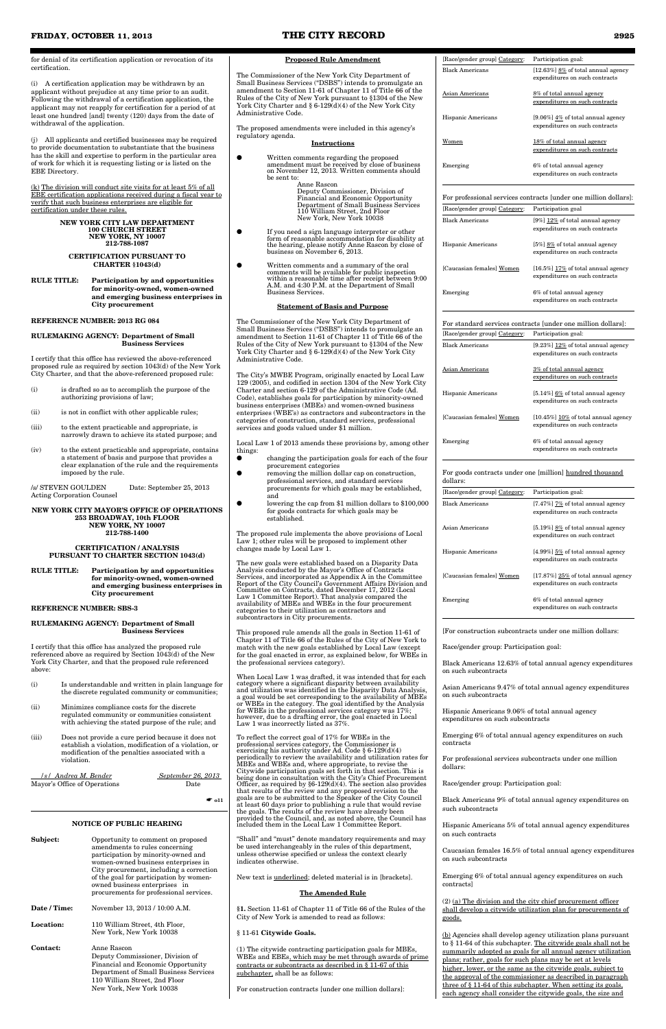for denial of its certification application or revocation of its certification.

(i) A certification application may be withdrawn by an applicant without prejudice at any time prior to an audit. Following the withdrawal of a certification application, the applicant may not reapply for certification for a period of at least one hundred [and] twenty (120) days from the date of withdrawal of the application.

(j) All applicants and certified businesses may be required to provide documentation to substantiate that the business has the skill and expertise to perform in the particular area of work for which it is requesting listing or is listed on the EBE Directory.

(k) The division will conduct site visits for at least 5% of all EBE certification applications received during a fiscal year to verify that such business enterprises are eligible for certification under these rules.

**NEW YORK CITY LAW DEPARTMENT**
**100 CHURCH STREET**
**NEW YORK, NY 10007**
**212-788-1087**

**CERTIFICATION PURSUANT TO CHARTER §1043(d)**

**RULE TITLE: Participation by and opportunities for minority-owned, women-owned and emerging business enterprises in City procurement**

**REFERENCE NUMBER: 2013 RG 084**

**RULEMAKING AGENCY: Department of Small Business Services**

I certify that this office has reviewed the above-referenced proposed rule as required by section 1043(d) of the New York City Charter, and that the above-referenced proposed rule:

(i) is drafted so as to accomplish the purpose of the authorizing provisions of law;

(ii) is not in conflict with other applicable rules;

(iii) to the extent practicable and appropriate, is narrowly drawn to achieve its stated purpose; and

(iv) to the extent practicable and appropriate, contains a statement of basis and purpose that provides a clear explanation of the rule and the requirements imposed by the rule.

/s/ STEVEN GOULDEN Date: September 25, 2013
Acting Corporation Counsel

**NEW YORK CITY MAYOR'S OFFICE OF OPERATIONS**
**253 BROADWAY, 10th FLOOR**
**NEW YORK, NY 10007**
**212-788-1400**

**CERTIFICATION / ANALYSIS PURSUANT TO CHARTER SECTION 1043(d)**

**RULE TITLE: Participation by and opportunities for minority-owned, women-owned and emerging business enterprises in City procurement**

**REFERENCE NUMBER: SBS-3**

**RULEMAKING AGENCY: Department of Small Business Services**

I certify that this office has analyzed the proposed rule referenced above as required by Section 1043(d) of the New York City Charter, and that the proposed rule referenced above:

(i) Is understandable and written in plain language for the discrete regulated community or communities;

(ii) Minimizes compliance costs for the discrete regulated community or communities consistent with achieving the stated purpose of the rule; and

(iii) Does not provide a cure period because it does not establish a violation, modification of a violation, or modification of the penalties associated with a violation.

/s/ Andrea M. Bender September 26, 2013
Mayor's Office of Operations Date

☛ o11

## NOTICE OF PUBLIC HEARING

**Subject:** Opportunity to comment on proposed amendments to rules concerning participation by minority-owned and women-owned business enterprises in City procurement, including a correction of the goal for participation by women-owned business enterprises in procurements for professional services.

**Date / Time:** November 13, 2013 / 10:00 A.M.

**Location:** 110 William Street, 4th Floor, New York, New York 10038

**Contact:** Anne Rascon
Deputy Commissioner, Division of Financial and Economic Opportunity
Department of Small Business Services
110 William Street, 2nd Floor
New York, New York 10038

**Proposed Rule Amendment**

The Commissioner of the New York City Department of Small Business Services ("DSBS") intends to promulgate an amendment to Section 11-61 of Chapter 11 of Title 66 of the Rules of the City of New York pursuant to §1304 of the New York City Charter and § 6-129(d)(4) of the New York City Administrative Code.

The proposed amendments were included in this agency's regulatory agenda.

**Instructions**

- Written comments regarding the proposed amendment must be received by close of business on November 12, 2013. Written comments should be sent to:
  Anne Rascon
  Deputy Commissioner, Division of Financial and Economic Opportunity
  Department of Small Business Services
  110 William Street, 2nd Floor
  New York, New York 10038
- If you need a sign language interpreter or other form of reasonable accommodation for disability at the hearing, please notify Anne Rascon by close of business on November 6, 2013.
- Written comments and a summary of the oral comments will be available for public inspection within a reasonable time after receipt between 9:00 A.M. and 4:30 P.M. at the Department of Small Business Services.

**Statement of Basis and Purpose**

The Commissioner of the New York City Department of Small Business Services ("DSBS") intends to promulgate an amendment to Section 11-61 of Chapter 11 of Title 66 of the Rules of the City of New York pursuant to §1304 of the New York City Charter and § 6-129(d)(4) of the New York City Administrative Code.

The City's MWBE Program, originally enacted by Local Law 129 (2005), and codified in section 1304 of the New York City Charter and section 6-129 of the Administrative Code (Ad. Code), establishes goals for participation by minority-owned business enterprises (MBEs) and women-owned business enterprises (WBE's) as contractors and subcontractors in the categories of construction, standard services, professional services and goods valued under $1 million.

Local Law 1 of 2013 amends these provisions by, among other things:

- changing the participation goals for each of the four procurement categories
- removing the million dollar cap on construction, professional services, and standard services procurements for which goals may be established, and
- lowering the cap from $1 million dollars to $100,000 for goods contracts for which goals may be established.

The proposed rule implements the above provisions of Local Law 1; other rules will be proposed to implement other changes made by Local Law 1.

The new goals were established based on a Disparity Data Analysis conducted by the Mayor's Office of Contracts Services, and incorporated as Appendix A in the Committee Report of the City Council's Government Affairs Division and Committee on Contracts, dated December 17, 2012 (Local Law 1 Committee Report). That analysis compared the availability of MBEs and WBEs in the four procurement categories to their utilization as contractors and subcontractors in City procurements.

This proposed rule amends all the goals in Section 11-61 of Chapter 11 of Title 66 of the Rules of the City of New York to match with the new goals established by Local Law (except for the goal enacted in error, as explained below, for WBEs in the professional services category).

When Local Law 1 was drafted, it was intended that for each category where a significant disparity between availability and utilization was identified in the Disparity Data Analysis, a goal would be set corresponding to the availability of MBEs or WBEs in the category. The goal identified by the Analysis for WBEs in the professional services category was 17%; however, due to a drafting error, the goal enacted in Local Law 1 was incorrectly listed as 37%.

To reflect the correct goal of 17% for WBEs in the professional services category, the Commissioner is exercising his authority under Ad. Code § 6-129(d)(4) periodically to review the availability and utilization rates for MBEs and WBEs and, where appropriate, to revise the Citywide participation goals set forth in that section. This is being done in consultation with the City's Chief Procurement Officer, as required by §6-129(d)(4). The section also provides that results of the review and any proposed revision to the goals are to be submitted to the Speaker of the City Council at least 60 days prior to publishing a rule that would revise the goals. The results of the review have already been provided to the Council, and, as noted above, the Council has included them in the Local Law 1 Committee Report.

"Shall" and "must" denote mandatory requirements and may be used interchangeably in the rules of this department, unless otherwise specified or unless the context clearly indicates otherwise.

New text is underlined; deleted material is in [brackets].

**The Amended Rule**

**§1.** Section 11-61 of Chapter 11 of Title 66 of the Rules of the City of New York is amended to read as follows:

§ 11-61 **Citywide Goals.**

(1) The citywide contracting participation goals for MBEs, WBEs and EBEs, which may be met through awards of prime contracts or subcontracts as described in § 11-67 of this subchapter, shall be as follows:

For construction contracts [under one million dollars]:

| [Race/gender group] Category: | Participation goal: |
|---|---|
| Black Americans | [12.63%] 8% of total annual agency expenditures on such contracts |
| Asian Americans | 8% of total annual agency expenditures on such contracts |
| Hispanic Americans | [9.06%] 4% of total annual agency expenditures on such contracts |
| Women | 18% of total annual agency expenditures on such contracts |
| Emerging | 6% of total annual agency expenditures on such contracts |

For professional services contracts [under one million dollars]:

| [Race/gender group] Category: | Participation goal |
|---|---|
| Black Americans | [9%] 12% of total annual agency expenditures on such contracts |
| Hispanic Americans | [5%] 8% of total annual agency expenditures on such contracts |
| [Caucasian females] Women | [16.5%] 17% of total annual agency expenditures on such contracts |
| Emerging | 6% of total annual agency expenditures on such contracts |

For standard services contracts [under one million dollars]:

| [Race/gender group] Category: | Participation goal: |
|---|---|
| Black Americans | [9.23%] 12% of total annual agency expenditures on such contracts |
| Asian Americans | 3% of total annual agency expenditures on such contracts |
| Hispanic Americans | [5.14%] 6% of total annual agency expenditures on such contracts |
| [Caucasian females] Women | [10.45%] 10% of total annual agency expenditures on such contracts |
| Emerging | 6% of total annual agency expenditures on such contracts |

For goods contracts under one [million] hundred thousand dollars:

| [Race/gender group] Category: | Participation goal: |
|---|---|
| Black Americans | [7.47%] 7% of total annual agency expenditures on such contracts |
| Asian Americans | [5.19%] 8% of total annual agency expenditures on such contract |
| Hispanic Americans | [4.99%] 5% of total annual agency expenditures on such contracts |
| [Caucasian females] Women | [17.87%] 25% of total annual agency expenditures on such contracts |
| Emerging | 6% of total annual agency expenditures on such contracts |

[For construction subcontracts under one million dollars:

Race/gender group: Participation goal:

Black Americans 12.63% of total annual agency expenditures on such subcontracts

Asian Americans 9.47% of total annual agency expenditures on such subcontracts

Hispanic Americans 9.06% of total annual agency expenditures on such subcontracts

Emerging 6% of total annual agency expenditures on such contracts

For professional services subcontracts under one million dollars:

Race/gender group: Participation goal:

Black Americans 9% of total annual agency expenditures on such subcontracts

Hispanic Americans 5% of total annual agency expenditures on such contracts

Caucasian females 16.5% of total annual agency expenditures on such subcontracts

Emerging 6% of total annual agency expenditures on such contracts]

(2) (a) The division and the city chief procurement officer shall develop a citywide utilization plan for procurements of goods.

(b) Agencies shall develop agency utilization plans pursuant to § 11-64 of this subchapter. The citywide goals shall not be summarily adopted as goals for all annual agency utilization plans; rather, goals for such plans may be set at levels higher, lower, or the same as the citywide goals, subject to the approval of the commissioner as described in paragraph three of § 11-64 of this subchapter. When setting its goals, each agency shall consider the citywide goals, the size and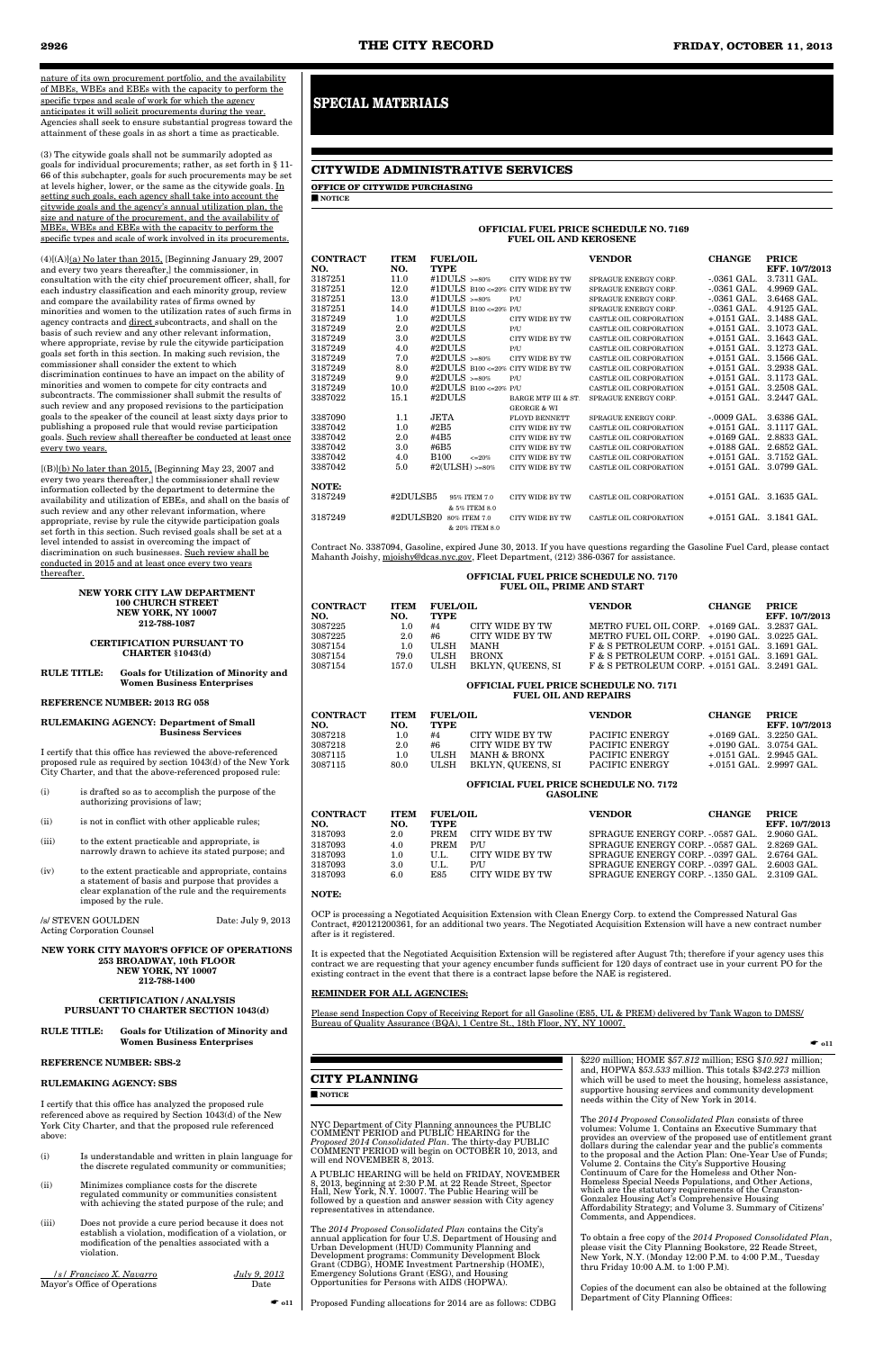nature of its own procurement portfolio, and the availability of MBEs, WBEs and EBEs with the capacity to perform the specific types and scale of work for which the agency anticipates it will solicit procurements during the year. Agencies shall seek to ensure substantial progress toward the attainment of these goals in as short a time as practicable.

(3) The citywide goals shall not be summarily adopted as goals for individual procurements; rather, as set forth in § 11-66 of this subchapter, goals for such procurements may be set at levels higher, lower, or the same as the citywide goals. In setting such goals, each agency shall take into account the citywide goals and the agency's annual utilization plan, the size and nature of the procurement, and the availability of MBEs, WBEs and EBEs with the capacity to perform the specific types and scale of work involved in its procurements.

(4)[(A)](a) No later than 2015, [Beginning January 29, 2007 and every two years thereafter,] the commissioner, in consultation with the city chief procurement officer, shall, for each industry classification and each minority group, review and compare the availability rates of firms owned by minorities and women to the utilization rates of such firms in agency contracts and direct subcontracts, and shall on the basis of such review and any other relevant information, where appropriate, revise by rule the citywide participation goals set forth in this section. In making such revision, the commissioner shall consider the extent to which discrimination continues to have an impact on the ability of minorities and women to compete for city contracts and subcontracts. The commissioner shall submit the results of such review and any proposed revisions to the participation goals to the speaker of the council at least sixty days prior to publishing a proposed rule that would revise participation goals. Such review shall thereafter be conducted at least once every two years.

[(B)](b) No later than 2015, [Beginning May 23, 2007 and every two years thereafter,] the commissioner shall review information collected by the department to determine the availability and utilization of EBEs, and shall on the basis of such review and any other relevant information, where appropriate, revise by rule the citywide participation goals set forth in this section. Such revised goals shall be set at a level intended to assist in overcoming the impact of discrimination on such businesses. Such review shall be conducted in 2015 and at least once every two years thereafter.

**NEW YORK CITY LAW DEPARTMENT**
**100 CHURCH STREET**
**NEW YORK, NY 10007**
**212-788-1087**

**CERTIFICATION PURSUANT TO CHARTER §1043(d)**

**RULE TITLE: Goals for Utilization of Minority and Women Business Enterprises**

**REFERENCE NUMBER: 2013 RG 058**

**RULEMAKING AGENCY: Department of Small Business Services**

I certify that this office has reviewed the above-referenced proposed rule as required by section 1043(d) of the New York City Charter, and that the above-referenced proposed rule:

(i) is drafted so as to accomplish the purpose of the authorizing provisions of law;

(ii) is not in conflict with other applicable rules;

(iii) to the extent practicable and appropriate, is narrowly drawn to achieve its stated purpose; and

(iv) to the extent practicable and appropriate, contains a statement of basis and purpose that provides a clear explanation of the rule and the requirements imposed by the rule.

/s/ STEVEN GOULDEN Date: July 9, 2013
Acting Corporation Counsel

**NEW YORK CITY MAYOR'S OFFICE OF OPERATIONS**
**253 BROADWAY, 10th FLOOR**
**NEW YORK, NY 10007**
**212-788-1400**

**CERTIFICATION / ANALYSIS PURSUANT TO CHARTER SECTION 1043(d)**

**RULE TITLE: Goals for Utilization of Minority and Women Business Enterprises**

**REFERENCE NUMBER: SBS-2**

**RULEMAKING AGENCY: SBS**

I certify that this office has analyzed the proposed rule referenced above as required by Section 1043(d) of the New York City Charter, and that the proposed rule referenced above:

(i) Is understandable and written in plain language for the discrete regulated community or communities;

(ii) Minimizes compliance costs for the discrete regulated community or communities consistent with achieving the stated purpose of the rule; and

(iii) Does not provide a cure period because it does not establish a violation, modification of a violation, or modification of the penalties associated with a violation.

*/s/ Francisco X. Navarro* *July 9, 2013*
Mayor's Office of Operations Date

☛ o11

# SPECIAL MATERIALS

## CITYWIDE ADMINISTRATIVE SERVICES

**OFFICE OF CITYWIDE PURCHASING**

■ NOTICE

**OFFICIAL FUEL PRICE SCHEDULE NO. 7169**
**FUEL OIL AND KEROSENE**

| CONTRACT NO. | ITEM NO. | FUEL/OIL TYPE | | VENDOR | CHANGE | PRICE EFF. 10/7/2013 |
|---|---|---|---|---|---|---|
| 3187251 | 11.0 | #1DULS >=80% | CITY WIDE BY TW | SPRAGUE ENERGY CORP. | -.0361 GAL. | 3.7311 GAL. |
| 3187251 | 12.0 | #1DULS B100 <=20% | CITY WIDE BY TW | SPRAGUE ENERGY CORP. | -.0361 GAL. | 4.9969 GAL. |
| 3187251 | 13.0 | #1DULS >=80% | P/U | SPRAGUE ENERGY CORP. | -.0361 GAL. | 3.6468 GAL. |
| 3187251 | 14.0 | #1DULS B100 <=20% | P/U | SPRAGUE ENERGY CORP. | -.0361 GAL. | 4.9125 GAL. |
| 3187249 | 1.0 | #2DULS | CITY WIDE BY TW | CASTLE OIL CORPORATION | +.0151 GAL. | 3.1488 GAL. |
| 3187249 | 2.0 | #2DULS | P/U | CASTLE OIL CORPORATION | +.0151 GAL. | 3.1073 GAL. |
| 3187249 | 3.0 | #2DULS | CITY WIDE BY TW | CASTLE OIL CORPORATION | +.0151 GAL. | 3.1643 GAL. |
| 3187249 | 4.0 | #2DULS | P/U | CASTLE OIL CORPORATION | +.0151 GAL. | 3.1273 GAL. |
| 3187249 | 7.0 | #2DULS >=80% | CITY WIDE BY TW | CASTLE OIL CORPORATION | +.0151 GAL. | 3.1566 GAL. |
| 3187249 | 8.0 | #2DULS B100 <=20% | CITY WIDE BY TW | CASTLE OIL CORPORATION | +.0151 GAL. | 3.2938 GAL. |
| 3187249 | 9.0 | #2DULS >=80% | P/U | CASTLE OIL CORPORATION | +.0151 GAL. | 3.1173 GAL. |
| 3187249 | 10.0 | #2DULS B100 <=20% | P/U | CASTLE OIL CORPORATION | +.0151 GAL. | 3.2508 GAL. |
| 3387022 | 15.1 | #2DULS | BARGE MTF III & ST. GEORGE & WI | SPRAGUE ENERGY CORP. | +.0151 GAL. | 3.2447 GAL. |
| 3387090 | 1.1 | JETA | FLOYD BENNETT | SPRAGUE ENERGY CORP. | -.0009 GAL. | 3.6386 GAL. |
| 3387042 | 1.0 | #2B5 | CITY WIDE BY TW | CASTLE OIL CORPORATION | +.0151 GAL. | 3.1117 GAL. |
| 3387042 | 2.0 | #4B5 | CITY WIDE BY TW | CASTLE OIL CORPORATION | +.0169 GAL. | 2.8833 GAL. |
| 3387042 | 3.0 | #6B5 | CITY WIDE BY TW | CASTLE OIL CORPORATION | +.0188 GAL. | 2.6852 GAL. |
| 3387042 | 4.0 | B100 <=20% | CITY WIDE BY TW | CASTLE OIL CORPORATION | +.0151 GAL. | 3.7152 GAL. |
| 3387042 | 5.0 | #2(ULSH) >=80% | CITY WIDE BY TW | CASTLE OIL CORPORATION | +.0151 GAL. | 3.0799 GAL. |
| **NOTE:** | | | | | | |
| 3187249 | #2DULSB5 | 95% ITEM 7.0 & 5% ITEM 8.0 | CITY WIDE BY TW | CASTLE OIL CORPORATION | +.0151 GAL. | 3.1635 GAL. |
| 3187249 | #2DULSB20 | 80% ITEM 7.0 & 20% ITEM 8.0 | CITY WIDE BY TW | CASTLE OIL CORPORATION | +.0151 GAL. | 3.1841 GAL. |

Contract No. 3387094, Gasoline, expired June 30, 2013. If you have questions regarding the Gasoline Fuel Card, please contact Mahanth Joishy, mjoishy@dcas.nyc.gov, Fleet Department, (212) 386-0367 for assistance.

**OFFICIAL FUEL PRICE SCHEDULE NO. 7170**
**FUEL OIL, PRIME AND START**

| CONTRACT NO. | ITEM NO. | FUEL/OIL TYPE | | VENDOR | CHANGE | PRICE EFF. 10/7/2013 |
|---|---|---|---|---|---|---|
| 3087225 | 1.0 | #4 | CITY WIDE BY TW | METRO FUEL OIL CORP. | +.0169 GAL. | 3.2837 GAL. |
| 3087225 | 2.0 | #6 | CITY WIDE BY TW | METRO FUEL OIL CORP. | +.0190 GAL. | 3.0225 GAL. |
| 3087154 | 1.0 | ULSH | MANH | F & S PETROLEUM CORP. | +.0151 GAL. | 3.1691 GAL. |
| 3087154 | 79.0 | ULSH | BRONX | F & S PETROLEUM CORP. | +.0151 GAL. | 3.1691 GAL. |
| 3087154 | 157.0 | ULSH | BKLYN, QUEENS, SI | F & S PETROLEUM CORP. | +.0151 GAL. | 3.2491 GAL. |

**OFFICIAL FUEL PRICE SCHEDULE NO. 7171**
**FUEL OIL AND REPAIRS**

| CONTRACT NO. | ITEM NO. | FUEL/OIL TYPE | | VENDOR | CHANGE | PRICE EFF. 10/7/2013 |
|---|---|---|---|---|---|---|
| 3087218 | 1.0 | #4 | CITY WIDE BY TW | PACIFIC ENERGY | +.0169 GAL. | 3.2250 GAL. |
| 3087218 | 2.0 | #6 | CITY WIDE BY TW | PACIFIC ENERGY | +.0190 GAL. | 3.0754 GAL. |
| 3087115 | 1.0 | ULSH | MANH & BRONX | PACIFIC ENERGY | +.0151 GAL. | 2.9945 GAL. |
| 3087115 | 80.0 | ULSH | BKLYN, QUEENS, SI | PACIFIC ENERGY | +.0151 GAL. | 2.9997 GAL. |

**OFFICIAL FUEL PRICE SCHEDULE NO. 7172**
**GASOLINE**

| CONTRACT NO. | ITEM NO. | FUEL/OIL TYPE | | VENDOR | CHANGE | PRICE EFF. 10/7/2013 |
|---|---|---|---|---|---|---|
| 3187093 | 2.0 | PREM | CITY WIDE BY TW | SPRAGUE ENERGY CORP. | -.0587 GAL. | 2.9060 GAL. |
| 3187093 | 4.0 | PREM | P/U | SPRAGUE ENERGY CORP. | -.0587 GAL. | 2.8269 GAL. |
| 3187093 | 1.0 | U.L. | CITY WIDE BY TW | SPRAGUE ENERGY CORP. | -.0397 GAL. | 2.6764 GAL. |
| 3187093 | 3.0 | U.L. | P/U | SPRAGUE ENERGY CORP. | -.0397 GAL. | 2.6003 GAL. |
| 3187093 | 6.0 | E85 | CITY WIDE BY TW | SPRAGUE ENERGY CORP. | -.1350 GAL. | 2.3109 GAL. |

**NOTE:**

OCP is processing a Negotiated Acquisition Extension with Clean Energy Corp. to extend the Compressed Natural Gas Contract, #20121200361, for an additional two years. The Negotiated Acquisition Extension will have a new contract number after is it registered.

It is expected that the Negotiated Acquisition Extension will be registered after August 7th; therefore if your agency uses this contract we are requesting that your agency encumber funds sufficient for 120 days of contract use in your current PO for the existing contract in the event that there is a contract lapse before the NAE is registered.

**REMINDER FOR ALL AGENCIES:**

Please send Inspection Copy of Receiving Report for all Gasoline (E85, UL & PREM) delivered by Tank Wagon to DMSS/ Bureau of Quality Assurance (BQA), 1 Centre St., 18th Floor, NY, NY 10007.

☛ o11

## CITY PLANNING

■ NOTICE

NYC Department of City Planning announces the PUBLIC COMMENT PERIOD and PUBLIC HEARING for the *Proposed 2014 Consolidated Plan*. The thirty-day PUBLIC COMMENT PERIOD will begin on OCTOBER 10, 2013, and will end NOVEMBER 8, 2013.

A PUBLIC HEARING will be held on FRIDAY, NOVEMBER 8, 2013, beginning at 2:30 P.M. at 22 Reade Street, Spector Hall, New York, N.Y. 10007. The Public Hearing will be followed by a question and answer session with City agency representatives in attendance.

The *2014 Proposed Consolidated Plan* contains the City's annual application for four U.S. Department of Housing and Urban Development (HUD) Community Planning and Development programs: Community Development Block Grant (CDBG), HOME Investment Partnership (HOME), Emergency Solutions Grant (ESG), and Housing Opportunities for Persons with AIDS (HOPWA).

Proposed Funding allocations for 2014 are as follows: CDBG $*220* million; HOME $*57.812* million; ESG $*10.921* million; and, HOPWA $*53.533* million. This totals $*342.273* million which will be used to meet the housing, homeless assistance, supportive housing services and community development needs within the City of New York in 2014.

The *2014 Proposed Consolidated Plan* consists of three volumes: Volume 1. Contains an Executive Summary that provides an overview of the proposed use of entitlement grant dollars during the calendar year and the public's comments to the proposal and the Action Plan: One-Year Use of Funds; Volume 2. Contains the City's Supportive Housing Continuum of Care for the Homeless and Other Non-Homeless Special Needs Populations, and Other Actions, which are the statutory requirements of the Cranston-Gonzalez Housing Act's Comprehensive Housing Affordability Strategy; and Volume 3. Summary of Citizens' Comments, and Appendices.

To obtain a free copy of the *2014 Proposed Consolidated Plan*, please visit the City Planning Bookstore, 22 Reade Street, New York, N.Y. (Monday 12:00 P.M. to 4:00 P.M., Tuesday thru Friday 10:00 A.M. to 1:00 P.M).

Copies of the document can also be obtained at the following Department of City Planning Offices: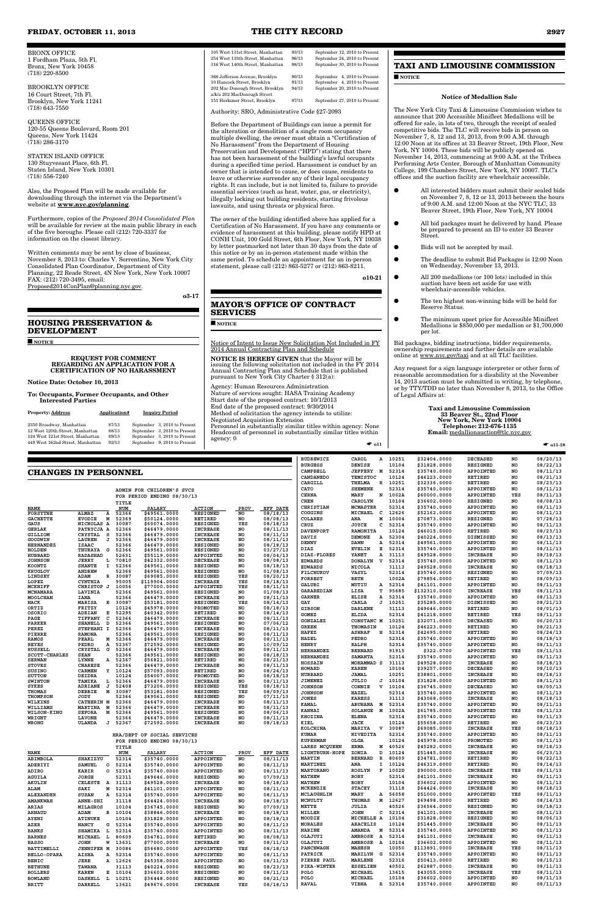BRONX OFFICE
1 Fordham Plaza, 5th Fl.
Bronx, New York 10458
(718) 220-8500

BROOKLYN OFFICE
16 Court Street, 7th Fl.
Brooklyn, New York 11241
(718) 643-7550

QUEENS OFFICE
120-55 Queens Boulevard, Room 201
Queens, New York 11424
(718) 286-3170

STATEN ISLAND OFFICE
130 Stuyvesant Place, 6th Fl.
Staten Island, New York 10301
(718) 556-7240

Also, the Proposed Plan will be made available for downloading through the internet via the Department's website at **www.nyc.gov/planning**.

Furthermore, copies of the *Proposed 2014 Consolidated Plan* will be available for review at the main public library in each of the five boroughs. Please call (212) 720-3337 for information on the closest library.

Written comments may be sent by close of business, November 8, 2013 to: Charles V. Sorrentino, New York City Consolidated Plan Coordinator, Department of City Planning, 22 Reade Street, 4N New York, New York 10007 FAX: (212) 720-3495, email: Proposed2014ConPlan@planning.nyc.gov.

**o3-17**

## HOUSING PRESERVATION & DEVELOPMENT

**NOTICE**

**REQUEST FOR COMMENT REGARDING AN APPLICATION FOR A CERTIFICATION OF NO HARASSMENT**

**Notice Date: October 10, 2013**

**To: Occupants, Former Occupants, and Other Interested Parties**

| Property: Address | Application# | Inquiry Period |
|---|---|---|
| 2350 Broadway, Manhattan | 87/13 | September 3, 2010 to Present |
| 12 West 120th Street, Manhattan | 88/13 | September 3, 2010 to Present |
| 124 West 121st Street, Manhattan | 89/13 | September 3, 2010 to Present |
| 449 West 162nd Street, Manhattan | 92/13 | September 9, 2010 to Present |
| 105 West 131st Street, Manhattan | 93/13 | September 12, 2010 to Present |
| 254 West 135th Street, Manhattan | 96/13 | September 24, 2010 to Present |
| 316 West 140th Street, Manhattan | 98/13 | September 30, 2010 to Present |
| 366 Jefferson Avenue, Brooklyn | 90/13 | September 4, 2010 to Present |
| 10 Hancock Street, Brooklyn | 91/13 | September 4, 2010 to Present |
| 202 Mac Donough Street, Brooklyn a/k/a 202 MacDonough Street | 94/13 | September 20, 2010 to Present |
| 151 Herkimer Street, Brooklyn | 97/13 | September 27, 2010 to Present |

Authority: SRO, Administrative Code §27-2093

Before the Department of Buildings can issue a permit for the alteration or demolition of a single room occupancy multiple dwelling, the owner must obtain a "Certification of No Harassment" from the Department of Housing Preservation and Development ("HPD") stating that there has not been harassment of the building's lawful occupants during a specified time period. Harassment is conduct by an owner that is intended to cause, or does cause, residents to leave or otherwise surrender any of their legal occupancy rights. It can include, but is not limited to, failure to provide essential services (such as heat, water, gas, or electricity), illegally locking out building residents, starting frivolous lawsuits, and using threats or physical force.

The owner of the building identified above has applied for a Certification of No Harassment. If you have any comments or evidence of harassment at this building, please notify HPD at CONH Unit, 100 Gold Street, 6th Floor, New York, NY 10038 by letter postmarked not later than 30 days from the date of this notice or by an in-person statement made within the same period. To schedule an appointment for an in-person statement, please call (212) 863-5277 or (212) 863-8211.

**o10-21**

## MAYOR'S OFFICE OF CONTRACT SERVICES

**NOTICE**

Notice of Intent to Issue New Solicitation Not Included in FY 2014 Annual Contracting Plan and Schedule

**NOTICE IS HEREBY GIVEN** that the Mayor will be issuing the following solicitation not included in the FY 2014 Annual Contracting Plan and Schedule that is published pursuant to New York City Charter § 312(a):

Agency: Human Resources Administration
Nature of services sought: HASA Training Academy
Start date of the proposed contract: 10/1/2013
End date of the proposed contract: 9/30/2014
Method of solicitation the agency intends to utilize: Negotiated Acquisition Extension
Personnel in substantially similar titles within agency: None
Headcount of personnel in substantially similar titles within agency: 0

**o11**

## TAXI AND LIMOUSINE COMMISSION

**NOTICE**

**Notice of Medallion Sale**

The New York City Taxi & Limousine Commission wishes to announce that 200 Accessible Minifleet Medallions will be offered for sale, in lots of two, through the receipt of sealed competitive bids. The TLC will receive bids in person on November 7, 8, 12 and 13, 2013, from 9:00 A.M. through 12:00 Noon at its offices at 33 Beaver Street, 19th Floor, New York, NY 10004. These bids will be publicly opened on November 14, 2013, commencing at 9:00 A.M. at the Tribeca Performing Arts Center, Borough of Manhattan Community College, 199 Chambers Street, New York, NY 10007. TLC's offices and the auction facility are wheelchair accessible.

- All interested bidders must submit their sealed bids on November 7, 8, 12 or 13, 2013 between the hours of 9:00 A.M. and 12:00 Noon at the NYC TLC, 33 Beaver Street, 19th Floor, New York, NY 10004
- All bid packages must be delivered by hand. Please be prepared to present an ID to enter 33 Beaver Street.
- Bids will not be accepted by mail.
- The deadline to submit Bid Packages is 12:00 Noon on Wednesday, November 13, 2013.
- All 200 medallions (or 100 lots) included in this auction have been set aside for use with wheelchair-accessible vehicles.
- The ten highest non-winning bids will be held for Reserve Status.
- The minimum upset price for Accessible Minifleet Medallions is $850,000 per medallion or $1,700,000 per lot.

Bid packages, bidding instructions, bidder requirements, ownership requirements and further details are available online at www.nyc.gov/taxi and at all TLC facilities.

Any request for a sign language interpreter or other form of reasonable accommodation for a disability at the November 14, 2013 auction must be submitted in writing, by telephone, or by TTY/TDD no later than November 8, 2013, to the Office of Legal Affairs at:

**Taxi and Limousine Commission**
**33 Beaver St., 22nd Floor**
**New York, New York 10004**
**Telephone: 212-676-1135**
**Email:** medallionauction@tlc.nyc.gov

**o11-18**

## CHANGES IN PERSONNEL

ADMIN FOR CHILDREN'S SVCS
FOR PERIOD ENDING 08/30/13

| NAME | | | TITLE NUM | SALARY | ACTION | PROV | EFF DATE |
|---|---|---|---|---|---|---|---|
| FORSYTHE | ALMAZ | A | 52366 | $49561.0000 | RESIGNED | NO | 08/18/13 |
| GACHETTE | EVODIE | M | 52369 | $50124.0000 | RETIRED | NO | 08/08/13 |
| GAUS | NICHOLAS | A | 30087 | $60074.0000 | RESIGNED | YES | 08/18/13 |
| GERLAK | PATRYCJA | A | 52366 | $46479.0000 | INCREASE | NO | 08/11/13 |
| GILLIOM | CRYSTAL | S | 52366 | $46479.0000 | INCREASE | NO | 08/11/13 |
| GOODWIN | LAUREN | J | 52366 | $46479.0000 | INCREASE | NO | 08/11/13 |
| HERNANDEZ | ISAAC | | 52366 | $46479.0000 | RESIGNED | NO | 08/18/13 |
| HOLDEN | THURAYA | G | 52366 | $49561.0000 | RESIGNED | NO | 03/27/13 |
| HUBBARD | RADASHAD | | 52631 | $55119.0000 | APPOINTED | NO | 08/04/13 |
| JOHNSON | JERRY | L | 70810 | $42332.0000 | DECREASE | NO | 08/08/13 |
| KOONTZ | SHANTE | I | 52366 | $49561.0000 | RESIGNED | NO | 08/18/13 |
| KRUGLOV | ANDREW | | 52366 | $49561.0000 | RESIGNED | NO | 01/08/13 |
| LINDSEY | ADAM | R | 30087 | $69085.0000 | RESIGNED | YES | 08/20/13 |
| LOPEZ | CYNTHIA | | 95005 | $119904.0000 | INCREASE | YES | 08/18/13 |
| MCKEIFF | CHRISTOP | J | 10056 | $77000.0000 | APPOINTED | YES | 08/11/13 |
| MCNAMARA | LAVINIA | | 52366 | $49561.0000 | RESIGNED | NO | 01/08/13 |
| MOOLCHAN | IANA | | 52366 | $46479.0000 | INCREASE | NO | 08/11/13 |
| NACK | MARISA | E | 30087 | $53181.0000 | RESIGNED | YES | 08/14/13 |
| ORTIZ | FRITZY | | 10124 | $45978.0000 | PROMOTED | NO | 08/18/13 |
| OSORIO | ADRIAN | E | 52295 | $40342.0000 | RETIRED | NO | 08/14/13 |
| PAGE | TIFFANY | C | 52366 | $46479.0000 | INCREASE | NO | 08/11/13 |
| PARKER | SHANELL | D | 52366 | $49561.0000 | RESIGNED | NO | 07/06/12 |
| PEREZ | STEPHANI | I | 52366 | $46479.0000 | INCREASE | NO | 08/11/13 |
| PIERRE | RAMONA | | 52366 | $49561.0000 | RESIGNED | NO | 08/11/13 |
| RAMOS | PEARL | M | 52366 | $46479.0000 | INCREASE | NO | 08/11/13 |
| REYES | PEDRO | A | 52367 | $72592.0000 | RESIGNED | NO | 10/09/12 |
| RUSSELL | CRYSTAL | G | 52366 | $46479.0000 | INCREASE | NO | 08/11/13 |
| SCOTT-CHARLES | SEAN | | 52366 | $49561.0000 | RESIGNED | NO | 08/18/13 |
| SERWAN | LYNNE | A | 52367 | $56821.0000 | RETIRED | NO | 08/21/13 |
| STOVES | CHARESE | | 52366 | $46479.0000 | INCREASE | NO | 08/11/13 |
| SUSINO | CARMEN | Y | 10124 | $57093.0000 | RETIRED | NO | 08/24/13 |
| SUTTON | DEIDRA | | 10124 | $54007.0000 | PROMOTED | NO | 08/18/13 |
| SWINTON | TAMIKA | L | 52366 | $46479.0000 | INCREASE | NO | 08/11/13 |
| SYKES | ADRIANE | J | 52408 | $73206.0000 | RESIGNED | YES | 08/18/13 |
| THOMAS | DEBBIE | M | 30087 | $53181.0000 | RESIGNED | YES | 08/09/13 |
| THOMPSON | JODY | | 52366 | $49561.0000 | RESIGNED | NO | 07/11/13 |
| WILKINS | CATHERIN | M | 52366 | $46479.0000 | INCREASE | NO | 08/11/13 |
| WILLIAMS | MARTINA | M | 52366 | $46479.0000 | INCREASE | NO | 08/11/13 |
| WILSON-KING | SEFORA | M | 52366 | $49561.0000 | RESIGNED | NO | 08/06/13 |
| WRIGHT | LAVONE | | 52366 | $46479.0000 | INCREASE | NO | 08/11/13 |
| WRONG | ULANDA | J | 52367 | $72592.0000 | INCREASE | NO | 08/18/13 |

HRA/DEPT OF SOCIAL SERVICES
FOR PERIOD ENDING 08/30/13

| NAME | | | TITLE NUM | SALARY | ACTION | PROV | EFF DATE |
|---|---|---|---|---|---|---|---|
| ABIMBOLA | SHAKIZYU | | 52314 | $35740.0000 | APPOINTED | NO | 08/11/13 |
| ADEBIYI | SAMUEL | O | 52314 | $35740.0000 | APPOINTED | NO | 08/11/13 |
| ADIRO | KABIR | O | 52314 | $35740.0000 | APPOINTED | NO | 08/11/13 |
| AGUILA | JORGE | | 52311 | $49646.0000 | RESIGNED | NO | 07/09/13 |
| AKULIN | CELESTE | A | 31113 | $49528.0000 | INCREASE | NO | 08/18/13 |
| ALAM | SAKI | M | 52314 | $41101.0000 | APPOINTED | NO | 08/11/13 |
| ALEXANDER | SUSAN | A | 52314 | $35740.0000 | APPOINTED | NO | 08/11/13 |
| AMANKWAH | ANNE-SHI | | 31118 | $64424.0000 | INCREASE | NO | 08/18/13 |
| ARIAS | MILAGROS | | 10104 | $36745.0000 | RESIGNED | NO | 07/09/13 |
| ARNAUD | ADAM | B | 10104 | $38846.0000 | INCREASE | NO | 08/18/13 |
| AYENI | ATINUKE | | 10104 | $31828.0000 | APPOINTED | NO | 08/18/13 |
| AZER | NANCY | G | 52314 | $35740.0000 | APPOINTED | NO | 08/11/13 |
| BANKS | SHAMIKA | L | 52314 | $35740.0000 | APPOINTED | NO | 08/11/13 |
| BARNES | MICHAEL | L | 80609 | $34781.0000 | RETIRED | NO | 08/08/13 |
| BASSO | JOHN | W | 13631 | $77000.0000 | INCREASE | NO | 08/11/13 |
| BATTIMELLI | JENNIFER | M | 30086 | $56680.0000 | APPOINTED | YES | 08/18/13 |
| BELLO-APARA | AISHA | A | 52314 | $35740.0000 | APPOINTED | NO | 08/11/13 |
| BENIC | JERE | A | 12626 | $45358.0000 | APPOINTED | NO | 08/11/13 |
| BETHUNE | TAWANA | | 31113 | $40224.0000 | RESIGNED | NO | 08/23/13 |
| BOLLERS | KAREN | E | 10104 | $36602.0000 | RESIGNED | NO | 08/11/13 |
| BOWLAND | DASHELL | L | 10251 | $36448.0000 | RESIGNED | NO | 08/21/13 |
| BRITT | DARRELL | | 13621 | $49676.0000 | INCREASE | YES | 08/18/13 |
| BUDREWICZ | CAROL | A | 10251 | $32404.0000 | DECEASED | NO | 08/20/13 |
| BURGESS | DENISE | | 10104 | $31828.0000 | RESIGNED | NO | 08/22/13 |
| CAMPBELL | JEFFERY | M | 52314 | $35740.0000 | APPOINTED | NO | 08/11/13 |
| CANDANEDO | TEMISTOC | | 10124 | $46223.0000 | RETIRED | NO | 08/21/13 |
| CARGILL | THELMA | R | 10251 | $32336.0000 | RETIRED | NO | 08/23/13 |
| CATO | SHEMENE | | 52314 | $35740.0000 | APPOINTED | NO | 08/11/13 |
| CERNA | MARY | N | 1002A | $60000.0000 | APPOINTED | YES | 08/11/13 |
| CHEN | CAROLYN | | 10104 | $36602.0000 | RESIGNED | NO | 08/08/13 |
| CHRISTIAN | MCMASTER | | 52314 | $35740.0000 | APPOINTED | NO | 08/11/13 |
| COGGINS | MICHAEL | C | 12626 | $52162.0000 | APPOINTED | NO | 08/11/13 |
| COLARES | ANA | M | 10004 | $70873.0000 | RESIGNED | NO | 07/28/13 |
| CRUZ | JOYCE | C | 52314 | $35740.0000 | APPOINTED | NO | 08/11/13 |
| DAVENPORT | RAMONITA | | 10124 | $46015.0000 | RETIRED | NO | 08/23/13 |
| DAVIS | DEMONE | A | 52304 | $40224.0000 | DISMISSED | NO | 08/13/13 |
| DENNY | DAWN | A | 52314 | $49561.0000 | APPOINTED | NO | 08/11/13 |
| DIAZ | EVELIN | E | 52314 | $35740.0000 | APPOINTED | NO | 08/11/13 |
| DIAZ-FLORES | YANET | A | 31113 | $49528.0000 | INCREASE | NO | 08/18/13 |
| EDWARDS | DONALYN | V | 52314 | $35740.0000 | APPOINTED | NO | 08/11/13 |
| EDWARDS | NICOLA | | 31113 | $49528.0000 | INCREASE | NO | 08/18/13 |
| FILCHUKOV | VASYL | | 52314 | $35740.0000 | RESIGNED | NO | 07/09/13 |
| FORREST | BETH | | 1002A | $79854.0000 | RETIRED | NO | 08/09/13 |
| GALUBI | MUTIU | A | 52314 | $41101.0000 | APPOINTED | NO | 08/11/13 |
| GARABEDIAN | LISA | T | 95685 | $132310.0000 | INCREASE | YES | 08/11/13 |
| GARNER | ELISE | A | 52314 | $35740.0000 | APPOINTED | NO | 08/11/13 |
| GAY | CARLA | J | 10251 | $35285.0000 | DISMISSED | NO | 08/21/13 |
| GIBSON | DARLENE | | 31113 | $49646.0000 | RETIRED | NO | 08/01/13 |
| GOMEZ | ELIDA | | 52314 | $41218.0000 | RETIRED | YES | 08/11/13 |
| GONZALEZ | CONSTANC | M | 10251 | $32071.0000 | DECEASED | NO | 06/20/13 |
| GREEN | THOMASIN | | 10124 | $46223.0000 | RETIRED | NO | 08/21/13 |
| HAFEZ | ASHRAF | H | 52314 | $42695.0000 | RETIRED | NO | 08/24/13 |
| HAZEL | PEDRO | | 52314 | $35740.0000 | APPOINTED | NO | 08/18/13 |
| HENRY | RALPH | | 52314 | $35740.0000 | APPOINTED | NO | 08/11/13 |
| HERNANDEZ | BERNARD | | 91915 | $322.0700 | APPOINTED | YES | 08/11/13 |
| HERNANDEZ | SAMANTA | | 52314 | $35740.0000 | APPOINTED | NO | 08/11/13 |
| HOSSAIN | MOHAMMAD | S | 31113 | $49528.0000 | INCREASE | NO | 08/18/13 |
| HOWARD | KAREN | | 10104 | $39257.0000 | DECEASED | NO | 08/10/13 |
| HUBBARD | JAMAL | | 10251 | $38801.0000 | INCREASE | NO | 08/18/13 |
| JIMENEZ | JULIO | J | 10104 | $31828.0000 | APPOINTED | NO | 08/11/13 |
| JOHNSON | CONNIE | V | 10104 | $36745.0000 | DECEASED | NO | 08/05/13 |
| JOHNSON | HAZEL | | 52314 | $35740.0000 | APPOINTED | NO | 08/11/13 |
| JONES | KAREZZ | | 31113 | $43068.0000 | INCREASE | NO | 08/18/13 |
| KAMAL | ABUHANA | M | 52314 | $35740.0000 | APPOINTED | NO | 08/11/13 |
| KANHAI | SOLANGE | M | 1002A | $61785.0000 | APPOINTED | YES | 08/11/13 |
| KHOZINA | ELENA | | 52314 | $35740.0000 | APPOINTED | NO | 08/11/13 |
| KIEL | JACK | | 10124 | $55658.0000 | RETIRED | NO | 08/23/13 |
| KOLCHINA | MARIYA | V | 30087 | $69085.0000 | INCREASE | YES | 08/18/13 |
| KUMAR | NIVEDITA | | 52314 | $35740.0000 | APPOINTED | NO | 08/11/13 |
| KUPERMAN | OLGA | | 10124 | $45978.0000 | PROMOTED | NO | 08/11/13 |
| LARES MCQUEEN | ERMA | M | 40526 | $45282.0000 | INCREASE | NO | 08/18/13 |
| LIGHTBURN-HOPE | ZONIA | D | 10124 | $51445.0000 | INCREASE | NO | 06/23/13 |
| MARTIN | BERNARD | R | 80609 | $34781.0000 | RETIRED | NO | 08/22/13 |
| MARTINEZ | ANA | I | 10124 | $46319.0000 | RETIRED | NO | 08/14/13 |
| MARTORANO | ROSLYN | F | 1002D | $90000.0000 | INCREASE | YES | 08/11/13 |
| MATHEW | BOBY | | 52314 | $41101.0000 | INCREASE | NO | 08/11/13 |
| MATHEW | BOBY | | 10104 | $36602.0000 | APPOINTED | NO | 08/11/13 |
| MCKENZIE | STACEY | | 31118 | $64424.0000 | INCREASE | NO | 08/18/13 |
| MCLAUGHLIN | MARY | A | 56058 | $51000.0000 | APPOINTED | YES | 08/11/13 |
| MCNULTY | THOMAS | M | 12627 | $69498.0000 | RETIRED | NO | 08/14/13 |
| METTE | JULIA | | 40526 | $36564.0000 | RESIGNED | NO | 08/18/13 |
| MILLER | JOHN | C | 52314 | $41101.0000 | INCREASE | NO | 08/11/13 |
| MOODIE | MICHELLE | A | 10104 | $31828.0000 | RESIGNED | NO | 08/06/13 |
| MORALES | ARACELIS | | 10124 | $51445.0000 | INCREASE | NO | 08/11/13 |
| NARINE | AMANDA | M | 52314 | $35740.0000 | APPOINTED | NO | 08/11/13 |
| OLAJUYI | AMBROSE | A | 52314 | $41101.0000 | INCREASE | NO | 08/11/13 |
| OLAJUYI | AMBROSE | A | 10104 | $36602.0000 | APPOINTED | NO | 08/11/13 |
| PANCHWAGH | MAHESH | | 10050 | $113891.0000 | INCREASE | YES | 08/11/13 |
| PATRICK | MARILYN | G | 52314 | $35740.0000 | APPOINTED | NO | 08/11/13 |
| PIERRE PAUL | MARLENE | | 52316 | $50413.0000 | RETIRED | NO | 08/15/13 |
| PIKA-WINTER | ESSELIEN | | 40502 | $62887.0000 | INCREASE | NO | 08/11/13 |
| POLO | MICHAEL | | 13615 | $43055.0000 | INCREASE | YES | 08/11/13 |
| POLO | MICHAEL | | 10104 | $36602.0000 | APPOINTED | NO | 08/11/13 |
| RAVAL | VIBHA | R | 52314 | $35740.0000 | APPOINTED | NO | 08/11/13 |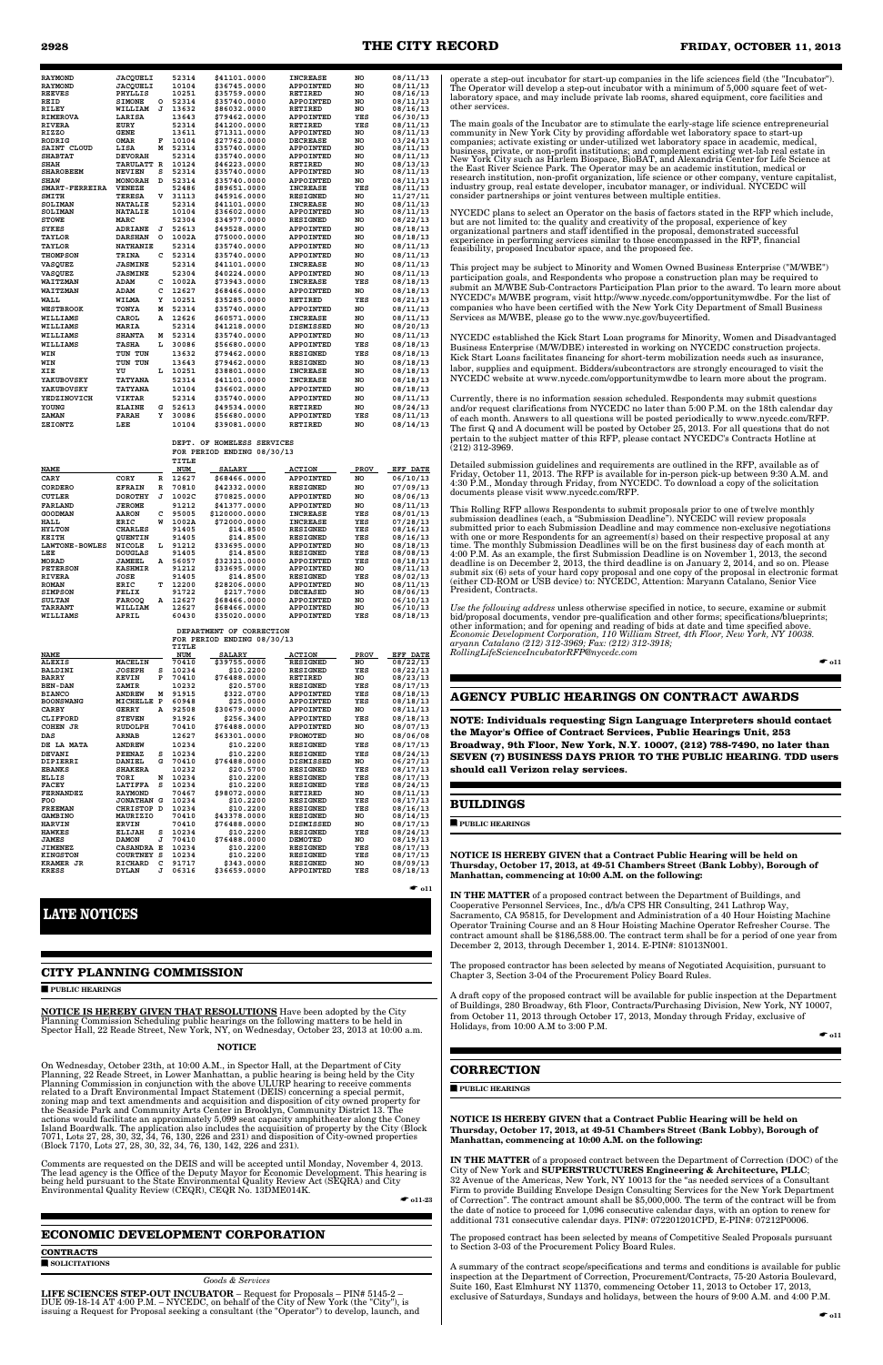| | | | | | | | |
|---|---|---|---|---|---|---|---|
| RAYMOND | JACQUELI | | 52314 | $41101.0000 | INCREASE | NO | 08/11/13 |
| RAYMOND | JACQUELI | | 10104 | $36745.0000 | APPOINTED | NO | 08/11/13 |
| REEVES | PHYLLIS | | 10251 | $35759.0000 | RETIRED | NO | 08/16/13 |
| REID | SIMONE | O | 52314 | $35740.0000 | APPOINTED | NO | 08/11/13 |
| RILEY | WILLIAM | J | 13632 | $86032.0000 | RETIRED | NO | 08/16/13 |
| RIMEROVA | LARISA | | 13643 | $79462.0000 | APPOINTED | YES | 06/30/13 |
| RIVERA | EURY | | 52314 | $41200.0000 | RETIRED | YES | 08/11/13 |
| RIZZO | GENE | | 13611 | $71311.0000 | APPOINTED | NO | 08/11/13 |
| RODRIG | OMAR | F | 10104 | $27762.0000 | DECREASE | NO | 03/24/13 |
| SAINT CLOUD | LISA | M | 52314 | $35740.0000 | APPOINTED | NO | 08/11/13 |
| SHAHTAT | DEVORAH | | 52314 | $35740.0000 | APPOINTED | NO | 08/11/13 |
| SHAH | TARLATT | R | 10124 | $46223.0000 | RETIRED | NO | 08/13/13 |
| SHAROBEEM | NEVIEN | S | 52314 | $35740.0000 | APPOINTED | NO | 08/11/13 |
| SHAW | MONORAH | D | 52314 | $35740.0000 | APPOINTED | NO | 08/11/13 |
| SMART-FERREIRA | VENEZE | | 52486 | $89651.0000 | INCREASE | YES | 08/11/13 |
| SMITH | TERESA | V | 31113 | $45916.0000 | RESIGNED | NO | 11/27/11 |
| SOLIMAN | NATALIE | | 52314 | $41101.0000 | INCREASE | NO | 08/11/13 |
| SOLIMAN | NATALIE | | 10104 | $36602.0000 | APPOINTED | NO | 08/11/13 |
| STOWE | MARC | | 52304 | $34977.0000 | RESIGNED | NO | 08/22/13 |
| SYKES | ADRIANE | J | 52613 | $49528.0000 | APPOINTED | NO | 08/18/13 |
| TAYLOR | DARSHAN | O | 1002A | $75000.0000 | APPOINTED | NO | 08/18/13 |
| TAYLOR | NATHANIE | | 52314 | $35740.0000 | APPOINTED | NO | 08/11/13 |
| THOMPSON | TRINA | C | 52314 | $35740.0000 | APPOINTED | NO | 08/11/13 |
| VASQUEZ | JASMINE | | 52314 | $41101.0000 | INCREASE | NO | 08/11/13 |
| VASQUEZ | JASMINE | | 52304 | $40224.0000 | APPOINTED | NO | 08/11/13 |
| WAITZMAN | ADAM | C | 1002A | $73943.0000 | INCREASE | YES | 08/18/13 |
| WAITZMAN | ADAM | C | 12627 | $68466.0000 | APPOINTED | NO | 08/18/13 |
| WALL | WILMA | Y | 10251 | $35285.0000 | RETIRED | YES | 08/21/13 |
| WESTBROOK | TONYA | M | 52314 | $35740.0000 | APPOINTED | NO | 08/11/13 |
| WILLIAMS | CAROL | A | 12626 | $60571.0000 | INCREASE | NO | 08/11/13 |
| WILLIAMS | MARIA | | 52314 | $41218.0000 | DISMISSED | NO | 08/20/13 |
| WILLIAMS | SHANTA | M | 52314 | $35740.0000 | APPOINTED | NO | 08/11/13 |
| WILLIAMS | TASHA | L | 30086 | $56680.0000 | APPOINTED | YES | 08/18/13 |
| WIN | TUN TUN | | 13632 | $79462.0000 | RESIGNED | YES | 08/18/13 |
| WIN | TUN TUN | | 13643 | $79462.0000 | RESIGNED | NO | 08/18/13 |
| XIE | YU | L | 10251 | $38801.0000 | INCREASE | NO | 08/18/13 |
| YAKUBOVSKY | TATYANA | | 52314 | $41101.0000 | INCREASE | NO | 08/18/13 |
| YAKUBOVSKY | TATYANA | | 10104 | $36602.0000 | APPOINTED | NO | 08/18/13 |
| YEDZINOVICH | VIKTAR | | 52314 | $35740.0000 | APPOINTED | NO | 08/11/13 |
| YOUNG | ELAINE | G | 52613 | $49534.0000 | RETIRED | NO | 08/24/13 |
| ZAMAN | FARAH | Y | 30086 | $56680.0000 | APPOINTED | YES | 08/11/13 |
| ZEIONTZ | LEE | | 10104 | $39081.0000 | RETIRED | NO | 08/14/13 |

DEPT. OF HOMELESS SERVICES
FOR PERIOD ENDING 08/30/13

| NAME | | | TITLE NUM | SALARY | ACTION | PROV | EFF DATE |
|---|---|---|---|---|---|---|---|
| CARY | CORY | R | 12627 | $68466.0000 | APPOINTED | NO | 06/10/13 |
| CORDERO | EFRAIN | R | 70810 | $42332.0000 | RESIGNED | NO | 07/09/13 |
| CUTLER | DOROTHY | J | 1002C | $70825.0000 | APPOINTED | NO | 08/06/13 |
| FARLAND | JEROME | | 91212 | $41377.0000 | APPOINTED | NO | 08/11/13 |
| GOODMAN | AARON | C | 95005 | $120000.0000 | INCREASE | YES | 08/01/13 |
| HALL | ERIC | W | 1002A | $72000.0000 | INCREASE | YES | 07/28/13 |
| HYLTON | CHARLES | | 91405 | $14.8500 | RESIGNED | YES | 08/16/13 |
| KEITH | QUENTIN | | 91405 | $14.8500 | RESIGNED | YES | 08/16/13 |
| LAWTONE-BOWLES | NICOLE | L | 91212 | $33695.0000 | APPOINTED | NO | 08/18/13 |
| LEE | DOUGLAS | | 91405 | $14.8500 | RESIGNED | YES | 08/08/13 |
| MORAD | JAMEEL | A | 56057 | $32321.0000 | APPOINTED | YES | 08/18/13 |
| PETERSON | KASHMIR | | 91212 | $33695.0000 | APPOINTED | NO | 08/11/13 |
| RIVERA | JOSE | | 91405 | $14.8500 | RESIGNED | YES | 08/02/13 |
| ROMAN | ERIC | T | 12200 | $28206.0000 | APPOINTED | NO | 08/11/13 |
| SIMPSON | FELIX | | 91722 | $217.7000 | DECEASED | NO | 08/06/13 |
| SULTAN | FAROOQ | A | 12627 | $68466.0000 | APPOINTED | NO | 06/10/13 |
| TARRANT | WILLIAM | | 12627 | $68466.0000 | APPOINTED | NO | 06/10/13 |
| WILLIAMS | APRIL | | 60430 | $35020.0000 | APPOINTED | YES | 08/18/13 |

DEPARTMENT OF CORRECTION
FOR PERIOD ENDING 08/30/13

| NAME | | | TITLE NUM | SALARY | ACTION | PROV | EFF DATE |
|---|---|---|---|---|---|---|---|
| ALEXIS | MACELIN | | 70410 | $39755.0000 | RESIGNED | NO | 08/22/13 |
| BALDINI | JOSEPH | S | 10234 | $10.2200 | RESIGNED | YES | 08/22/13 |
| BARRY | KEVIN | P | 70410 | $76488.0000 | RETIRED | NO | 08/23/13 |
| BEN-DAN | ZAMIR | | 10232 | $20.5700 | RESIGNED | YES | 08/17/13 |
| BIANCO | ANDREW | M | 91915 | $322.0700 | APPOINTED | YES | 08/18/13 |
| BOONSWANG | MICHELLE | P | 60948 | $25.0000 | APPOINTED | YES | 08/18/13 |
| CARBY | GERRY | A | 92508 | $30679.0000 | APPOINTED | NO | 08/11/13 |
| CLIFFORD | STEVEN | | 91926 | $256.3400 | APPOINTED | YES | 08/18/13 |
| COHEN JR | RUDOLPH | | 70410 | $76488.0000 | APPOINTED | NO | 08/07/13 |
| DAS | ARNAB | | 12627 | $63301.0000 | PROMOTED | NO | 08/06/08 |
| DE LA MATA | ANDREW | | 10234 | $10.2200 | RESIGNED | YES | 08/17/13 |
| DEVANI | PEENAZ | S | 10234 | $10.2200 | RESIGNED | YES | 08/24/13 |
| DIPIERRI | DANIEL | G | 70410 | $76488.0000 | DISMISSED | NO | 06/27/13 |
| EBANKS | SHAKERA | | 10232 | $20.5700 | RESIGNED | YES | 08/17/13 |
| ELLIS | TORI | N | 10234 | $10.2200 | RESIGNED | YES | 08/17/13 |
| FACEY | LATIFFA | S | 10234 | $10.2200 | RESIGNED | YES | 08/24/13 |
| FERNANDEZ | RAYMOND | | 70467 | $98072.0000 | RETIRED | NO | 08/11/13 |
| FOO | JONATHAN | G | 10234 | $10.2200 | RESIGNED | YES | 08/17/13 |
| FREEMAN | CHRISTOP | D | 10234 | $10.2200 | RESIGNED | YES | 08/16/13 |
| GAMBINO | MAURIZIO | | 70410 | $43378.0000 | RESIGNED | NO | 08/14/13 |
| HARVIN | ERVIN | | 70410 | $76488.0000 | DISMISSED | NO | 08/17/13 |
| HAWKES | ELIJAH | S | 10234 | $10.2200 | RESIGNED | YES | 08/24/13 |
| JAMES | DAMON | J | 70410 | $76488.0000 | DEMOTED | NO | 08/19/13 |
| JIMENEZ | CASANDRA | E | 10234 | $10.2200 | RESIGNED | YES | 08/17/13 |
| KINGSTON | COURTNEY | S | 10234 | $10.2200 | RESIGNED | YES | 08/17/13 |
| KRAMER JR | RICHARD | C | 91717 | $343.0000 | RESIGNED | NO | 08/09/13 |
| KRESS | DYLAN | J | 06316 | $36659.0000 | APPOINTED | YES | 08/18/13 |

☛ o11

# LATE NOTICES

## CITY PLANNING COMMISSION

■ PUBLIC HEARINGS

NOTICE IS HEREBY GIVEN THAT RESOLUTIONS Have been adopted by the City Planning Commission Scheduling public hearings on the following matters to be held in Spector Hall, 22 Reade Street, New York, NY, on Wednesday, October 23, 2013 at 10:00 a.m.

**NOTICE**

On Wednesday, October 23th, at 10:00 A.M., in Spector Hall, at the Department of City Planning, 22 Reade Street, in Lower Manhattan, a public hearing is being held by the City Planning Commission in conjunction with the above ULURP hearing to receive comments related to a Draft Environmental Impact Statement (DEIS) concerning a special permit, zoning map and text amendments and acquisition and disposition of city owned property for the Seaside Park and Community Arts Center in Brooklyn, Community District 13. The actions would facilitate an approximately 5,099 seat capacity amphitheater along the Coney Island Boardwalk. The application also includes the acquisition of property by the City (Block 7071, Lots 27, 28, 30, 32, 34, 76, 130, 226 and 231) and disposition of City-owned properties (Block 7170, Lots 27, 28, 30, 32, 34, 76, 130, 142, 226 and 231).

Comments are requested on the DEIS and will be accepted until Monday, November 4, 2013. The lead agency is the Office of the Deputy Mayor for Economic Development. This hearing is being held pursuant to the State Environmental Quality Review Act (SEQRA) and City Environmental Quality Review (CEQR), CEQR No. 13DME014K.

☛ o11-23

## ECONOMIC DEVELOPMENT CORPORATION

**CONTRACTS**

■ SOLICITATIONS

*Goods & Services*

**LIFE SCIENCES STEP-OUT INCUBATOR** – Request for Proposals – PIN# 5145-2 – DUE 09-18-14 AT 4:00 P.M. – NYCEDC, on behalf of the City of New York (the "City"), is issuing a Request for Proposal seeking a consultant (the "Operator") to develop, launch, and operate a step-out incubator for start-up companies in the life sciences field (the "Incubator"). The Operator will develop a step-out incubator with a minimum of 5,000 square feet of wet-laboratory space, and may include private lab rooms, shared equipment, core facilities and other services.

The main goals of the Incubator are to stimulate the early-stage life science entrepreneurial community in New York City by providing affordable wet laboratory space to start-up companies; activate existing or under-utilized wet laboratory space in academic, medical, business, private, or non-profit institutions; and complement existing wet-lab real estate in New York City such as Harlem Biospace, BioBAT, and Alexandria Center for Life Science at the East River Science Park. The Operator may be an academic institution, medical or research institution, non-profit organization, life science or other company, venture capitalist, industry group, real estate developer, incubator manager, or individual. NYCEDC will consider partnerships or joint ventures between multiple entities.

NYCEDC plans to select an Operator on the basis of factors stated in the RFP which include, but are not limited to: the quality and creativity of the proposal, experience of key organizational partners and staff identified in the proposal, demonstrated successful experience in performing services similar to those encompassed in the RFP, financial feasibility, proposed Incubator space, and the proposed fee.

This project may be subject to Minority and Women Owned Business Enterprise ("M/WBE") participation goals, and Respondents who propose a construction plan may be required to submit an M/WBE Sub-Contractors Participation Plan prior to the award. To learn more about NYCEDC's M/WBE program, visit http://www.nycedc.com/opportunitymwdbe. For the list of companies who have been certified with the New York City Department of Small Business Services as M/WBE, please go to the www.nyc.gov/buycertified.

NYCEDC established the Kick Start Loan programs for Minority, Women and Disadvantaged Business Enterprise (M/W/DBE) interested in working on NYCEDC construction projects. Kick Start Loans facilitates financing for short-term mobilization needs such as insurance, labor, supplies and equipment. Bidders/subcontractors are strongly encouraged to visit the NYCEDC website at www.nycedc.com/opportunitymwdbe to learn more about the program.

Currently, there is no information session scheduled. Respondents may submit questions and/or request clarifications from NYCEDC no later than 5:00 P.M. on the 18th calendar day of each month. Answers to all questions will be posted periodically to www.nycedc.com/RFP. The first Q and A document will be posted by October 25, 2013. For all questions that do not pertain to the subject matter of this RFP, please contact NYCEDC's Contracts Hotline at (212) 312-3969.

Detailed submission guidelines and requirements are outlined in the RFP, available as of Friday, October 11, 2013. The RFP is available for in-person pick-up between 9:30 A.M. and 4:30 P.M., Monday through Friday, from NYCEDC. To download a copy of the solicitation documents please visit www.nycedc.com/RFP.

This Rolling RFP allows Respondents to submit proposals prior to one of twelve monthly submission deadlines (each, a "Submission Deadline"). NYCEDC will review proposals submitted prior to each Submission Deadline and may commence non-exclusive negotiations with one or more Respondents for an agreement(s) based on their respective proposal at any time. The monthly Submission Deadlines will be on the first business day of each month at 4:00 P.M. As an example, the first Submission Deadline is on November 1, 2013, the second deadline is on December 2, 2013, the third deadline is on January 2, 2014, and so on. Please submit six (6) sets of your hard copy proposal and one copy of the proposal in electronic format (either CD-ROM or USB device) to: NYCEDC, Attention: Maryann Catalano, Senior Vice President, Contracts.

*Use the following address* unless otherwise specified in notice, to secure, examine or submit bid/proposal documents, vendor pre-qualification and other forms; specifications/blueprints; other information; and for opening and reading of bids at date and time specified above. *Economic Development Corporation, 110 William Street, 4th Floor, New York, NY 10038. aryann Catalano (212) 312-3969; Fax: (212) 312-3918; RollingLifeScienceIncubatorRFP@nycedc.com*

☛ o11

## AGENCY PUBLIC HEARINGS ON CONTRACT AWARDS

**NOTE: Individuals requesting Sign Language Interpreters should contact the Mayor's Office of Contract Services, Public Hearings Unit, 253 Broadway, 9th Floor, New York, N.Y. 10007, (212) 788-7490, no later than SEVEN (7) BUSINESS DAYS PRIOR TO THE PUBLIC HEARING. TDD users should call Verizon relay services.**

## BUILDINGS

■ PUBLIC HEARINGS

**NOTICE IS HEREBY GIVEN that a Contract Public Hearing will be held on Thursday, October 17, 2013, at 49-51 Chambers Street (Bank Lobby), Borough of Manhattan, commencing at 10:00 A.M. on the following:**

**IN THE MATTER** of a proposed contract between the Department of Buildings, and Cooperative Personnel Services, Inc., d/b/a CPS HR Consulting, 241 Lathrop Way, Sacramento, CA 95815, for Development and Administration of a 40 Hour Hoisting Machine Operator Training Course and an 8 Hour Hoisting Machine Operator Refresher Course. The contract amount shall be $186,588.00. The contract term shall be for a period of one year from December 2, 2013, through December 1, 2014. E-PIN#: 81013N001.

The proposed contractor has been selected by means of Negotiated Acquisition, pursuant to Chapter 3, Section 3-04 of the Procurement Policy Board Rules.

A draft copy of the proposed contract will be available for public inspection at the Department of Buildings, 280 Broadway, 6th Floor, Contracts/Purchasing Division, New York, NY 10007, from October 11, 2013 through October 17, 2013, Monday through Friday, exclusive of Holidays, from 10:00 A.M to 3:00 P.M.

☛ o11

## CORRECTION

■ PUBLIC HEARINGS

**NOTICE IS HEREBY GIVEN that a Contract Public Hearing will be held on Thursday, October 17, 2013, at 49-51 Chambers Street (Bank Lobby), Borough of Manhattan, commencing at 10:00 A.M. on the following:**

**IN THE MATTER** of a proposed contract between the Department of Correction (DOC) of the City of New York and **SUPERSTRUCTURES Engineering & Architecture, PLLC**; 32 Avenue of the Americas, New York, NY 10013 for the "as needed services of a Consultant Firm to provide Building Envelope Design Consulting Services for the New York Department of Correction". The contract amount shall be $5,000,000. The term of the contract will be from the date of notice to proceed for 1,096 consecutive calendar days, with an option to renew for additional 731 consecutive calendar days. PIN#: 072201201CPD, E-PIN#: 07212P0006.

The proposed contract has been selected by means of Competitive Sealed Proposals pursuant to Section 3-03 of the Procurement Policy Board Rules.

A summary of the contract scope/specifications and terms and conditions is available for public inspection at the Department of Correction, Procurement/Contracts, 75-20 Astoria Boulevard, Suite 160, East Elmhurst NY 11370, commencing October 11, 2013 to October 17, 2013, exclusive of Saturdays, Sundays and holidays, between the hours of 9:00 A.M. and 4:00 P.M.

☛ o11